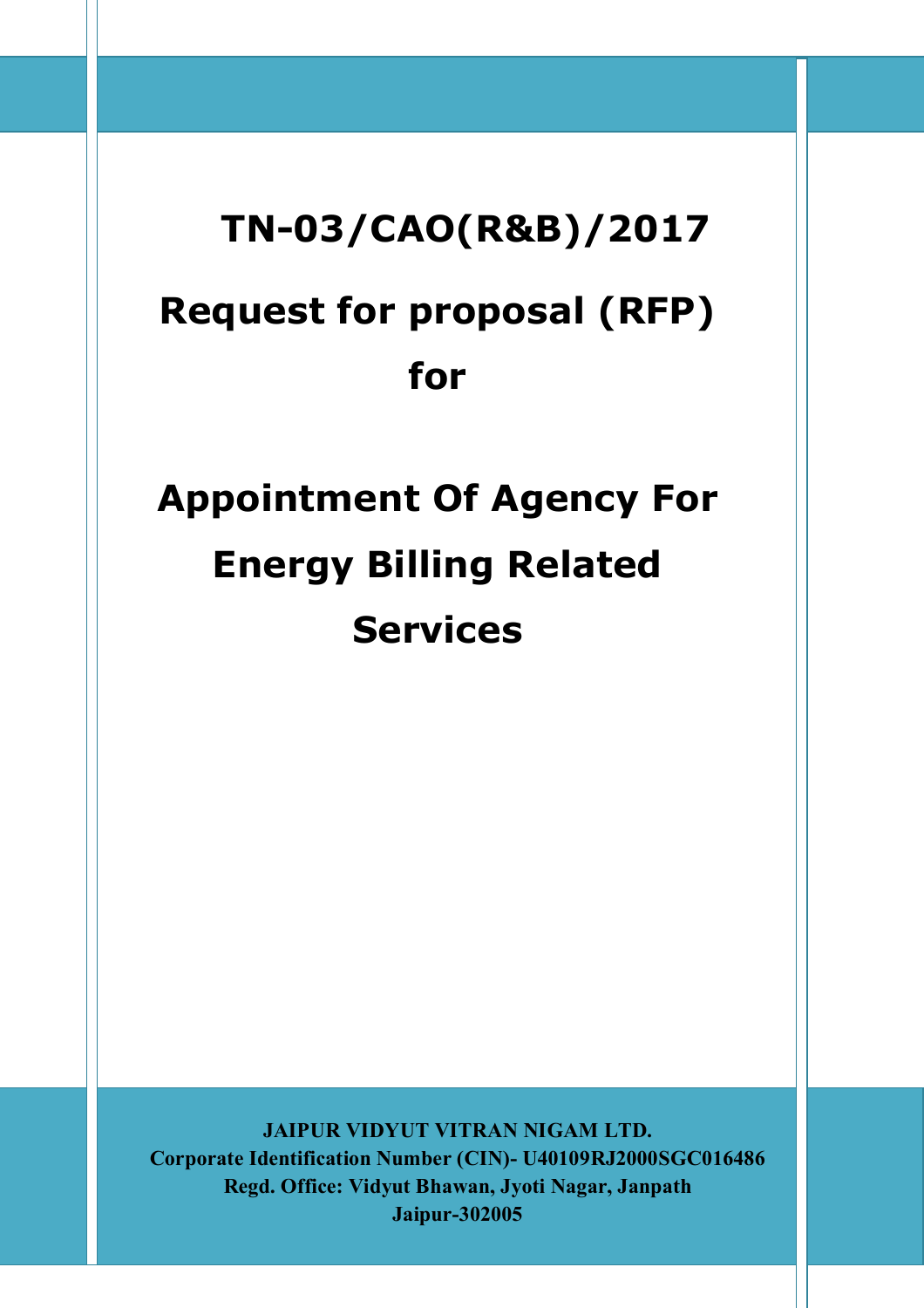# TN-03/CAO(R&B)/2017

# Request for proposal (RFP)

# for

# Appointment Of Agency For Energy Billing Related Services

**JAIPUR VIDYUT VITRAN NIGAM LTD.**
**Corporate Identification Number (CIN)- U40109RJ2000SGC016486**
**Regd. Office: Vidyut Bhawan, Jyoti Nagar, Janpath**
**Jaipur-302005**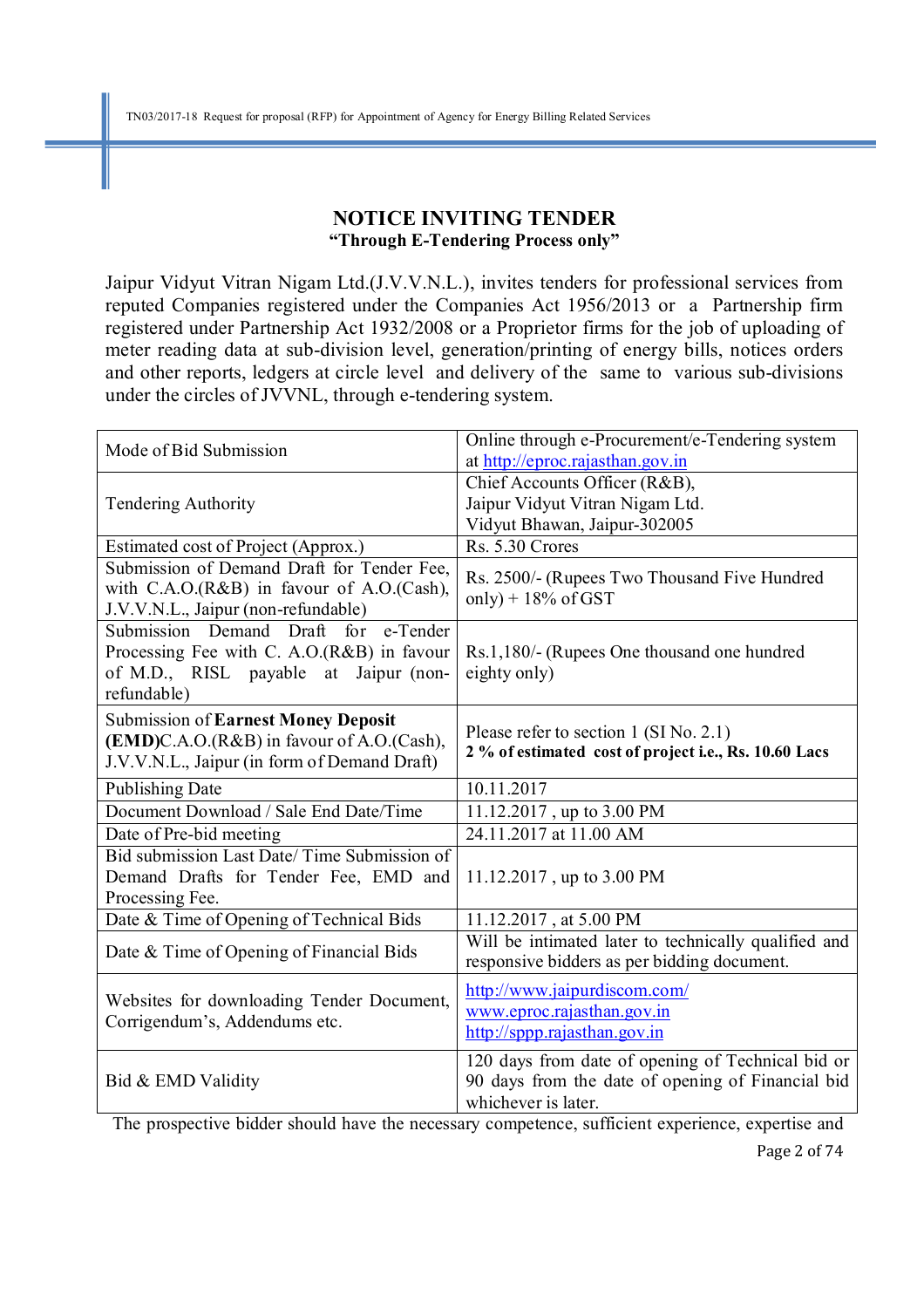# NOTICE INVITING TENDER

**"Through E-Tendering Process only"**

Jaipur Vidyut Vitran Nigam Ltd.(J.V.V.N.L.), invites tenders for professional services from reputed Companies registered under the Companies Act 1956/2013 or a Partnership firm registered under Partnership Act 1932/2008 or a Proprietor firms for the job of uploading of meter reading data at sub-division level, generation/printing of energy bills, notices orders and other reports, ledgers at circle level and delivery of the same to various sub-divisions under the circles of JVVNL, through e-tendering system.

| | |
|---|---|
| Mode of Bid Submission | Online through e-Procurement/e-Tendering system at http://eproc.rajasthan.gov.in |
| Tendering Authority | Chief Accounts Officer (R&B), Jaipur Vidyut Vitran Nigam Ltd. Vidyut Bhawan, Jaipur-302005 |
| Estimated cost of Project (Approx.) | Rs. 5.30 Crores |
| Submission of Demand Draft for Tender Fee, with C.A.O.(R&B) in favour of A.O.(Cash), J.V.V.N.L., Jaipur (non-refundable) | Rs. 2500/- (Rupees Two Thousand Five Hundred only) + 18% of GST |
| Submission Demand Draft for e-Tender Processing Fee with C. A.O.(R&B) in favour of M.D., RISL payable at Jaipur (non-refundable) | Rs.1,180/- (Rupees One thousand one hundred eighty only) |
| Submission of **Earnest Money Deposit (EMD)**C.A.O.(R&B) in favour of A.O.(Cash), J.V.V.N.L., Jaipur (in form of Demand Draft) | Please refer to section 1 (SI No. 2.1) **2 % of estimated cost of project i.e., Rs. 10.60 Lacs** |
| Publishing Date | 10.11.2017 |
| Document Download / Sale End Date/Time | 11.12.2017 , up to 3.00 PM |
| Date of Pre-bid meeting | 24.11.2017 at 11.00 AM |
| Bid submission Last Date/ Time Submission of Demand Drafts for Tender Fee, EMD and Processing Fee. | 11.12.2017 , up to 3.00 PM |
| Date & Time of Opening of Technical Bids | 11.12.2017 , at 5.00 PM |
| Date & Time of Opening of Financial Bids | Will be intimated later to technically qualified and responsive bidders as per bidding document. |
| Websites for downloading Tender Document, Corrigendum's, Addendums etc. | http://www.jaipurdiscom.com/ www.eproc.rajasthan.gov.in http://sppp.rajasthan.gov.in |
| Bid & EMD Validity | 120 days from date of opening of Technical bid or 90 days from the date of opening of Financial bid whichever is later. |

The prospective bidder should have the necessary competence, sufficient experience, expertise and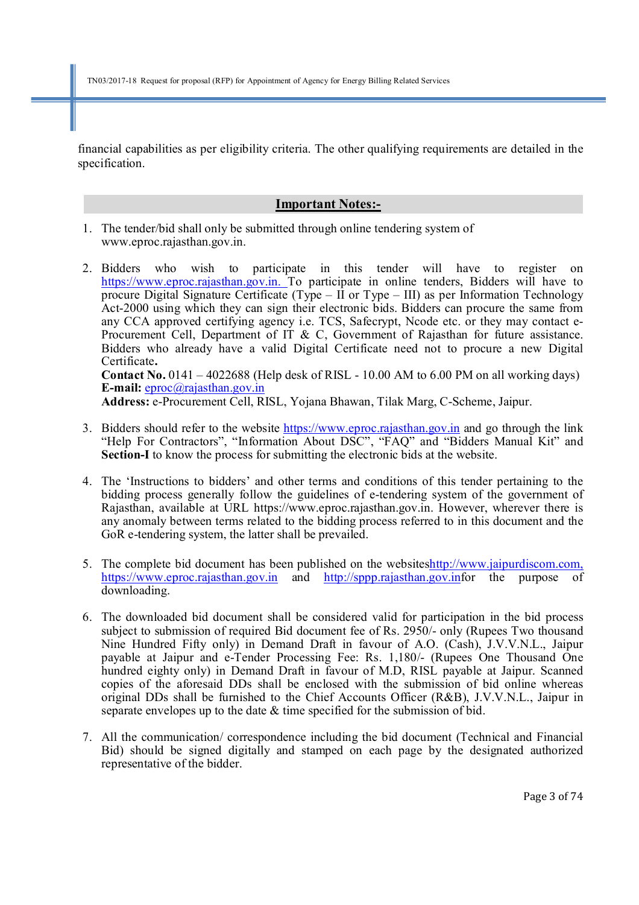financial capabilities as per eligibility criteria. The other qualifying requirements are detailed in the specification.

## Important Notes:-

1. The tender/bid shall only be submitted through online tendering system of www.eproc.rajasthan.gov.in.

2. Bidders who wish to participate in this tender will have to register on https://www.eproc.rajasthan.gov.in. To participate in online tenders, Bidders will have to procure Digital Signature Certificate (Type – II or Type – III) as per Information Technology Act-2000 using which they can sign their electronic bids. Bidders can procure the same from any CCA approved certifying agency i.e. TCS, Safecrypt, Ncode etc. or they may contact e-Procurement Cell, Department of IT & C, Government of Rajasthan for future assistance. Bidders who already have a valid Digital Certificate need not to procure a new Digital Certificate.
**Contact No.** 0141 – 4022688 (Help desk of RISL - 10.00 AM to 6.00 PM on all working days)
**E-mail:** eproc@rajasthan.gov.in
**Address:** e-Procurement Cell, RISL, Yojana Bhawan, Tilak Marg, C-Scheme, Jaipur.

3. Bidders should refer to the website https://www.eproc.rajasthan.gov.in and go through the link "Help For Contractors", "Information About DSC", "FAQ" and "Bidders Manual Kit" and **Section-I** to know the process for submitting the electronic bids at the website.

4. The 'Instructions to bidders' and other terms and conditions of this tender pertaining to the bidding process generally follow the guidelines of e-tendering system of the government of Rajasthan, available at URL https://www.eproc.rajasthan.gov.in. However, wherever there is any anomaly between terms related to the bidding process referred to in this document and the GoR e-tendering system, the latter shall be prevailed.

5. The complete bid document has been published on the websiteshttp://www.jaipurdiscom.com, https://www.eproc.rajasthan.gov.in and http://sppp.rajasthan.gov.infor the purpose of downloading.

6. The downloaded bid document shall be considered valid for participation in the bid process subject to submission of required Bid document fee of Rs. 2950/- only (Rupees Two thousand Nine Hundred Fifty only) in Demand Draft in favour of A.O. (Cash), J.V.V.N.L., Jaipur payable at Jaipur and e-Tender Processing Fee: Rs. 1,180/- (Rupees One Thousand One hundred eighty only) in Demand Draft in favour of M.D, RISL payable at Jaipur. Scanned copies of the aforesaid DDs shall be enclosed with the submission of bid online whereas original DDs shall be furnished to the Chief Accounts Officer (R&B), J.V.V.N.L., Jaipur in separate envelopes up to the date & time specified for the submission of bid.

7. All the communication/ correspondence including the bid document (Technical and Financial Bid) should be signed digitally and stamped on each page by the designated authorized representative of the bidder.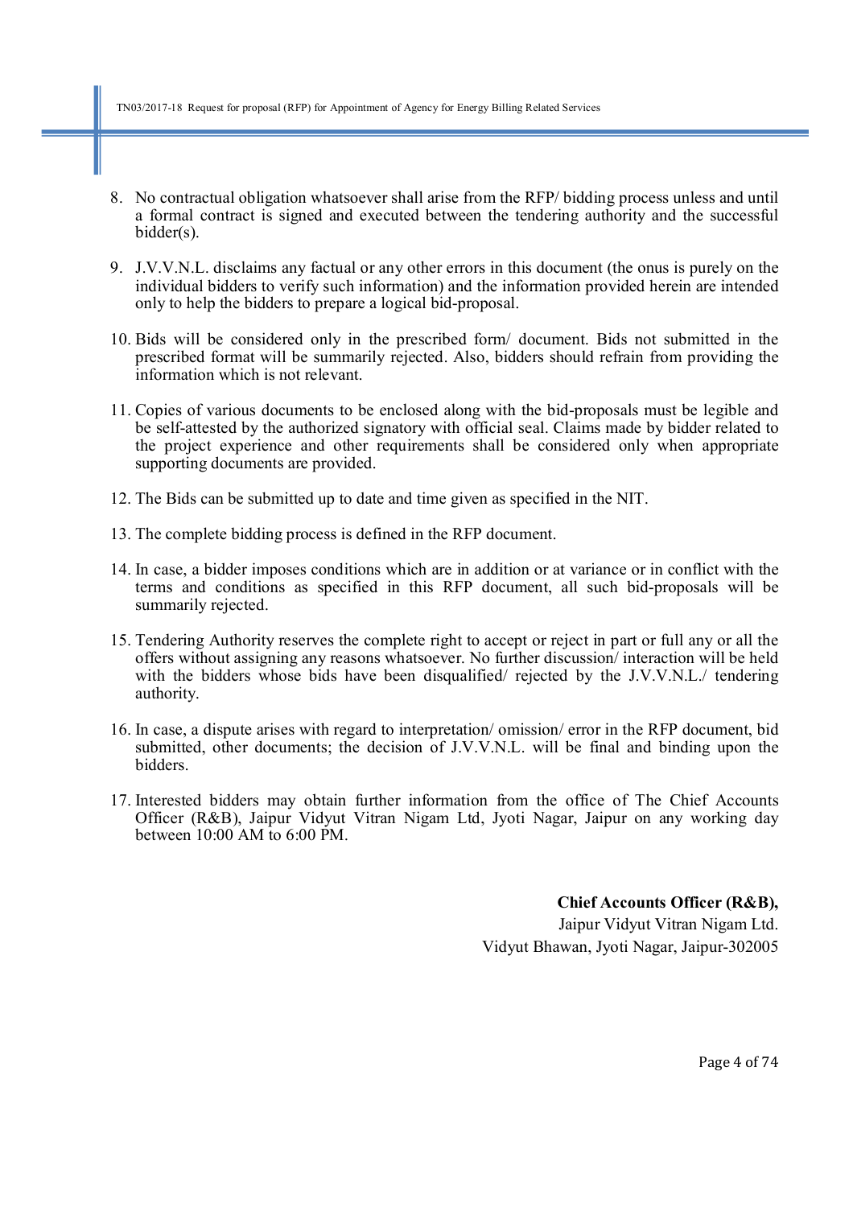8. No contractual obligation whatsoever shall arise from the RFP/ bidding process unless and until a formal contract is signed and executed between the tendering authority and the successful bidder(s).

9. J.V.V.N.L. disclaims any factual or any other errors in this document (the onus is purely on the individual bidders to verify such information) and the information provided herein are intended only to help the bidders to prepare a logical bid-proposal.

10. Bids will be considered only in the prescribed form/ document. Bids not submitted in the prescribed format will be summarily rejected. Also, bidders should refrain from providing the information which is not relevant.

11. Copies of various documents to be enclosed along with the bid-proposals must be legible and be self-attested by the authorized signatory with official seal. Claims made by bidder related to the project experience and other requirements shall be considered only when appropriate supporting documents are provided.

12. The Bids can be submitted up to date and time given as specified in the NIT.

13. The complete bidding process is defined in the RFP document.

14. In case, a bidder imposes conditions which are in addition or at variance or in conflict with the terms and conditions as specified in this RFP document, all such bid-proposals will be summarily rejected.

15. Tendering Authority reserves the complete right to accept or reject in part or full any or all the offers without assigning any reasons whatsoever. No further discussion/ interaction will be held with the bidders whose bids have been disqualified/ rejected by the J.V.V.N.L./ tendering authority.

16. In case, a dispute arises with regard to interpretation/ omission/ error in the RFP document, bid submitted, other documents; the decision of J.V.V.N.L. will be final and binding upon the bidders.

17. Interested bidders may obtain further information from the office of The Chief Accounts Officer (R&B), Jaipur Vidyut Vitran Nigam Ltd, Jyoti Nagar, Jaipur on any working day between 10:00 AM to 6:00 PM.

**Chief Accounts Officer (R&B),**
Jaipur Vidyut Vitran Nigam Ltd.
Vidyut Bhawan, Jyoti Nagar, Jaipur-302005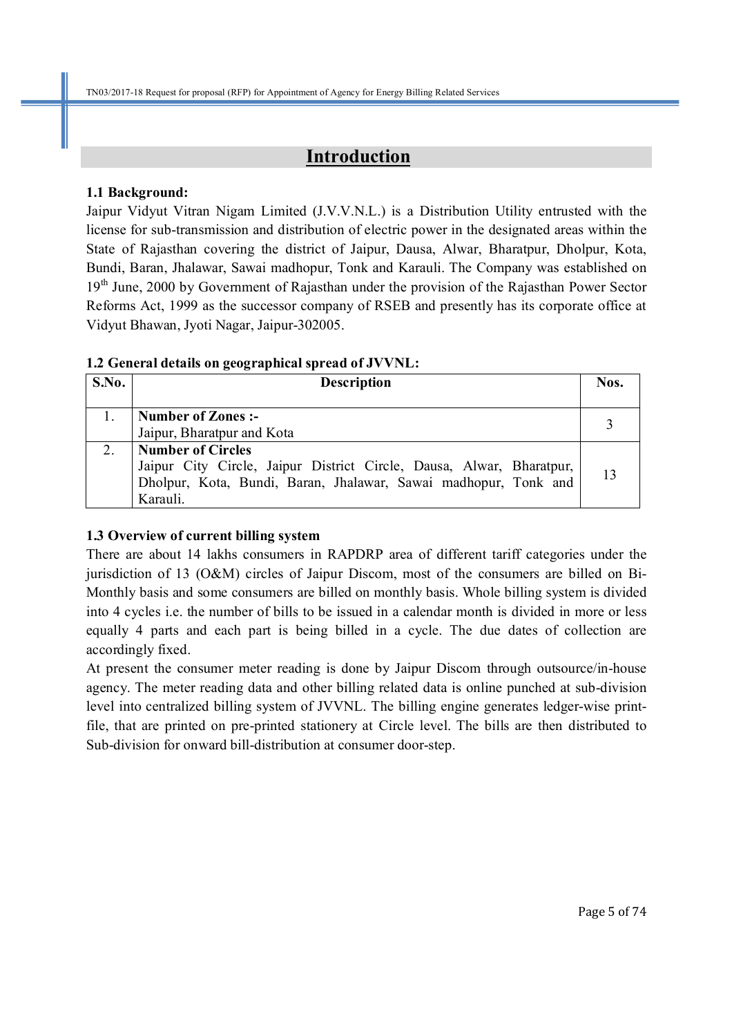# Introduction

### 1.1 Background:

Jaipur Vidyut Vitran Nigam Limited (J.V.V.N.L.) is a Distribution Utility entrusted with the license for sub-transmission and distribution of electric power in the designated areas within the State of Rajasthan covering the district of Jaipur, Dausa, Alwar, Bharatpur, Dholpur, Kota, Bundi, Baran, Jhalawar, Sawai madhopur, Tonk and Karauli. The Company was established on 19th June, 2000 by Government of Rajasthan under the provision of the Rajasthan Power Sector Reforms Act, 1999 as the successor company of RSEB and presently has its corporate office at Vidyut Bhawan, Jyoti Nagar, Jaipur-302005.

### 1.2 General details on geographical spread of JVVNL:

| S.No. | Description | Nos. |
|---|---|---|
| 1. | **Number of Zones :-** Jaipur, Bharatpur and Kota | 3 |
| 2. | **Number of Circles** Jaipur City Circle, Jaipur District Circle, Dausa, Alwar, Bharatpur, Dholpur, Kota, Bundi, Baran, Jhalawar, Sawai madhopur, Tonk and Karauli. | 13 |

### 1.3 Overview of current billing system

There are about 14 lakhs consumers in RAPDRP area of different tariff categories under the jurisdiction of 13 (O&M) circles of Jaipur Discom, most of the consumers are billed on Bi-Monthly basis and some consumers are billed on monthly basis. Whole billing system is divided into 4 cycles i.e. the number of bills to be issued in a calendar month is divided in more or less equally 4 parts and each part is being billed in a cycle. The due dates of collection are accordingly fixed.

At present the consumer meter reading is done by Jaipur Discom through outsource/in-house agency. The meter reading data and other billing related data is online punched at sub-division level into centralized billing system of JVVNL. The billing engine generates ledger-wise print-file, that are printed on pre-printed stationery at Circle level. The bills are then distributed to Sub-division for onward bill-distribution at consumer door-step.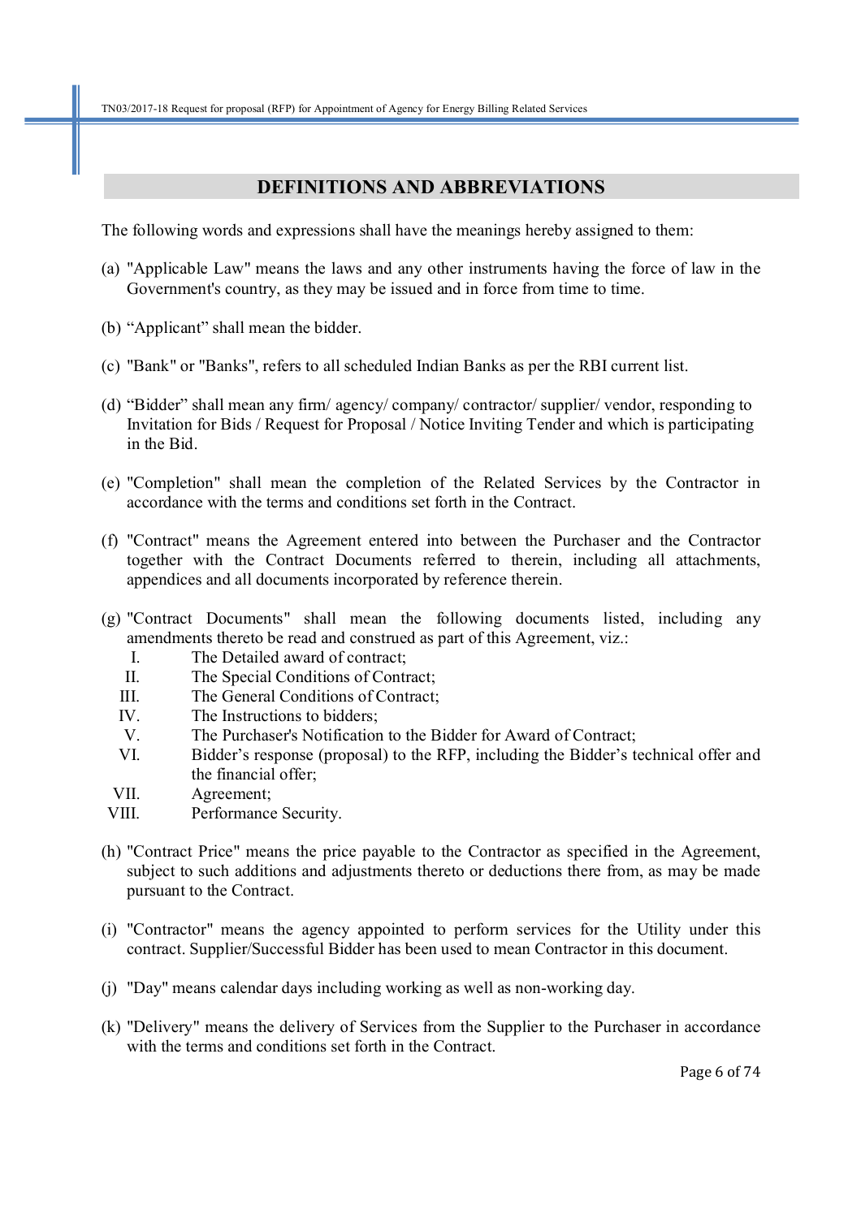## DEFINITIONS AND ABBREVIATIONS

The following words and expressions shall have the meanings hereby assigned to them:

(a) "Applicable Law" means the laws and any other instruments having the force of law in the Government's country, as they may be issued and in force from time to time.

(b) "Applicant" shall mean the bidder.

(c) "Bank" or "Banks", refers to all scheduled Indian Banks as per the RBI current list.

(d) "Bidder" shall mean any firm/ agency/ company/ contractor/ supplier/ vendor, responding to Invitation for Bids / Request for Proposal / Notice Inviting Tender and which is participating in the Bid.

(e) "Completion" shall mean the completion of the Related Services by the Contractor in accordance with the terms and conditions set forth in the Contract.

(f) "Contract" means the Agreement entered into between the Purchaser and the Contractor together with the Contract Documents referred to therein, including all attachments, appendices and all documents incorporated by reference therein.

(g) "Contract Documents" shall mean the following documents listed, including any amendments thereto be read and construed as part of this Agreement, viz.:

   I. The Detailed award of contract;
   II. The Special Conditions of Contract;
   III. The General Conditions of Contract;
   IV. The Instructions to bidders;
   V. The Purchaser's Notification to the Bidder for Award of Contract;
   VI. Bidder's response (proposal) to the RFP, including the Bidder's technical offer and the financial offer;
   VII. Agreement;
   VIII. Performance Security.

(h) "Contract Price" means the price payable to the Contractor as specified in the Agreement, subject to such additions and adjustments thereto or deductions there from, as may be made pursuant to the Contract.

(i) "Contractor" means the agency appointed to perform services for the Utility under this contract. Supplier/Successful Bidder has been used to mean Contractor in this document.

(j) "Day" means calendar days including working as well as non-working day.

(k) "Delivery" means the delivery of Services from the Supplier to the Purchaser in accordance with the terms and conditions set forth in the Contract.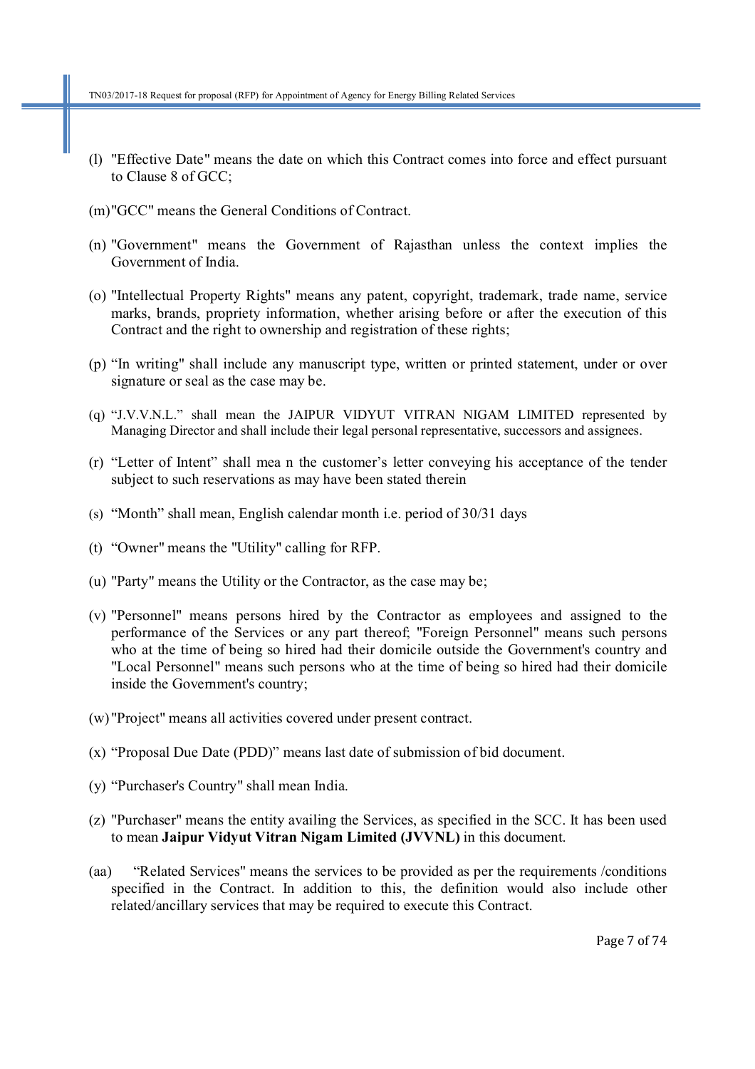(l) "Effective Date" means the date on which this Contract comes into force and effect pursuant to Clause 8 of GCC;

(m) "GCC" means the General Conditions of Contract.

(n) "Government" means the Government of Rajasthan unless the context implies the Government of India.

(o) "Intellectual Property Rights" means any patent, copyright, trademark, trade name, service marks, brands, propriety information, whether arising before or after the execution of this Contract and the right to ownership and registration of these rights;

(p) "In writing" shall include any manuscript type, written or printed statement, under or over signature or seal as the case may be.

(q) "J.V.V.N.L." shall mean the JAIPUR VIDYUT VITRAN NIGAM LIMITED represented by Managing Director and shall include their legal personal representative, successors and assignees.

(r) "Letter of Intent" shall mea n the customer's letter conveying his acceptance of the tender subject to such reservations as may have been stated therein

(s) "Month" shall mean, English calendar month i.e. period of 30/31 days

(t) "Owner" means the "Utility" calling for RFP.

(u) "Party" means the Utility or the Contractor, as the case may be;

(v) "Personnel" means persons hired by the Contractor as employees and assigned to the performance of the Services or any part thereof; "Foreign Personnel" means such persons who at the time of being so hired had their domicile outside the Government's country and "Local Personnel" means such persons who at the time of being so hired had their domicile inside the Government's country;

(w) "Project" means all activities covered under present contract.

(x) "Proposal Due Date (PDD)" means last date of submission of bid document.

(y) "Purchaser's Country" shall mean India.

(z) "Purchaser" means the entity availing the Services, as specified in the SCC. It has been used to mean **Jaipur Vidyut Vitran Nigam Limited (JVVNL)** in this document.

(aa) "Related Services" means the services to be provided as per the requirements /conditions specified in the Contract. In addition to this, the definition would also include other related/ancillary services that may be required to execute this Contract.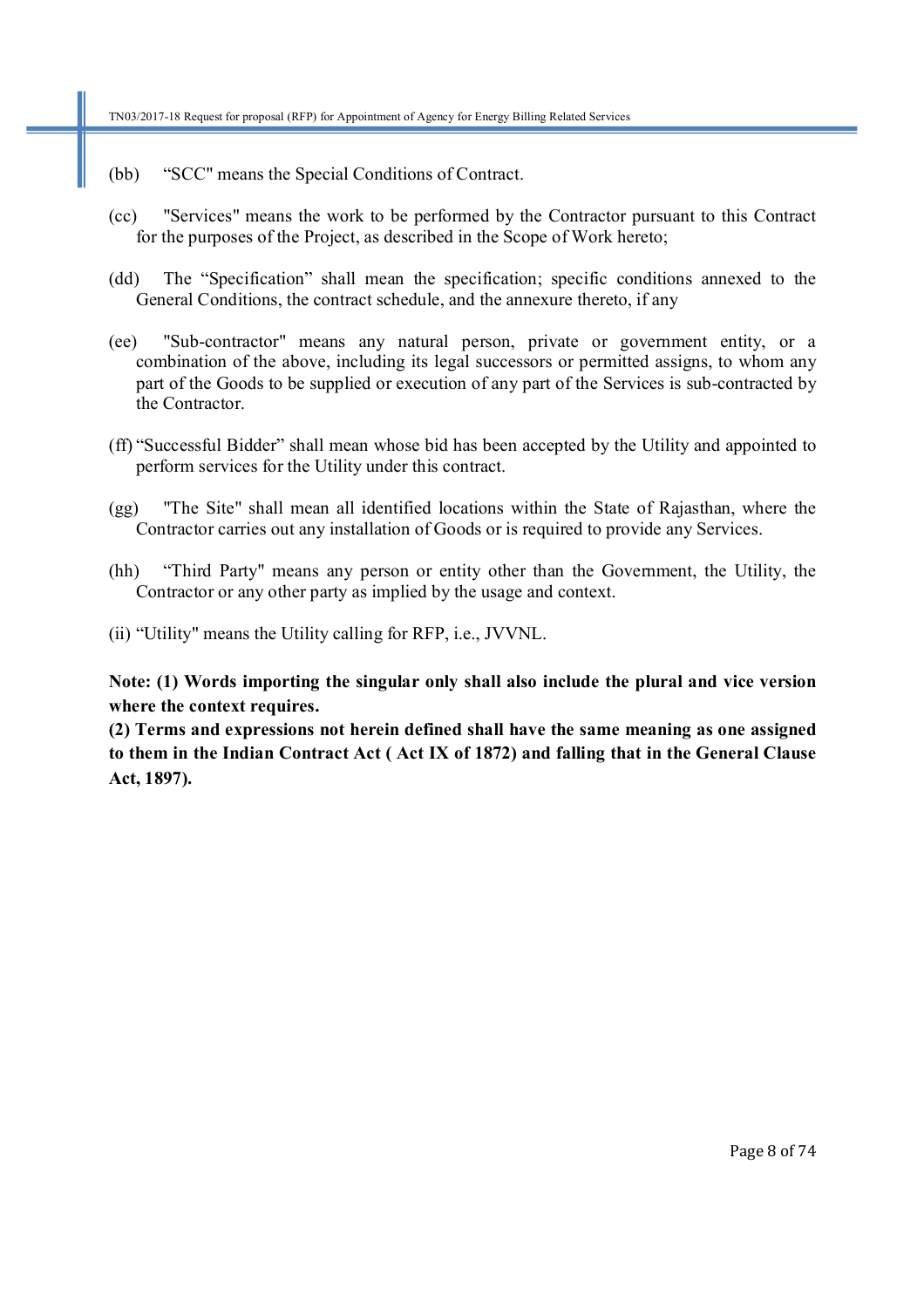(bb) "SCC" means the Special Conditions of Contract.

(cc) "Services" means the work to be performed by the Contractor pursuant to this Contract for the purposes of the Project, as described in the Scope of Work hereto;

(dd) The "Specification" shall mean the specification; specific conditions annexed to the General Conditions, the contract schedule, and the annexure thereto, if any

(ee) "Sub-contractor" means any natural person, private or government entity, or a combination of the above, including its legal successors or permitted assigns, to whom any part of the Goods to be supplied or execution of any part of the Services is sub-contracted by the Contractor.

(ff) "Successful Bidder" shall mean whose bid has been accepted by the Utility and appointed to perform services for the Utility under this contract.

(gg) "The Site" shall mean all identified locations within the State of Rajasthan, where the Contractor carries out any installation of Goods or is required to provide any Services.

(hh) "Third Party" means any person or entity other than the Government, the Utility, the Contractor or any other party as implied by the usage and context.

(ii) "Utility" means the Utility calling for RFP, i.e., JVVNL.

**Note: (1) Words importing the singular only shall also include the plural and vice version where the context requires.**
**(2) Terms and expressions not herein defined shall have the same meaning as one assigned to them in the Indian Contract Act ( Act IX of 1872) and falling that in the General Clause Act, 1897).**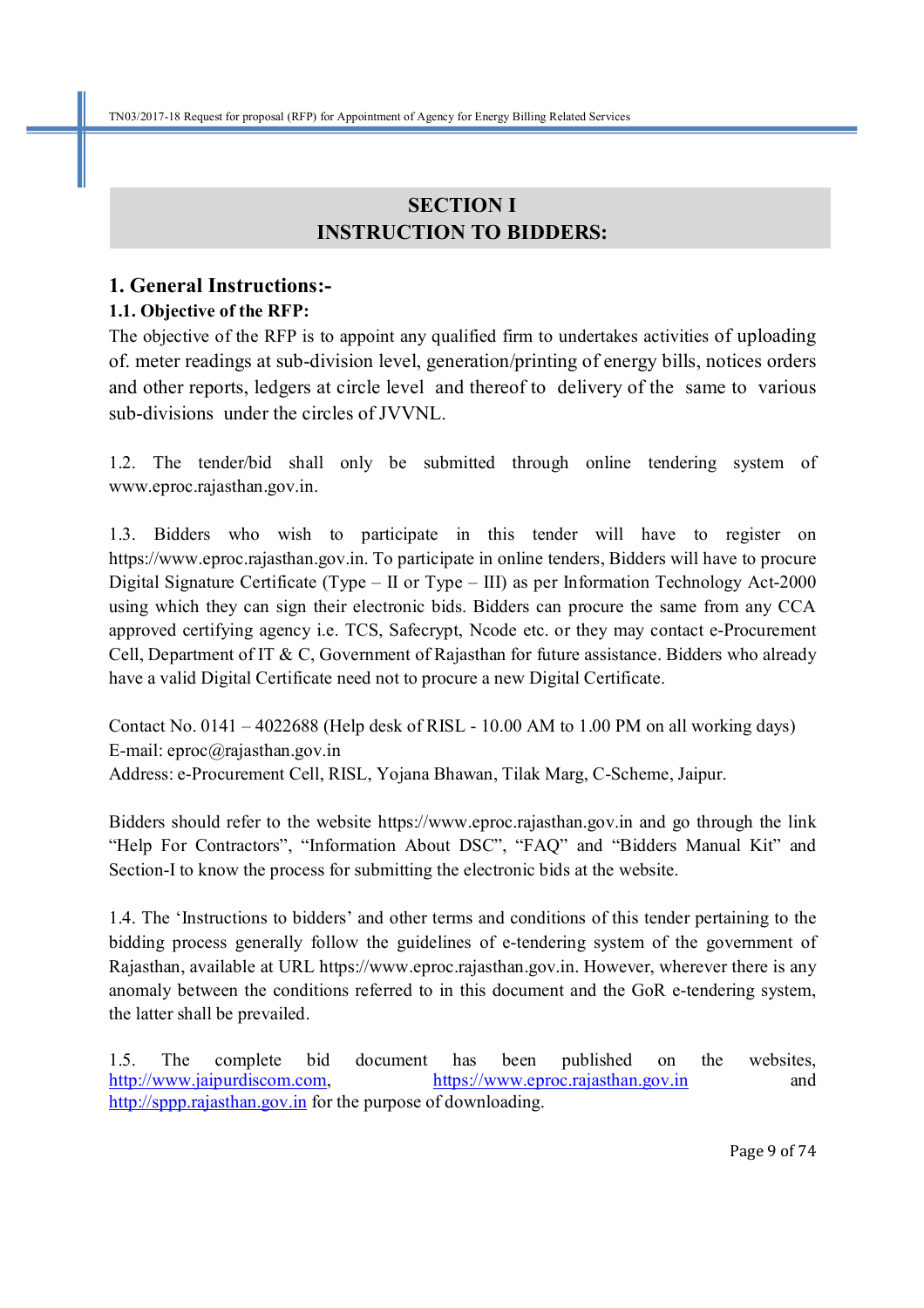# SECTION I
# INSTRUCTION TO BIDDERS:

## 1. General Instructions:-

### 1.1. Objective of the RFP:

The objective of the RFP is to appoint any qualified firm to undertakes activities of uploading of. meter readings at sub-division level, generation/printing of energy bills, notices orders and other reports, ledgers at circle level and thereof to delivery of the same to various sub-divisions under the circles of JVVNL.

1.2. The tender/bid shall only be submitted through online tendering system of www.eproc.rajasthan.gov.in.

1.3. Bidders who wish to participate in this tender will have to register on https://www.eproc.rajasthan.gov.in. To participate in online tenders, Bidders will have to procure Digital Signature Certificate (Type – II or Type – III) as per Information Technology Act-2000 using which they can sign their electronic bids. Bidders can procure the same from any CCA approved certifying agency i.e. TCS, Safecrypt, Ncode etc. or they may contact e-Procurement Cell, Department of IT & C, Government of Rajasthan for future assistance. Bidders who already have a valid Digital Certificate need not to procure a new Digital Certificate.

Contact No. 0141 – 4022688 (Help desk of RISL - 10.00 AM to 1.00 PM on all working days)
E-mail: eproc@rajasthan.gov.in
Address: e-Procurement Cell, RISL, Yojana Bhawan, Tilak Marg, C-Scheme, Jaipur.

Bidders should refer to the website https://www.eproc.rajasthan.gov.in and go through the link "Help For Contractors", "Information About DSC", "FAQ" and "Bidders Manual Kit" and Section-I to know the process for submitting the electronic bids at the website.

1.4. The 'Instructions to bidders' and other terms and conditions of this tender pertaining to the bidding process generally follow the guidelines of e-tendering system of the government of Rajasthan, available at URL https://www.eproc.rajasthan.gov.in. However, wherever there is any anomaly between the conditions referred to in this document and the GoR e-tendering system, the latter shall be prevailed.

1.5. The complete bid document has been published on the websites, http://www.jaipurdiscom.com, https://www.eproc.rajasthan.gov.in and http://sppp.rajasthan.gov.in for the purpose of downloading.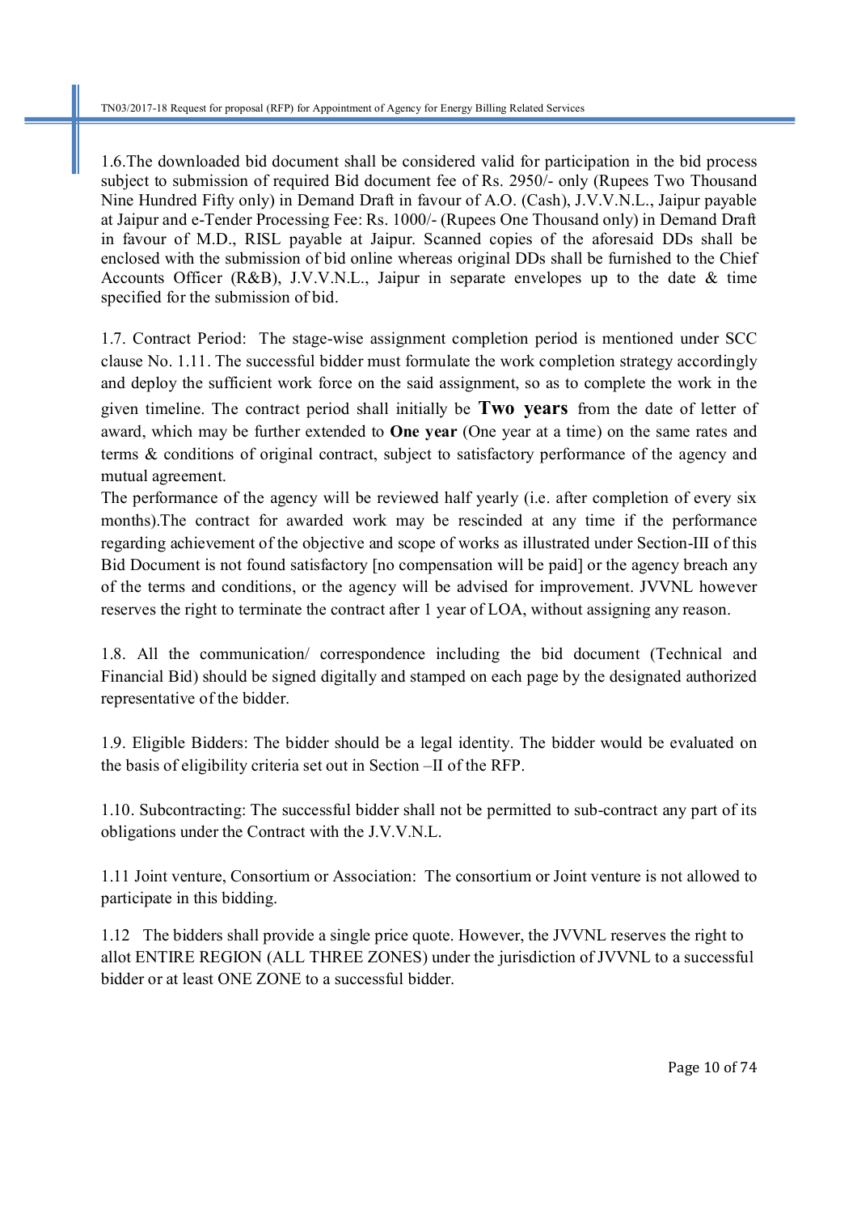1.6.The downloaded bid document shall be considered valid for participation in the bid process subject to submission of required Bid document fee of Rs. 2950/- only (Rupees Two Thousand Nine Hundred Fifty only) in Demand Draft in favour of A.O. (Cash), J.V.V.N.L., Jaipur payable at Jaipur and e-Tender Processing Fee: Rs. 1000/- (Rupees One Thousand only) in Demand Draft in favour of M.D., RISL payable at Jaipur. Scanned copies of the aforesaid DDs shall be enclosed with the submission of bid online whereas original DDs shall be furnished to the Chief Accounts Officer (R&B), J.V.V.N.L., Jaipur in separate envelopes up to the date & time specified for the submission of bid.

1.7. Contract Period: The stage-wise assignment completion period is mentioned under SCC clause No. 1.11. The successful bidder must formulate the work completion strategy accordingly and deploy the sufficient work force on the said assignment, so as to complete the work in the given timeline. The contract period shall initially be **Two years** from the date of letter of award, which may be further extended to **One year** (One year at a time) on the same rates and terms & conditions of original contract, subject to satisfactory performance of the agency and mutual agreement.
The performance of the agency will be reviewed half yearly (i.e. after completion of every six months).The contract for awarded work may be rescinded at any time if the performance regarding achievement of the objective and scope of works as illustrated under Section-III of this Bid Document is not found satisfactory [no compensation will be paid] or the agency breach any of the terms and conditions, or the agency will be advised for improvement. JVVNL however reserves the right to terminate the contract after 1 year of LOA, without assigning any reason.

1.8. All the communication/ correspondence including the bid document (Technical and Financial Bid) should be signed digitally and stamped on each page by the designated authorized representative of the bidder.

1.9. Eligible Bidders: The bidder should be a legal identity. The bidder would be evaluated on the basis of eligibility criteria set out in Section –II of the RFP.

1.10. Subcontracting: The successful bidder shall not be permitted to sub-contract any part of its obligations under the Contract with the J.V.V.N.L.

1.11 Joint venture, Consortium or Association: The consortium or Joint venture is not allowed to participate in this bidding.

1.12 The bidders shall provide a single price quote. However, the JVVNL reserves the right to allot ENTIRE REGION (ALL THREE ZONES) under the jurisdiction of JVVNL to a successful bidder or at least ONE ZONE to a successful bidder.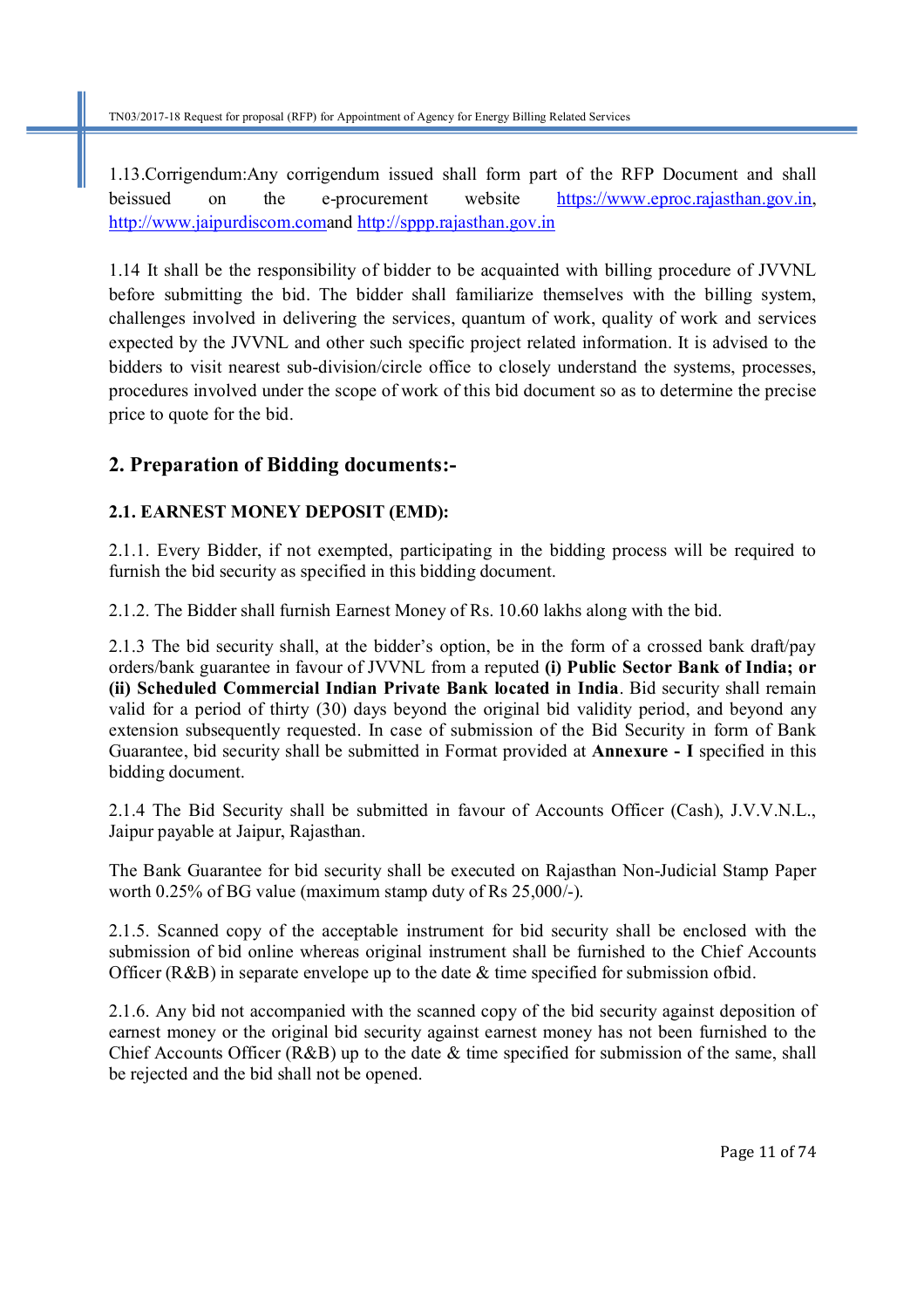1.13.Corrigendum:Any corrigendum issued shall form part of the RFP Document and shall beissued on the e-procurement website https://www.eproc.rajasthan.gov.in, http://www.jaipurdiscom.comand http://sppp.rajasthan.gov.in

1.14 It shall be the responsibility of bidder to be acquainted with billing procedure of JVVNL before submitting the bid. The bidder shall familiarize themselves with the billing system, challenges involved in delivering the services, quantum of work, quality of work and services expected by the JVVNL and other such specific project related information. It is advised to the bidders to visit nearest sub-division/circle office to closely understand the systems, processes, procedures involved under the scope of work of this bid document so as to determine the precise price to quote for the bid.

## 2. Preparation of Bidding documents:-

### 2.1. EARNEST MONEY DEPOSIT (EMD):

2.1.1. Every Bidder, if not exempted, participating in the bidding process will be required to furnish the bid security as specified in this bidding document.

2.1.2. The Bidder shall furnish Earnest Money of Rs. 10.60 lakhs along with the bid.

2.1.3 The bid security shall, at the bidder's option, be in the form of a crossed bank draft/pay orders/bank guarantee in favour of JVVNL from a reputed **(i) Public Sector Bank of India; or (ii) Scheduled Commercial Indian Private Bank located in India**. Bid security shall remain valid for a period of thirty (30) days beyond the original bid validity period, and beyond any extension subsequently requested. In case of submission of the Bid Security in form of Bank Guarantee, bid security shall be submitted in Format provided at **Annexure - I** specified in this bidding document.

2.1.4 The Bid Security shall be submitted in favour of Accounts Officer (Cash), J.V.V.N.L., Jaipur payable at Jaipur, Rajasthan.

The Bank Guarantee for bid security shall be executed on Rajasthan Non-Judicial Stamp Paper worth 0.25% of BG value (maximum stamp duty of Rs 25,000/-).

2.1.5. Scanned copy of the acceptable instrument for bid security shall be enclosed with the submission of bid online whereas original instrument shall be furnished to the Chief Accounts Officer (R&B) in separate envelope up to the date & time specified for submission ofbid.

2.1.6. Any bid not accompanied with the scanned copy of the bid security against deposition of earnest money or the original bid security against earnest money has not been furnished to the Chief Accounts Officer (R&B) up to the date & time specified for submission of the same, shall be rejected and the bid shall not be opened.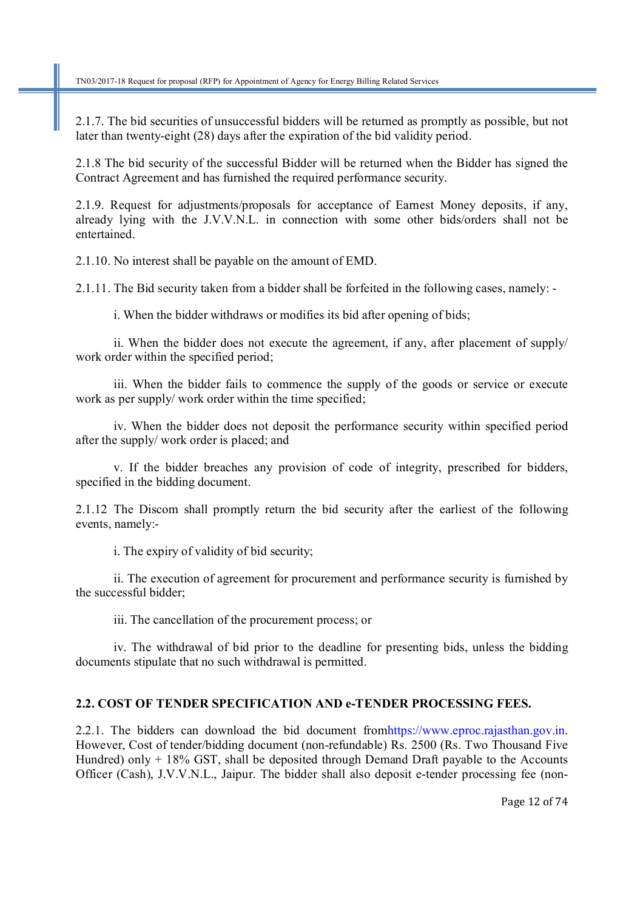2.1.7. The bid securities of unsuccessful bidders will be returned as promptly as possible, but not later than twenty-eight (28) days after the expiration of the bid validity period.

2.1.8 The bid security of the successful Bidder will be returned when the Bidder has signed the Contract Agreement and has furnished the required performance security.

2.1.9. Request for adjustments/proposals for acceptance of Earnest Money deposits, if any, already lying with the J.V.V.N.L. in connection with some other bids/orders shall not be entertained.

2.1.10. No interest shall be payable on the amount of EMD.

2.1.11. The Bid security taken from a bidder shall be forfeited in the following cases, namely: -

i. When the bidder withdraws or modifies its bid after opening of bids;

ii. When the bidder does not execute the agreement, if any, after placement of supply/ work order within the specified period;

iii. When the bidder fails to commence the supply of the goods or service or execute work as per supply/ work order within the time specified;

iv. When the bidder does not deposit the performance security within specified period after the supply/ work order is placed; and

v. If the bidder breaches any provision of code of integrity, prescribed for bidders, specified in the bidding document.

2.1.12 The Discom shall promptly return the bid security after the earliest of the following events, namely:-

i. The expiry of validity of bid security;

ii. The execution of agreement for procurement and performance security is furnished by the successful bidder;

iii. The cancellation of the procurement process; or

iv. The withdrawal of bid prior to the deadline for presenting bids, unless the bidding documents stipulate that no such withdrawal is permitted.

**2.2. COST OF TENDER SPECIFICATION AND e-TENDER PROCESSING FEES.**

2.2.1. The bidders can download the bid document fromhttps://www.eproc.rajasthan.gov.in. However, Cost of tender/bidding document (non-refundable) Rs. 2500 (Rs. Two Thousand Five Hundred) only + 18% GST, shall be deposited through Demand Draft payable to the Accounts Officer (Cash), J.V.V.N.L., Jaipur. The bidder shall also deposit e-tender processing fee (non-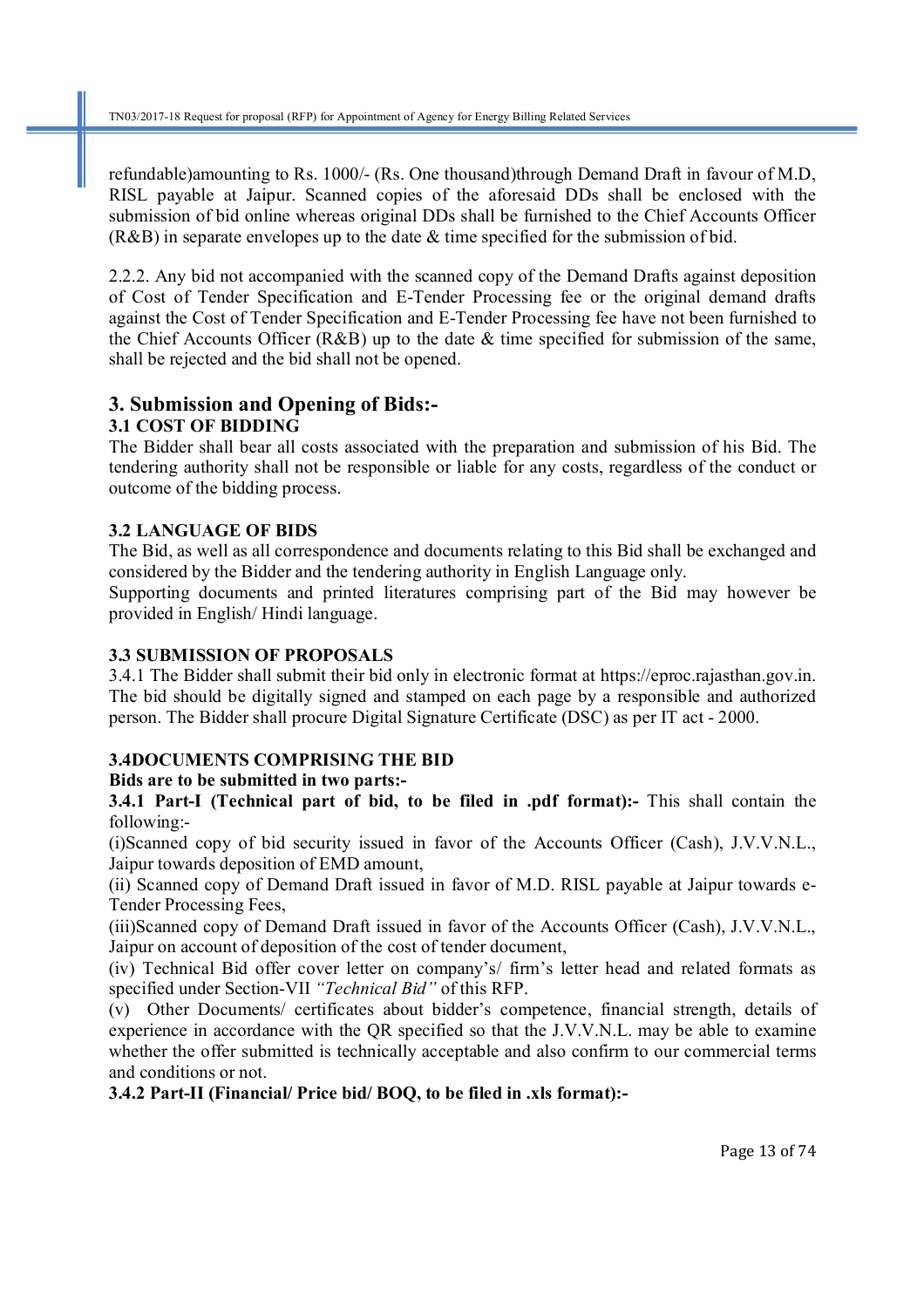refundable)amounting to Rs. 1000/- (Rs. One thousand)through Demand Draft in favour of M.D, RISL payable at Jaipur. Scanned copies of the aforesaid DDs shall be enclosed with the submission of bid online whereas original DDs shall be furnished to the Chief Accounts Officer (R&B) in separate envelopes up to the date & time specified for the submission of bid.

2.2.2. Any bid not accompanied with the scanned copy of the Demand Drafts against deposition of Cost of Tender Specification and E-Tender Processing fee or the original demand drafts against the Cost of Tender Specification and E-Tender Processing fee have not been furnished to the Chief Accounts Officer (R&B) up to the date & time specified for submission of the same, shall be rejected and the bid shall not be opened.

## 3. Submission and Opening of Bids:-

### 3.1 COST OF BIDDING

The Bidder shall bear all costs associated with the preparation and submission of his Bid. The tendering authority shall not be responsible or liable for any costs, regardless of the conduct or outcome of the bidding process.

### 3.2 LANGUAGE OF BIDS

The Bid, as well as all correspondence and documents relating to this Bid shall be exchanged and considered by the Bidder and the tendering authority in English Language only.
Supporting documents and printed literatures comprising part of the Bid may however be provided in English/ Hindi language.

### 3.3 SUBMISSION OF PROPOSALS

3.4.1 The Bidder shall submit their bid only in electronic format at https://eproc.rajasthan.gov.in. The bid should be digitally signed and stamped on each page by a responsible and authorized person. The Bidder shall procure Digital Signature Certificate (DSC) as per IT act - 2000.

### 3.4DOCUMENTS COMPRISING THE BID

**Bids are to be submitted in two parts:-**

**3.4.1 Part-I (Technical part of bid, to be filed in .pdf format):-** This shall contain the following:-

(i)Scanned copy of bid security issued in favor of the Accounts Officer (Cash), J.V.V.N.L., Jaipur towards deposition of EMD amount,

(ii) Scanned copy of Demand Draft issued in favor of M.D. RISL payable at Jaipur towards e-Tender Processing Fees,

(iii)Scanned copy of Demand Draft issued in favor of the Accounts Officer (Cash), J.V.V.N.L., Jaipur on account of deposition of the cost of tender document,

(iv) Technical Bid offer cover letter on company's/ firm's letter head and related formats as specified under Section-VII *"Technical Bid"* of this RFP.

(v) Other Documents/ certificates about bidder's competence, financial strength, details of experience in accordance with the QR specified so that the J.V.V.N.L. may be able to examine whether the offer submitted is technically acceptable and also confirm to our commercial terms and conditions or not.

**3.4.2 Part-II (Financial/ Price bid/ BOQ, to be filed in .xls format):-**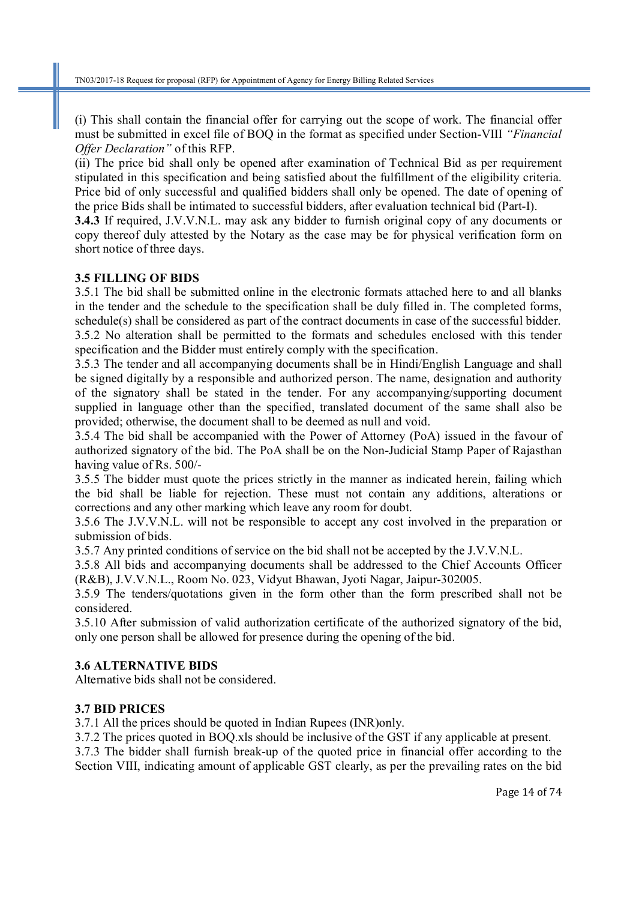(i) This shall contain the financial offer for carrying out the scope of work. The financial offer must be submitted in excel file of BOQ in the format as specified under Section-VIII *"Financial Offer Declaration"* of this RFP.

(ii) The price bid shall only be opened after examination of Technical Bid as per requirement stipulated in this specification and being satisfied about the fulfillment of the eligibility criteria. Price bid of only successful and qualified bidders shall only be opened. The date of opening of the price Bids shall be intimated to successful bidders, after evaluation technical bid (Part-I).

**3.4.3** If required, J.V.V.N.L. may ask any bidder to furnish original copy of any documents or copy thereof duly attested by the Notary as the case may be for physical verification form on short notice of three days.

### 3.5 FILLING OF BIDS

3.5.1 The bid shall be submitted online in the electronic formats attached here to and all blanks in the tender and the schedule to the specification shall be duly filled in. The completed forms, schedule(s) shall be considered as part of the contract documents in case of the successful bidder.

3.5.2 No alteration shall be permitted to the formats and schedules enclosed with this tender specification and the Bidder must entirely comply with the specification.

3.5.3 The tender and all accompanying documents shall be in Hindi/English Language and shall be signed digitally by a responsible and authorized person. The name, designation and authority of the signatory shall be stated in the tender. For any accompanying/supporting document supplied in language other than the specified, translated document of the same shall also be provided; otherwise, the document shall to be deemed as null and void.

3.5.4 The bid shall be accompanied with the Power of Attorney (PoA) issued in the favour of authorized signatory of the bid. The PoA shall be on the Non-Judicial Stamp Paper of Rajasthan having value of Rs. 500/-

3.5.5 The bidder must quote the prices strictly in the manner as indicated herein, failing which the bid shall be liable for rejection. These must not contain any additions, alterations or corrections and any other marking which leave any room for doubt.

3.5.6 The J.V.V.N.L. will not be responsible to accept any cost involved in the preparation or submission of bids.

3.5.7 Any printed conditions of service on the bid shall not be accepted by the J.V.V.N.L.

3.5.8 All bids and accompanying documents shall be addressed to the Chief Accounts Officer (R&B), J.V.V.N.L., Room No. 023, Vidyut Bhawan, Jyoti Nagar, Jaipur-302005.

3.5.9 The tenders/quotations given in the form other than the form prescribed shall not be considered.

3.5.10 After submission of valid authorization certificate of the authorized signatory of the bid, only one person shall be allowed for presence during the opening of the bid.

### 3.6 ALTERNATIVE BIDS

Alternative bids shall not be considered.

### 3.7 BID PRICES

3.7.1 All the prices should be quoted in Indian Rupees (INR)only.

3.7.2 The prices quoted in BOQ.xls should be inclusive of the GST if any applicable at present.

3.7.3 The bidder shall furnish break-up of the quoted price in financial offer according to the Section VIII, indicating amount of applicable GST clearly, as per the prevailing rates on the bid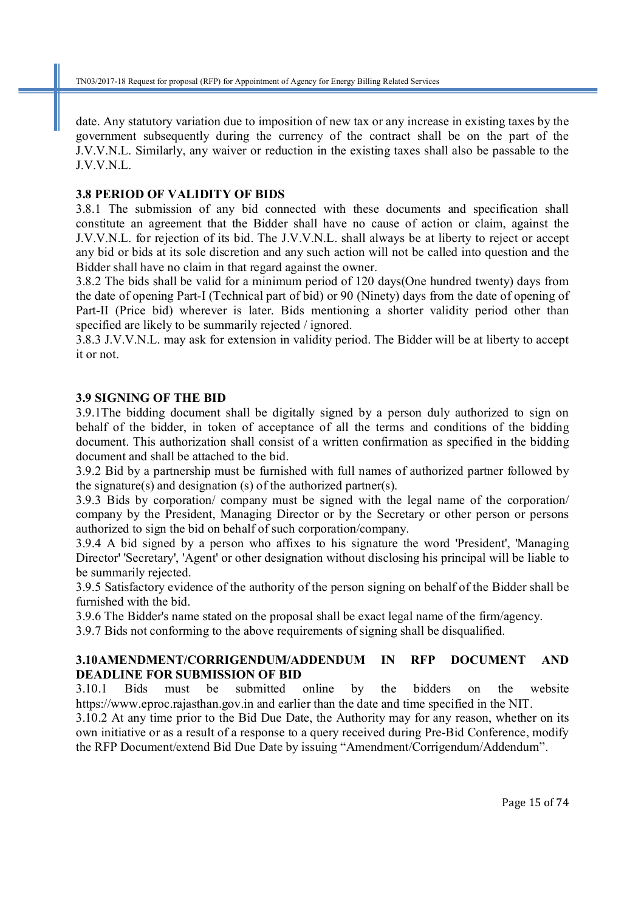date. Any statutory variation due to imposition of new tax or any increase in existing taxes by the government subsequently during the currency of the contract shall be on the part of the J.V.V.N.L. Similarly, any waiver or reduction in the existing taxes shall also be passable to the J.V.V.N.L.

### 3.8 PERIOD OF VALIDITY OF BIDS

3.8.1 The submission of any bid connected with these documents and specification shall constitute an agreement that the Bidder shall have no cause of action or claim, against the J.V.V.N.L. for rejection of its bid. The J.V.V.N.L. shall always be at liberty to reject or accept any bid or bids at its sole discretion and any such action will not be called into question and the Bidder shall have no claim in that regard against the owner.

3.8.2 The bids shall be valid for a minimum period of 120 days(One hundred twenty) days from the date of opening Part-I (Technical part of bid) or 90 (Ninety) days from the date of opening of Part-II (Price bid) wherever is later. Bids mentioning a shorter validity period other than specified are likely to be summarily rejected / ignored.

3.8.3 J.V.V.N.L. may ask for extension in validity period. The Bidder will be at liberty to accept it or not.

### 3.9 SIGNING OF THE BID

3.9.1The bidding document shall be digitally signed by a person duly authorized to sign on behalf of the bidder, in token of acceptance of all the terms and conditions of the bidding document. This authorization shall consist of a written confirmation as specified in the bidding document and shall be attached to the bid.

3.9.2 Bid by a partnership must be furnished with full names of authorized partner followed by the signature(s) and designation (s) of the authorized partner(s).

3.9.3 Bids by corporation/ company must be signed with the legal name of the corporation/ company by the President, Managing Director or by the Secretary or other person or persons authorized to sign the bid on behalf of such corporation/company.

3.9.4 A bid signed by a person who affixes to his signature the word 'President', 'Managing Director' 'Secretary', 'Agent' or other designation without disclosing his principal will be liable to be summarily rejected.

3.9.5 Satisfactory evidence of the authority of the person signing on behalf of the Bidder shall be furnished with the bid.

3.9.6 The Bidder's name stated on the proposal shall be exact legal name of the firm/agency.

3.9.7 Bids not conforming to the above requirements of signing shall be disqualified.

### 3.10AMENDMENT/CORRIGENDUM/ADDENDUM IN RFP DOCUMENT AND DEADLINE FOR SUBMISSION OF BID

3.10.1 Bids must be submitted online by the bidders on the website https://www.eproc.rajasthan.gov.in and earlier than the date and time specified in the NIT.

3.10.2 At any time prior to the Bid Due Date, the Authority may for any reason, whether on its own initiative or as a result of a response to a query received during Pre-Bid Conference, modify the RFP Document/extend Bid Due Date by issuing "Amendment/Corrigendum/Addendum".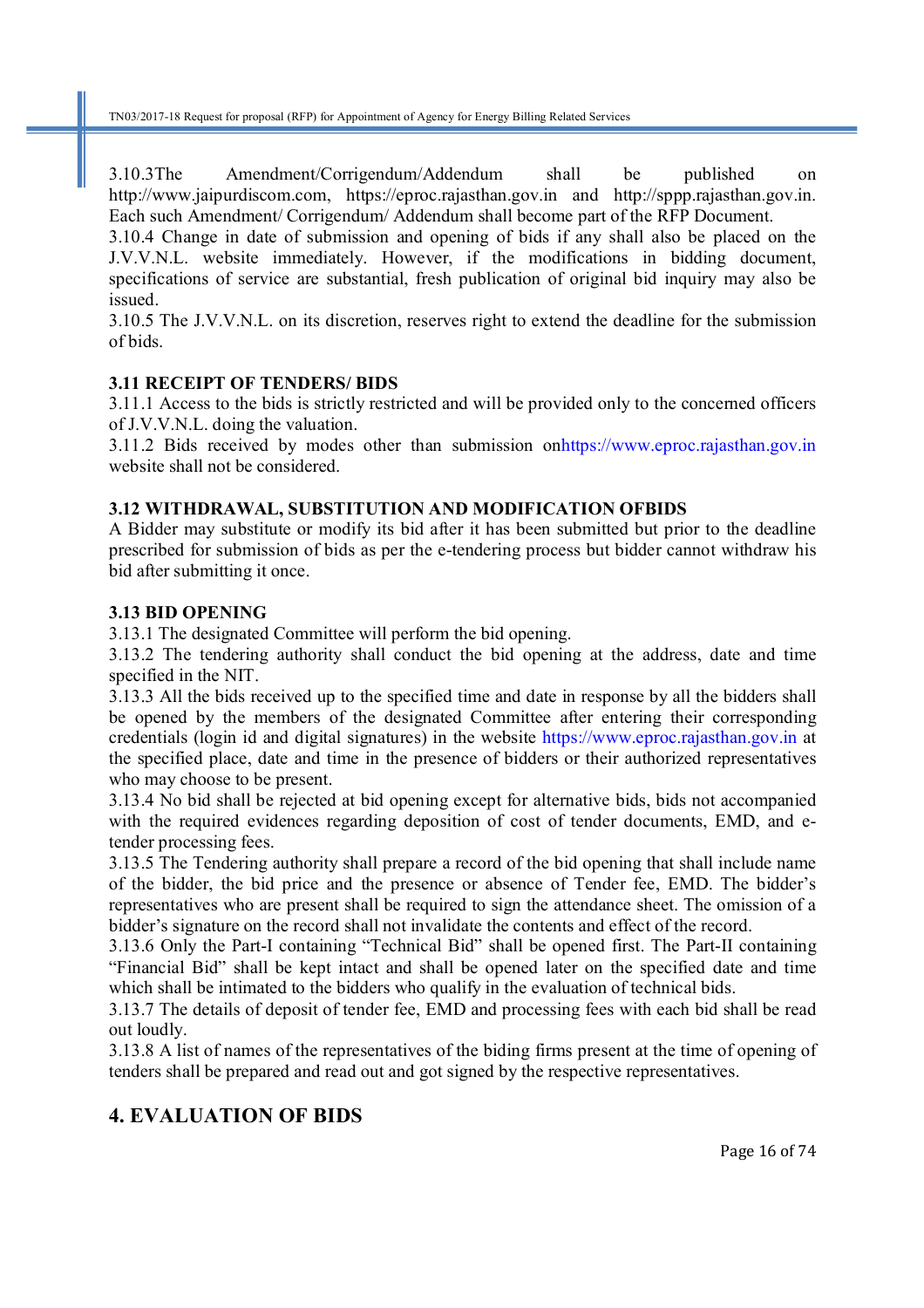3.10.3The Amendment/Corrigendum/Addendum shall be published on http://www.jaipurdiscom.com, https://eproc.rajasthan.gov.in and http://sppp.rajasthan.gov.in. Each such Amendment/ Corrigendum/ Addendum shall become part of the RFP Document.

3.10.4 Change in date of submission and opening of bids if any shall also be placed on the J.V.V.N.L. website immediately. However, if the modifications in bidding document, specifications of service are substantial, fresh publication of original bid inquiry may also be issued.

3.10.5 The J.V.V.N.L. on its discretion, reserves right to extend the deadline for the submission of bids.

### 3.11 RECEIPT OF TENDERS/ BIDS

3.11.1 Access to the bids is strictly restricted and will be provided only to the concerned officers of J.V.V.N.L. doing the valuation.

3.11.2 Bids received by modes other than submission onhttps://www.eproc.rajasthan.gov.in website shall not be considered.

### 3.12 WITHDRAWAL, SUBSTITUTION AND MODIFICATION OFBIDS

A Bidder may substitute or modify its bid after it has been submitted but prior to the deadline prescribed for submission of bids as per the e-tendering process but bidder cannot withdraw his bid after submitting it once.

### 3.13 BID OPENING

3.13.1 The designated Committee will perform the bid opening.

3.13.2 The tendering authority shall conduct the bid opening at the address, date and time specified in the NIT.

3.13.3 All the bids received up to the specified time and date in response by all the bidders shall be opened by the members of the designated Committee after entering their corresponding credentials (login id and digital signatures) in the website https://www.eproc.rajasthan.gov.in at the specified place, date and time in the presence of bidders or their authorized representatives who may choose to be present.

3.13.4 No bid shall be rejected at bid opening except for alternative bids, bids not accompanied with the required evidences regarding deposition of cost of tender documents, EMD, and e-tender processing fees.

3.13.5 The Tendering authority shall prepare a record of the bid opening that shall include name of the bidder, the bid price and the presence or absence of Tender fee, EMD. The bidder's representatives who are present shall be required to sign the attendance sheet. The omission of a bidder's signature on the record shall not invalidate the contents and effect of the record.

3.13.6 Only the Part-I containing "Technical Bid" shall be opened first. The Part-II containing "Financial Bid" shall be kept intact and shall be opened later on the specified date and time which shall be intimated to the bidders who qualify in the evaluation of technical bids.

3.13.7 The details of deposit of tender fee, EMD and processing fees with each bid shall be read out loudly.

3.13.8 A list of names of the representatives of the biding firms present at the time of opening of tenders shall be prepared and read out and got signed by the respective representatives.

## 4. EVALUATION OF BIDS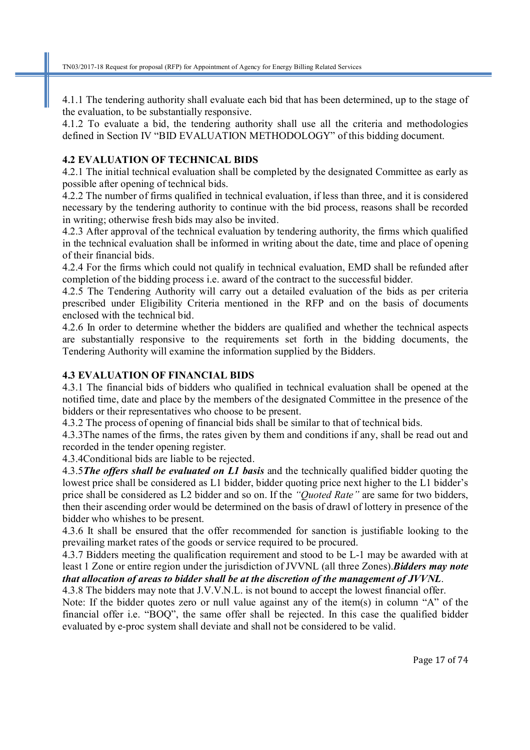4.1.1 The tendering authority shall evaluate each bid that has been determined, up to the stage of the evaluation, to be substantially responsive.

4.1.2 To evaluate a bid, the tendering authority shall use all the criteria and methodologies defined in Section IV "BID EVALUATION METHODOLOGY" of this bidding document.

## 4.2 EVALUATION OF TECHNICAL BIDS

4.2.1 The initial technical evaluation shall be completed by the designated Committee as early as possible after opening of technical bids.

4.2.2 The number of firms qualified in technical evaluation, if less than three, and it is considered necessary by the tendering authority to continue with the bid process, reasons shall be recorded in writing; otherwise fresh bids may also be invited.

4.2.3 After approval of the technical evaluation by tendering authority, the firms which qualified in the technical evaluation shall be informed in writing about the date, time and place of opening of their financial bids.

4.2.4 For the firms which could not qualify in technical evaluation, EMD shall be refunded after completion of the bidding process i.e. award of the contract to the successful bidder.

4.2.5 The Tendering Authority will carry out a detailed evaluation of the bids as per criteria prescribed under Eligibility Criteria mentioned in the RFP and on the basis of documents enclosed with the technical bid.

4.2.6 In order to determine whether the bidders are qualified and whether the technical aspects are substantially responsive to the requirements set forth in the bidding documents, the Tendering Authority will examine the information supplied by the Bidders.

## 4.3 EVALUATION OF FINANCIAL BIDS

4.3.1 The financial bids of bidders who qualified in technical evaluation shall be opened at the notified time, date and place by the members of the designated Committee in the presence of the bidders or their representatives who choose to be present.

4.3.2 The process of opening of financial bids shall be similar to that of technical bids.

4.3.3The names of the firms, the rates given by them and conditions if any, shall be read out and recorded in the tender opening register.

4.3.4Conditional bids are liable to be rejected.

4.3.5***The offers shall be evaluated on L1 basis*** and the technically qualified bidder quoting the lowest price shall be considered as L1 bidder, bidder quoting price next higher to the L1 bidder's price shall be considered as L2 bidder and so on. If the *"Quoted Rate"* are same for two bidders, then their ascending order would be determined on the basis of drawl of lottery in presence of the bidder who whishes to be present.

4.3.6 It shall be ensured that the offer recommended for sanction is justifiable looking to the prevailing market rates of the goods or service required to be procured.

4.3.7 Bidders meeting the qualification requirement and stood to be L-1 may be awarded with at least 1 Zone or entire region under the jurisdiction of JVVNL (all three Zones).***Bidders may note that allocation of areas to bidder shall be at the discretion of the management of JVVNL***.

4.3.8 The bidders may note that J.V.V.N.L. is not bound to accept the lowest financial offer.

Note: If the bidder quotes zero or null value against any of the item(s) in column "A" of the financial offer i.e. "BOQ", the same offer shall be rejected. In this case the qualified bidder evaluated by e-proc system shall deviate and shall not be considered to be valid.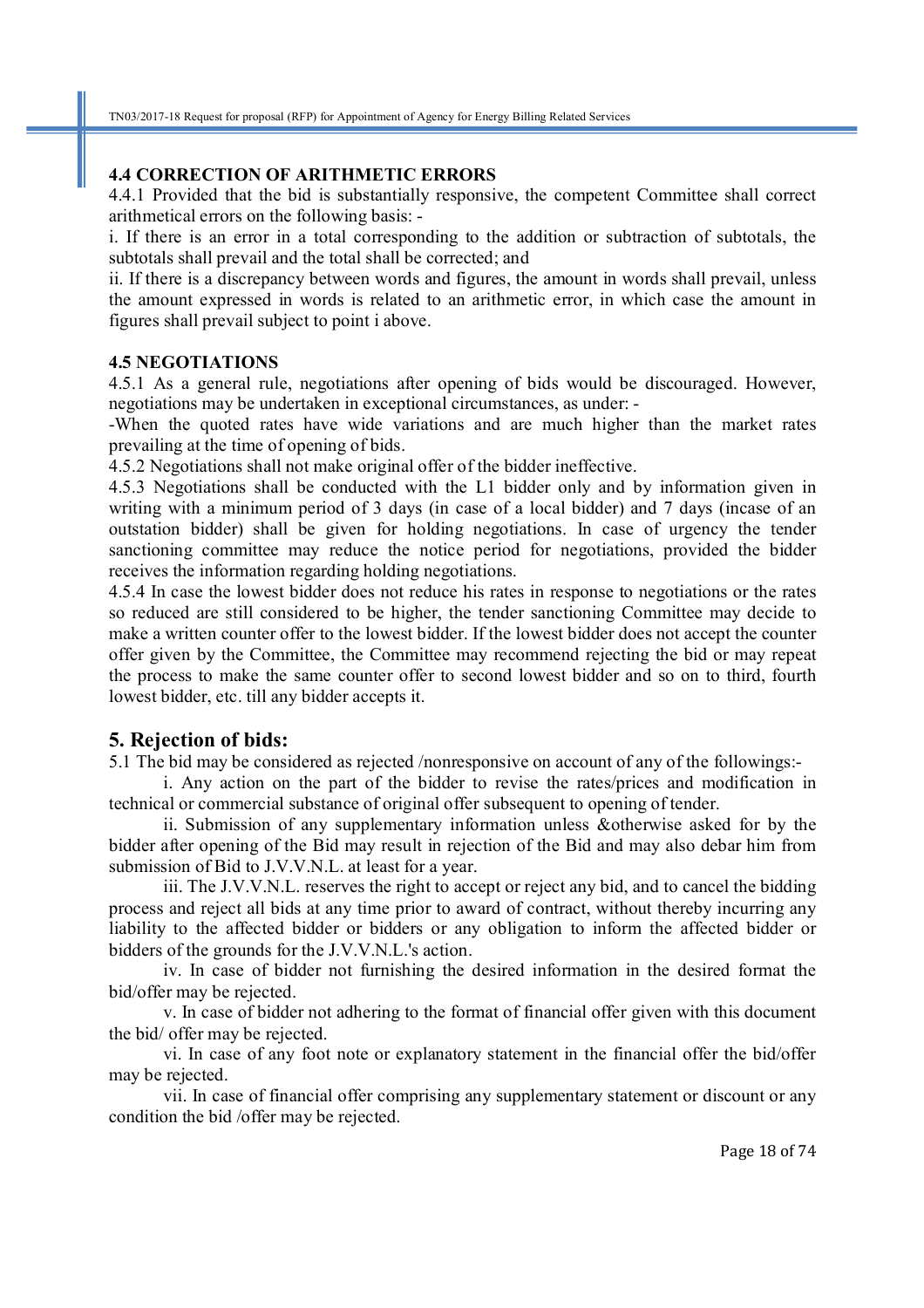### 4.4 CORRECTION OF ARITHMETIC ERRORS

4.4.1 Provided that the bid is substantially responsive, the competent Committee shall correct arithmetical errors on the following basis: -

i. If there is an error in a total corresponding to the addition or subtraction of subtotals, the subtotals shall prevail and the total shall be corrected; and

ii. If there is a discrepancy between words and figures, the amount in words shall prevail, unless the amount expressed in words is related to an arithmetic error, in which case the amount in figures shall prevail subject to point i above.

### 4.5 NEGOTIATIONS

4.5.1 As a general rule, negotiations after opening of bids would be discouraged. However, negotiations may be undertaken in exceptional circumstances, as under: -

-When the quoted rates have wide variations and are much higher than the market rates prevailing at the time of opening of bids.

4.5.2 Negotiations shall not make original offer of the bidder ineffective.

4.5.3 Negotiations shall be conducted with the L1 bidder only and by information given in writing with a minimum period of 3 days (in case of a local bidder) and 7 days (incase of an outstation bidder) shall be given for holding negotiations. In case of urgency the tender sanctioning committee may reduce the notice period for negotiations, provided the bidder receives the information regarding holding negotiations.

4.5.4 In case the lowest bidder does not reduce his rates in response to negotiations or the rates so reduced are still considered to be higher, the tender sanctioning Committee may decide to make a written counter offer to the lowest bidder. If the lowest bidder does not accept the counter offer given by the Committee, the Committee may recommend rejecting the bid or may repeat the process to make the same counter offer to second lowest bidder and so on to third, fourth lowest bidder, etc. till any bidder accepts it.

## 5. Rejection of bids:

5.1 The bid may be considered as rejected /nonresponsive on account of any of the followings:-

i. Any action on the part of the bidder to revise the rates/prices and modification in technical or commercial substance of original offer subsequent to opening of tender.

ii. Submission of any supplementary information unless &otherwise asked for by the bidder after opening of the Bid may result in rejection of the Bid and may also debar him from submission of Bid to J.V.V.N.L. at least for a year.

iii. The J.V.V.N.L. reserves the right to accept or reject any bid, and to cancel the bidding process and reject all bids at any time prior to award of contract, without thereby incurring any liability to the affected bidder or bidders or any obligation to inform the affected bidder or bidders of the grounds for the J.V.V.N.L.'s action.

iv. In case of bidder not furnishing the desired information in the desired format the bid/offer may be rejected.

v. In case of bidder not adhering to the format of financial offer given with this document the bid/ offer may be rejected.

vi. In case of any foot note or explanatory statement in the financial offer the bid/offer may be rejected.

vii. In case of financial offer comprising any supplementary statement or discount or any condition the bid /offer may be rejected.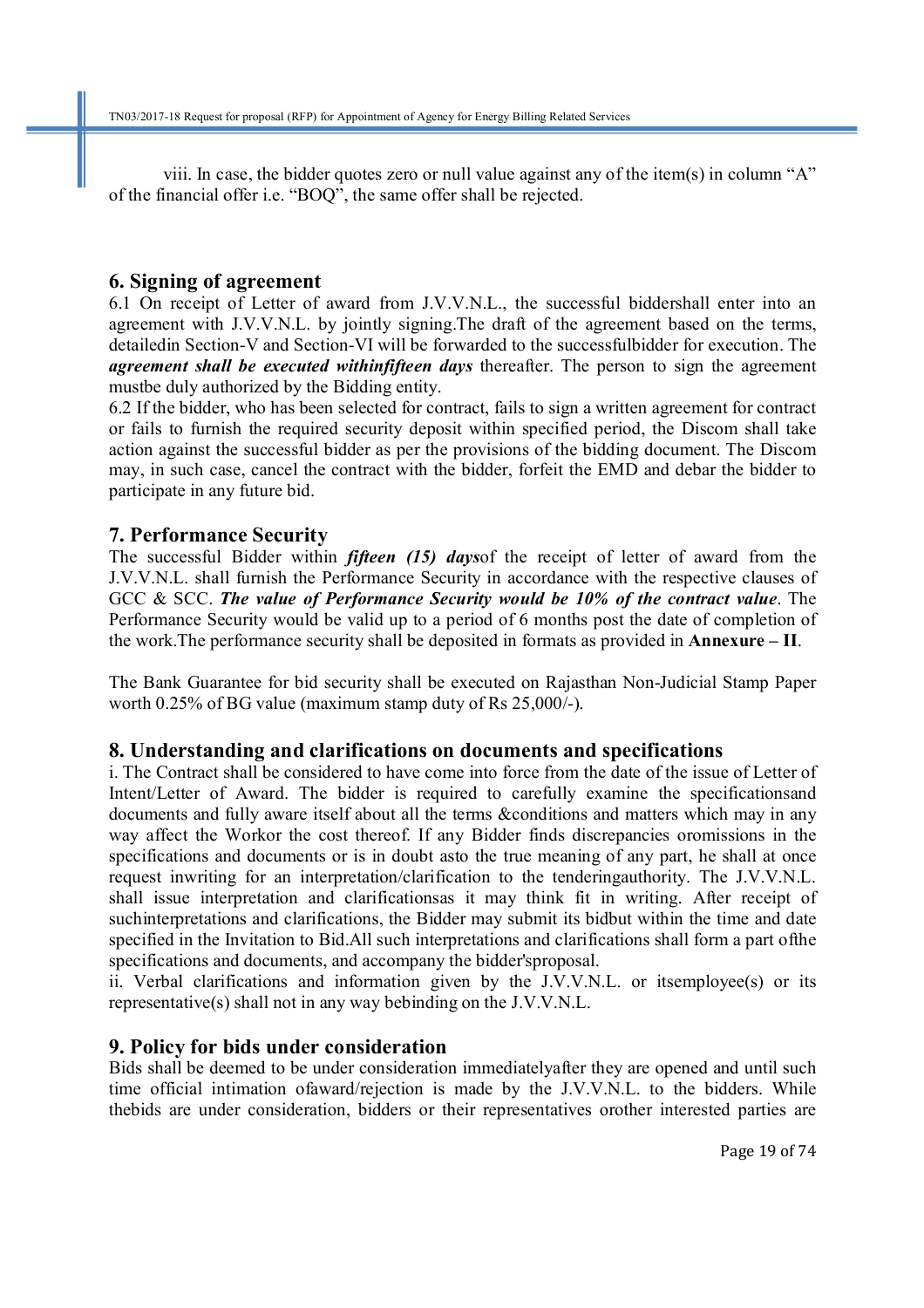viii. In case, the bidder quotes zero or null value against any of the item(s) in column "A" of the financial offer i.e. "BOQ", the same offer shall be rejected.

## 6. Signing of agreement

6.1 On receipt of Letter of award from J.V.V.N.L., the successful biddershall enter into an agreement with J.V.V.N.L. by jointly signing.The draft of the agreement based on the terms, detailedin Section-V and Section-VI will be forwarded to the successfulbidder for execution. The ***agreement shall be executed withinfifteen days*** thereafter. The person to sign the agreement mustbe duly authorized by the Bidding entity.

6.2 If the bidder, who has been selected for contract, fails to sign a written agreement for contract or fails to furnish the required security deposit within specified period, the Discom shall take action against the successful bidder as per the provisions of the bidding document. The Discom may, in such case, cancel the contract with the bidder, forfeit the EMD and debar the bidder to participate in any future bid.

## 7. Performance Security

The successful Bidder within ***fifteen (15) days***of the receipt of letter of award from the J.V.V.N.L. shall furnish the Performance Security in accordance with the respective clauses of GCC & SCC. ***The value of Performance Security would be 10% of the contract value***. The Performance Security would be valid up to a period of 6 months post the date of completion of the work.The performance security shall be deposited in formats as provided in **Annexure – II**.

The Bank Guarantee for bid security shall be executed on Rajasthan Non-Judicial Stamp Paper worth 0.25% of BG value (maximum stamp duty of Rs 25,000/-).

## 8. Understanding and clarifications on documents and specifications

i. The Contract shall be considered to have come into force from the date of the issue of Letter of Intent/Letter of Award. The bidder is required to carefully examine the specificationsand documents and fully aware itself about all the terms &conditions and matters which may in any way affect the Workor the cost thereof. If any Bidder finds discrepancies oromissions in the specifications and documents or is in doubt asto the true meaning of any part, he shall at once request inwriting for an interpretation/clarification to the tenderingauthority. The J.V.V.N.L. shall issue interpretation and clarificationsas it may think fit in writing. After receipt of suchinterpretations and clarifications, the Bidder may submit its bidbut within the time and date specified in the Invitation to Bid.All such interpretations and clarifications shall form a part ofthe specifications and documents, and accompany the bidder'sproposal.

ii. Verbal clarifications and information given by the J.V.V.N.L. or itsemployee(s) or its representative(s) shall not in any way bebinding on the J.V.V.N.L.

## 9. Policy for bids under consideration

Bids shall be deemed to be under consideration immediatelyafter they are opened and until such time official intimation ofaward/rejection is made by the J.V.V.N.L. to the bidders. While thebids are under consideration, bidders or their representatives orother interested parties are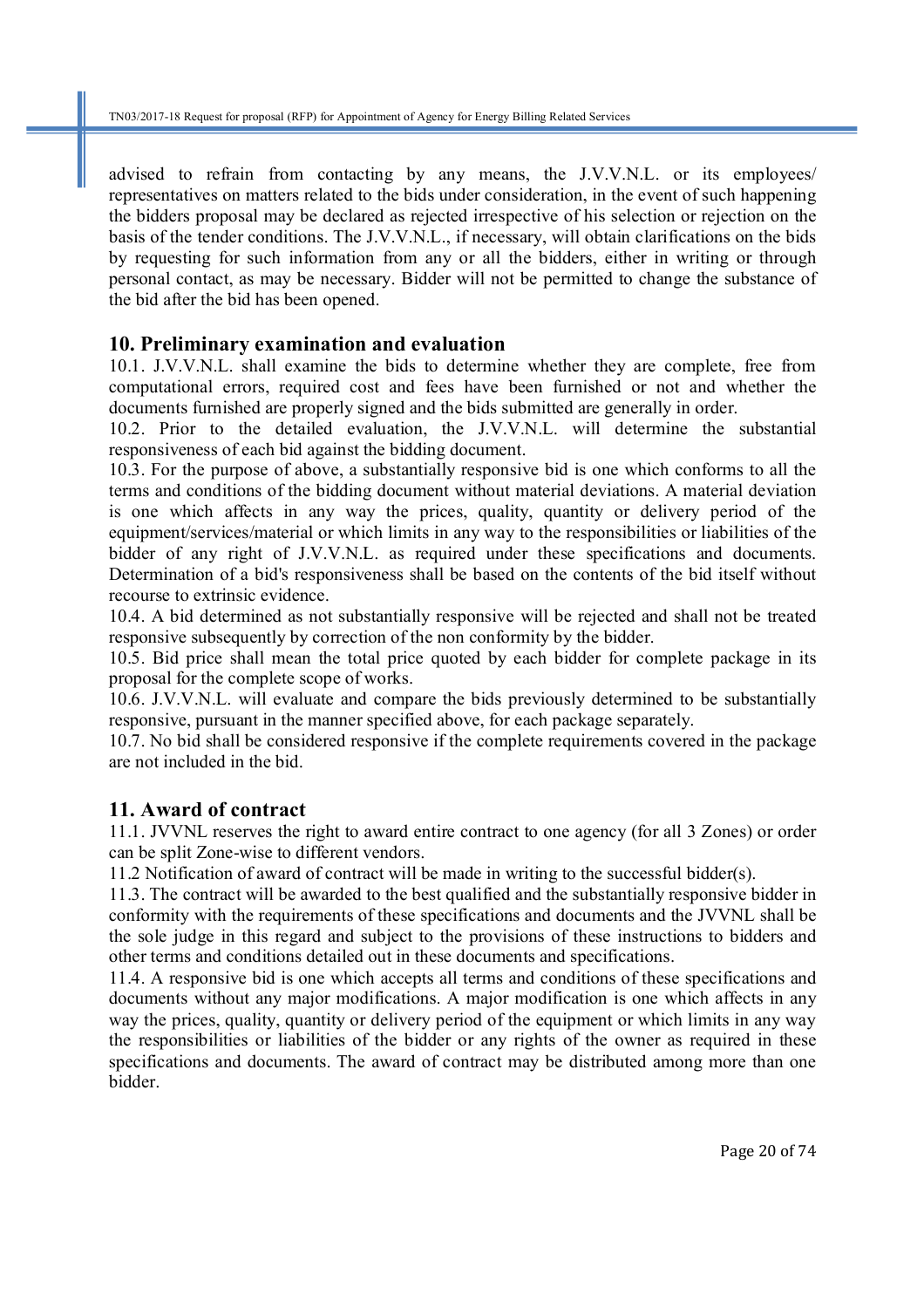advised to refrain from contacting by any means, the J.V.V.N.L. or its employees/ representatives on matters related to the bids under consideration, in the event of such happening the bidders proposal may be declared as rejected irrespective of his selection or rejection on the basis of the tender conditions. The J.V.V.N.L., if necessary, will obtain clarifications on the bids by requesting for such information from any or all the bidders, either in writing or through personal contact, as may be necessary. Bidder will not be permitted to change the substance of the bid after the bid has been opened.

## 10. Preliminary examination and evaluation

10.1. J.V.V.N.L. shall examine the bids to determine whether they are complete, free from computational errors, required cost and fees have been furnished or not and whether the documents furnished are properly signed and the bids submitted are generally in order.

10.2. Prior to the detailed evaluation, the J.V.V.N.L. will determine the substantial responsiveness of each bid against the bidding document.

10.3. For the purpose of above, a substantially responsive bid is one which conforms to all the terms and conditions of the bidding document without material deviations. A material deviation is one which affects in any way the prices, quality, quantity or delivery period of the equipment/services/material or which limits in any way to the responsibilities or liabilities of the bidder of any right of J.V.V.N.L. as required under these specifications and documents. Determination of a bid's responsiveness shall be based on the contents of the bid itself without recourse to extrinsic evidence.

10.4. A bid determined as not substantially responsive will be rejected and shall not be treated responsive subsequently by correction of the non conformity by the bidder.

10.5. Bid price shall mean the total price quoted by each bidder for complete package in its proposal for the complete scope of works.

10.6. J.V.V.N.L. will evaluate and compare the bids previously determined to be substantially responsive, pursuant in the manner specified above, for each package separately.

10.7. No bid shall be considered responsive if the complete requirements covered in the package are not included in the bid.

## 11. Award of contract

11.1. JVVNL reserves the right to award entire contract to one agency (for all 3 Zones) or order can be split Zone-wise to different vendors.

11.2 Notification of award of contract will be made in writing to the successful bidder(s).

11.3. The contract will be awarded to the best qualified and the substantially responsive bidder in conformity with the requirements of these specifications and documents and the JVVNL shall be the sole judge in this regard and subject to the provisions of these instructions to bidders and other terms and conditions detailed out in these documents and specifications.

11.4. A responsive bid is one which accepts all terms and conditions of these specifications and documents without any major modifications. A major modification is one which affects in any way the prices, quality, quantity or delivery period of the equipment or which limits in any way the responsibilities or liabilities of the bidder or any rights of the owner as required in these specifications and documents. The award of contract may be distributed among more than one bidder.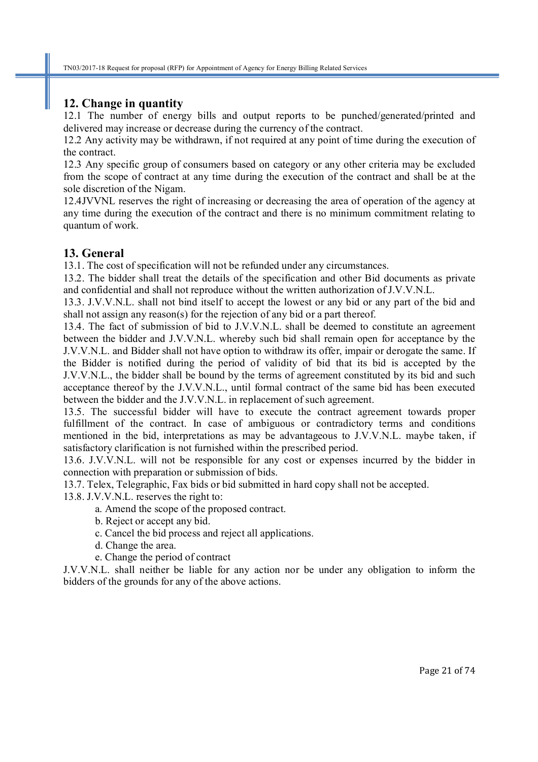## 12. Change in quantity

12.1 The number of energy bills and output reports to be punched/generated/printed and delivered may increase or decrease during the currency of the contract.

12.2 Any activity may be withdrawn, if not required at any point of time during the execution of the contract.

12.3 Any specific group of consumers based on category or any other criteria may be excluded from the scope of contract at any time during the execution of the contract and shall be at the sole discretion of the Nigam.

12.4JVVNL reserves the right of increasing or decreasing the area of operation of the agency at any time during the execution of the contract and there is no minimum commitment relating to quantum of work.

## 13. General

13.1. The cost of specification will not be refunded under any circumstances.

13.2. The bidder shall treat the details of the specification and other Bid documents as private and confidential and shall not reproduce without the written authorization of J.V.V.N.L.

13.3. J.V.V.N.L. shall not bind itself to accept the lowest or any bid or any part of the bid and shall not assign any reason(s) for the rejection of any bid or a part thereof.

13.4. The fact of submission of bid to J.V.V.N.L. shall be deemed to constitute an agreement between the bidder and J.V.V.N.L. whereby such bid shall remain open for acceptance by the J.V.V.N.L. and Bidder shall not have option to withdraw its offer, impair or derogate the same. If the Bidder is notified during the period of validity of bid that its bid is accepted by the J.V.V.N.L., the bidder shall be bound by the terms of agreement constituted by its bid and such acceptance thereof by the J.V.V.N.L., until formal contract of the same bid has been executed between the bidder and the J.V.V.N.L. in replacement of such agreement.

13.5. The successful bidder will have to execute the contract agreement towards proper fulfillment of the contract. In case of ambiguous or contradictory terms and conditions mentioned in the bid, interpretations as may be advantageous to J.V.V.N.L. maybe taken, if satisfactory clarification is not furnished within the prescribed period.

13.6. J.V.V.N.L. will not be responsible for any cost or expenses incurred by the bidder in connection with preparation or submission of bids.

13.7. Telex, Telegraphic, Fax bids or bid submitted in hard copy shall not be accepted.

13.8. J.V.V.N.L. reserves the right to:

a. Amend the scope of the proposed contract.
b. Reject or accept any bid.
c. Cancel the bid process and reject all applications.
d. Change the area.
e. Change the period of contract

J.V.V.N.L. shall neither be liable for any action nor be under any obligation to inform the bidders of the grounds for any of the above actions.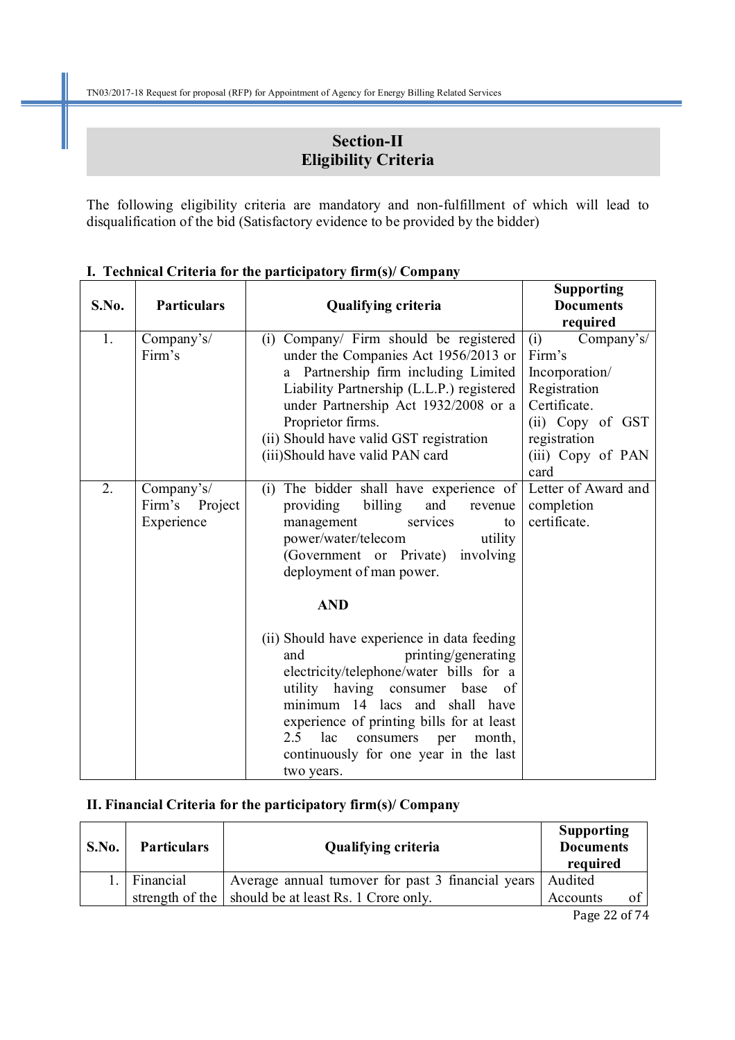# Section-II
# Eligibility Criteria

The following eligibility criteria are mandatory and non-fulfillment of which will lead to disqualification of the bid (Satisfactory evidence to be provided by the bidder)

### I. Technical Criteria for the participatory firm(s)/ Company

| S.No. | Particulars | Qualifying criteria | Supporting Documents required |
|---|---|---|---|
| 1. | Company's/ Firm's | (i) Company/ Firm should be registered under the Companies Act 1956/2013 or a Partnership firm including Limited Liability Partnership (L.L.P.) registered under Partnership Act 1932/2008 or a Proprietor firms.<br>(ii) Should have valid GST registration<br>(iii)Should have valid PAN card | (i) Company's/ Firm's Incorporation/ Registration Certificate.<br>(ii) Copy of GST registration<br>(iii) Copy of PAN card |
| 2. | Company's/ Firm's Project Experience | (i) The bidder shall have experience of providing billing and revenue management services to power/water/telecom utility (Government or Private) involving deployment of man power.<br><br>**AND**<br><br>(ii) Should have experience in data feeding and printing/generating electricity/telephone/water bills for a utility having consumer base of minimum 14 lacs and shall have experience of printing bills for at least 2.5 lac consumers per month, continuously for one year in the last two years. | Letter of Award and completion certificate. |

### II. Financial Criteria for the participatory firm(s)/ Company

| S.No. | Particulars | Qualifying criteria | Supporting Documents required |
|---|---|---|---|
| 1. | Financial strength of the | Average annual turnover for past 3 financial years should be at least Rs. 1 Crore only. | Audited Accounts of |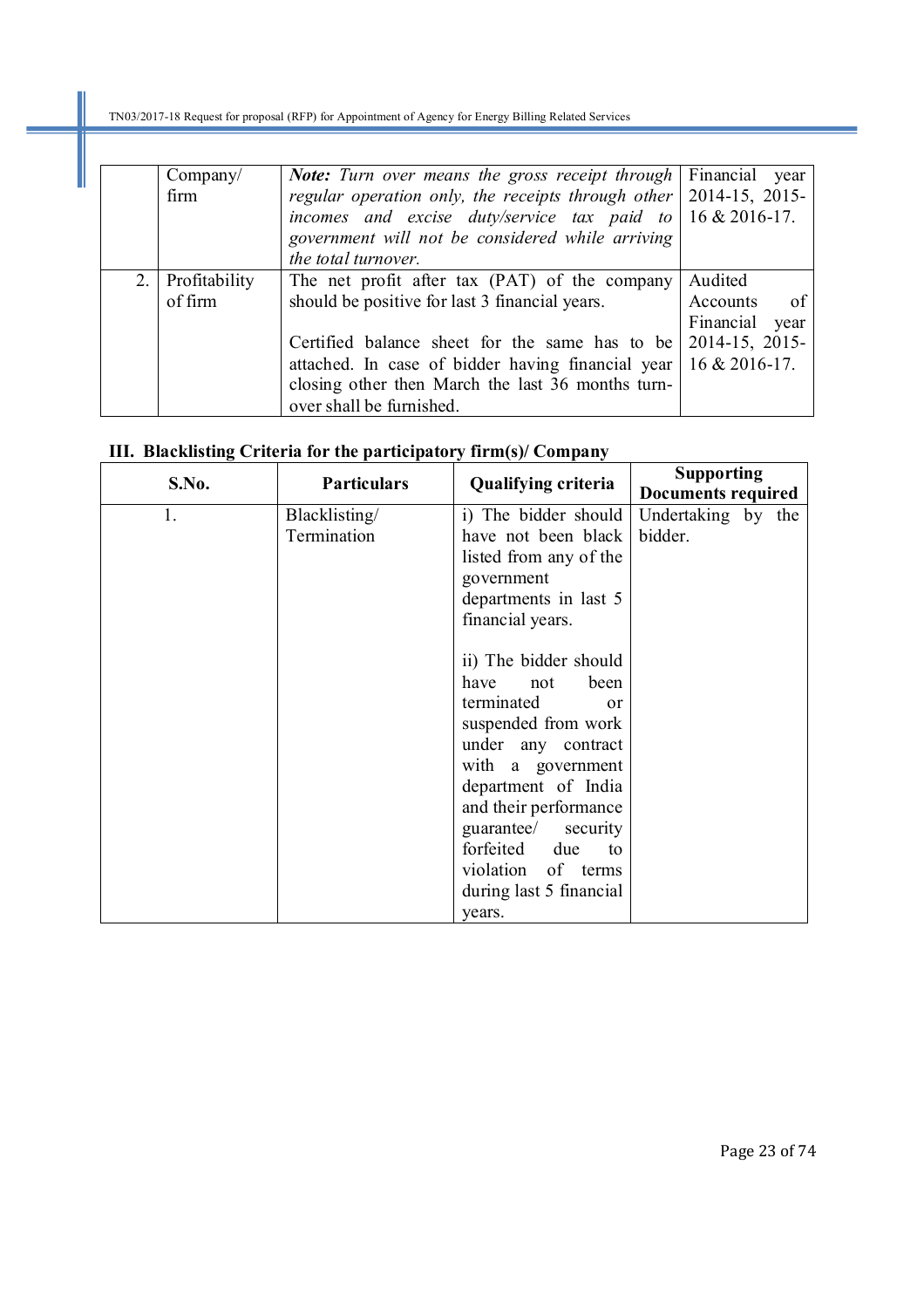|  | Company/ firm | ***Note:*** *Turn over means the gross receipt through regular operation only, the receipts through other incomes and excise duty/service tax paid to government will not be considered while arriving the total turnover.* | Financial year 2014-15, 2015-16 & 2016-17. |
|---|---|---|---|
| 2. | Profitability of firm | The net profit after tax (PAT) of the company should be positive for last 3 financial years.<br><br>Certified balance sheet for the same has to be attached. In case of bidder having financial year closing other then March the last 36 months turn-over shall be furnished. | Audited Accounts of Financial year 2014-15, 2015-16 & 2016-17. |

### III. Blacklisting Criteria for the participatory firm(s)/ Company

| S.No. | Particulars | Qualifying criteria | Supporting Documents required |
|---|---|---|---|
| 1. | Blacklisting/ Termination | i) The bidder should have not been black listed from any of the government departments in last 5 financial years.<br><br>ii) The bidder should have not been terminated or suspended from work under any contract with a government department of India and their performance guarantee/ security forfeited due to violation of terms during last 5 financial years. | Undertaking by the bidder. |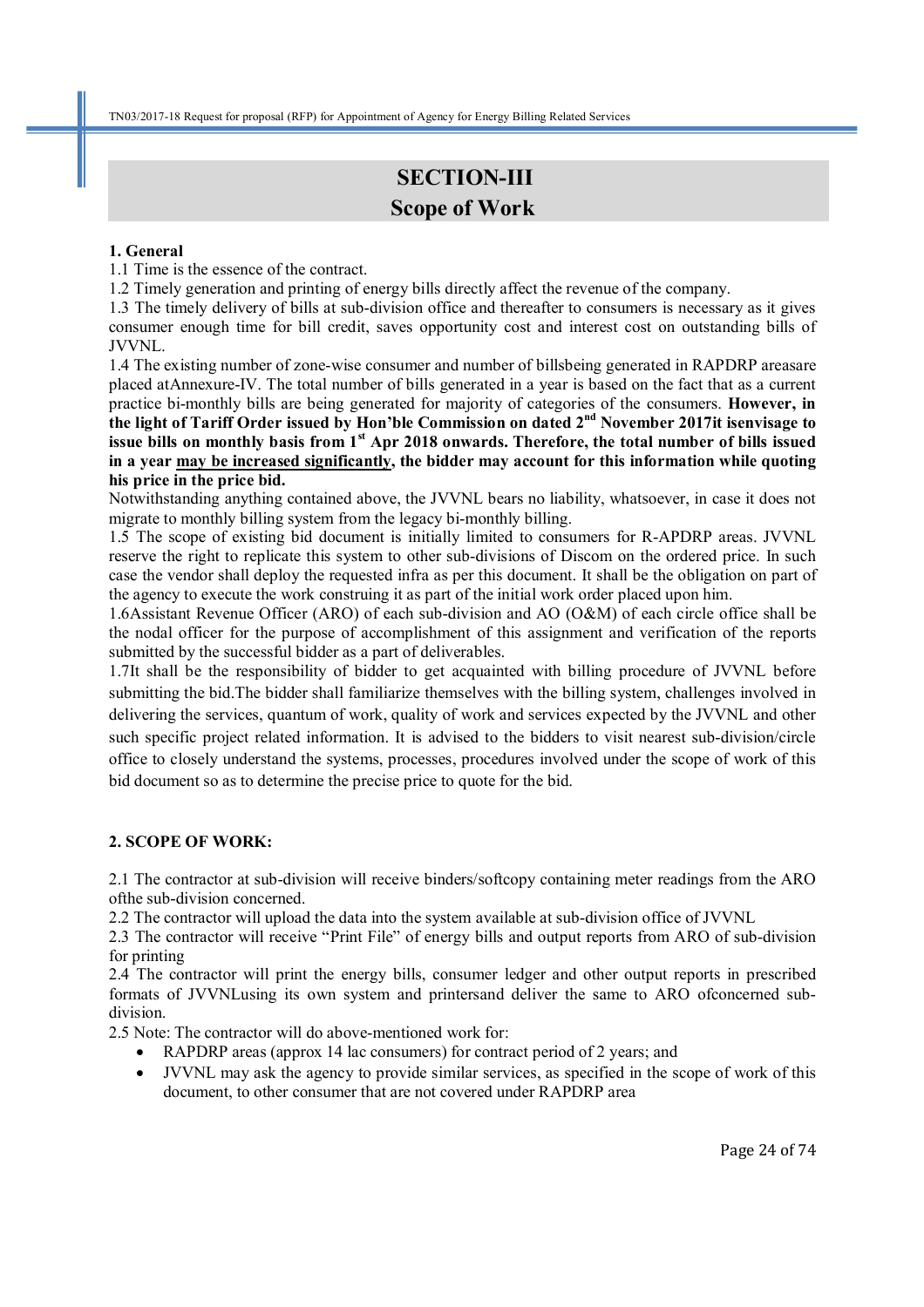# SECTION-III
## Scope of Work

**1. General**

1.1 Time is the essence of the contract.

1.2 Timely generation and printing of energy bills directly affect the revenue of the company.

1.3 The timely delivery of bills at sub-division office and thereafter to consumers is necessary as it gives consumer enough time for bill credit, saves opportunity cost and interest cost on outstanding bills of JVVNL.

1.4 The existing number of zone-wise consumer and number of billsbeing generated in RAPDRP areasare placed atAnnexure-IV. The total number of bills generated in a year is based on the fact that as a current practice bi-monthly bills are being generated for majority of categories of the consumers. **However, in the light of Tariff Order issued by Hon'ble Commission on dated 2nd November 2017it isenvisage to issue bills on monthly basis from 1st Apr 2018 onwards. Therefore, the total number of bills issued in a year <u>may be increased significantly</u>, the bidder may account for this information while quoting his price in the price bid.**

Notwithstanding anything contained above, the JVVNL bears no liability, whatsoever, in case it does not migrate to monthly billing system from the legacy bi-monthly billing.

1.5 The scope of existing bid document is initially limited to consumers for R-APDRP areas. JVVNL reserve the right to replicate this system to other sub-divisions of Discom on the ordered price. In such case the vendor shall deploy the requested infra as per this document. It shall be the obligation on part of the agency to execute the work construing it as part of the initial work order placed upon him.

1.6Assistant Revenue Officer (ARO) of each sub-division and AO (O&M) of each circle office shall be the nodal officer for the purpose of accomplishment of this assignment and verification of the reports submitted by the successful bidder as a part of deliverables.

1.7It shall be the responsibility of bidder to get acquainted with billing procedure of JVVNL before submitting the bid.The bidder shall familiarize themselves with the billing system, challenges involved in delivering the services, quantum of work, quality of work and services expected by the JVVNL and other such specific project related information. It is advised to the bidders to visit nearest sub-division/circle office to closely understand the systems, processes, procedures involved under the scope of work of this bid document so as to determine the precise price to quote for the bid.

**2. SCOPE OF WORK:**

2.1 The contractor at sub-division will receive binders/softcopy containing meter readings from the ARO ofthe sub-division concerned.

2.2 The contractor will upload the data into the system available at sub-division office of JVVNL

2.3 The contractor will receive "Print File" of energy bills and output reports from ARO of sub-division for printing

2.4 The contractor will print the energy bills, consumer ledger and other output reports in prescribed formats of JVVNLusing its own system and printersand deliver the same to ARO ofconcerned sub-division.

2.5 Note: The contractor will do above-mentioned work for:

- RAPDRP areas (approx 14 lac consumers) for contract period of 2 years; and
- JVVNL may ask the agency to provide similar services, as specified in the scope of work of this document, to other consumer that are not covered under RAPDRP area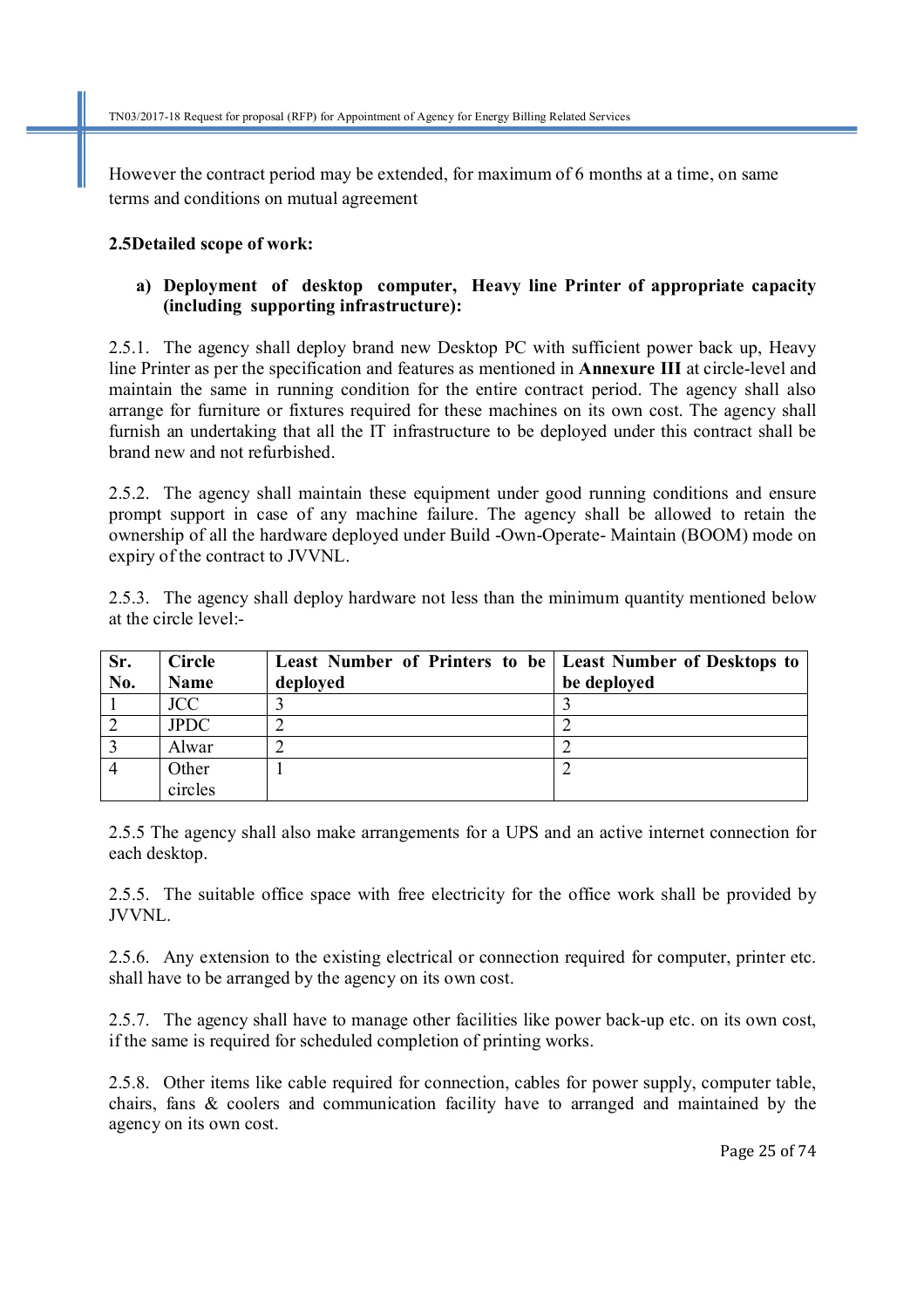However the contract period may be extended, for maximum of 6 months at a time, on same terms and conditions on mutual agreement

**2.5Detailed scope of work:**

**a) Deployment of desktop computer, Heavy line Printer of appropriate capacity (including supporting infrastructure):**

2.5.1. The agency shall deploy brand new Desktop PC with sufficient power back up, Heavy line Printer as per the specification and features as mentioned in **Annexure III** at circle-level and maintain the same in running condition for the entire contract period. The agency shall also arrange for furniture or fixtures required for these machines on its own cost. The agency shall furnish an undertaking that all the IT infrastructure to be deployed under this contract shall be brand new and not refurbished.

2.5.2. The agency shall maintain these equipment under good running conditions and ensure prompt support in case of any machine failure. The agency shall be allowed to retain the ownership of all the hardware deployed under Build -Own-Operate- Maintain (BOOM) mode on expiry of the contract to JVVNL.

2.5.3. The agency shall deploy hardware not less than the minimum quantity mentioned below at the circle level:-

| Sr. No. | Circle Name | Least Number of Printers to be deployed | Least Number of Desktops to be deployed |
|---|---|---|---|
| 1 | JCC | 3 | 3 |
| 2 | JPDC | 2 | 2 |
| 3 | Alwar | 2 | 2 |
| 4 | Other circles | 1 | 2 |

2.5.5 The agency shall also make arrangements for a UPS and an active internet connection for each desktop.

2.5.5. The suitable office space with free electricity for the office work shall be provided by JVVNL.

2.5.6. Any extension to the existing electrical or connection required for computer, printer etc. shall have to be arranged by the agency on its own cost.

2.5.7. The agency shall have to manage other facilities like power back-up etc. on its own cost, if the same is required for scheduled completion of printing works.

2.5.8. Other items like cable required for connection, cables for power supply, computer table, chairs, fans & coolers and communication facility have to arranged and maintained by the agency on its own cost.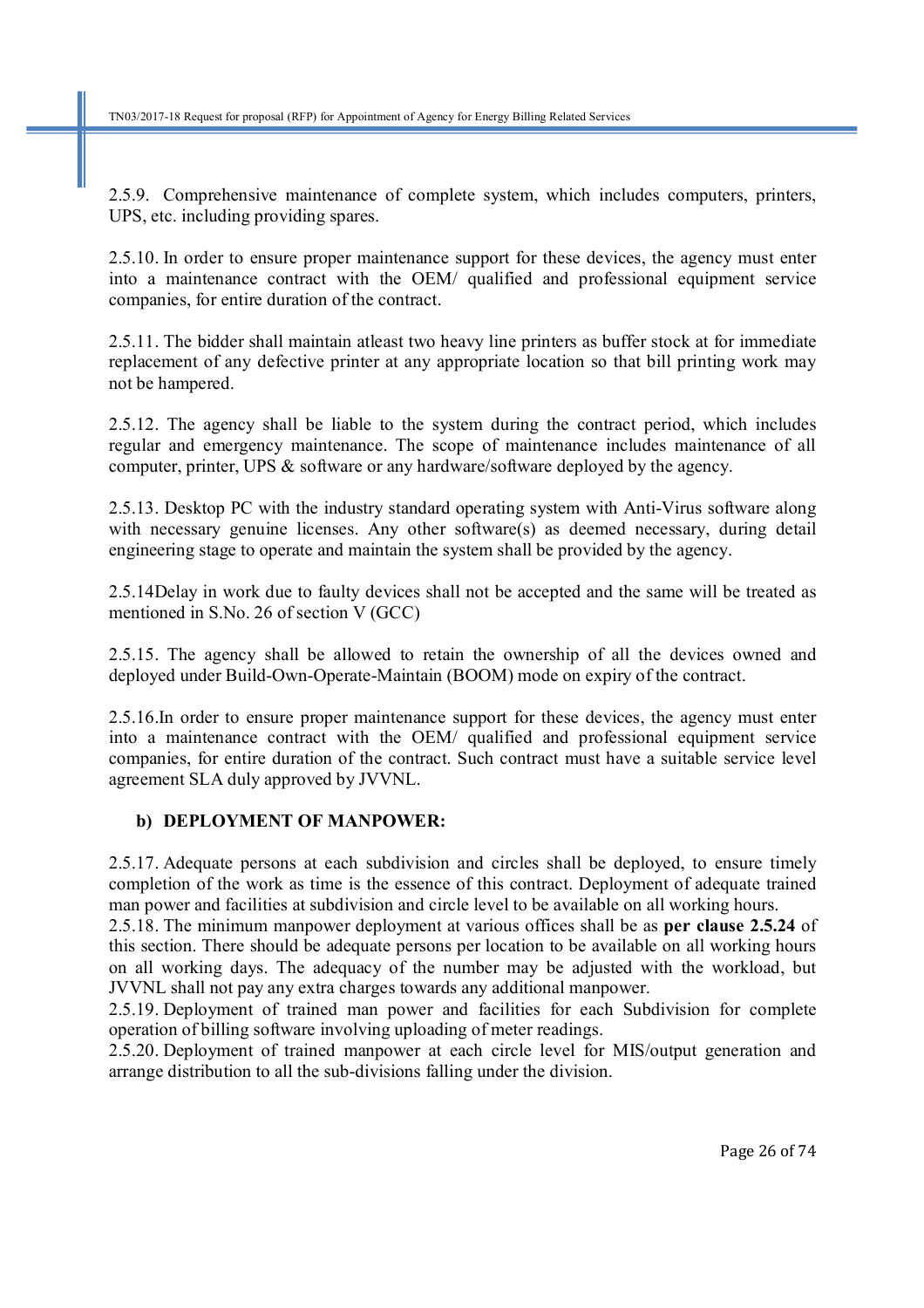2.5.9. Comprehensive maintenance of complete system, which includes computers, printers, UPS, etc. including providing spares.

2.5.10. In order to ensure proper maintenance support for these devices, the agency must enter into a maintenance contract with the OEM/ qualified and professional equipment service companies, for entire duration of the contract.

2.5.11. The bidder shall maintain atleast two heavy line printers as buffer stock at for immediate replacement of any defective printer at any appropriate location so that bill printing work may not be hampered.

2.5.12. The agency shall be liable to the system during the contract period, which includes regular and emergency maintenance. The scope of maintenance includes maintenance of all computer, printer, UPS & software or any hardware/software deployed by the agency.

2.5.13. Desktop PC with the industry standard operating system with Anti-Virus software along with necessary genuine licenses. Any other software(s) as deemed necessary, during detail engineering stage to operate and maintain the system shall be provided by the agency.

2.5.14Delay in work due to faulty devices shall not be accepted and the same will be treated as mentioned in S.No. 26 of section V (GCC)

2.5.15. The agency shall be allowed to retain the ownership of all the devices owned and deployed under Build-Own-Operate-Maintain (BOOM) mode on expiry of the contract.

2.5.16.In order to ensure proper maintenance support for these devices, the agency must enter into a maintenance contract with the OEM/ qualified and professional equipment service companies, for entire duration of the contract. Such contract must have a suitable service level agreement SLA duly approved by JVVNL.

**b) DEPLOYMENT OF MANPOWER:**

2.5.17. Adequate persons at each subdivision and circles shall be deployed, to ensure timely completion of the work as time is the essence of this contract. Deployment of adequate trained man power and facilities at subdivision and circle level to be available on all working hours.
2.5.18. The minimum manpower deployment at various offices shall be as **per clause 2.5.24** of this section. There should be adequate persons per location to be available on all working hours on all working days. The adequacy of the number may be adjusted with the workload, but JVVNL shall not pay any extra charges towards any additional manpower.
2.5.19. Deployment of trained man power and facilities for each Subdivision for complete operation of billing software involving uploading of meter readings.
2.5.20. Deployment of trained manpower at each circle level for MIS/output generation and arrange distribution to all the sub-divisions falling under the division.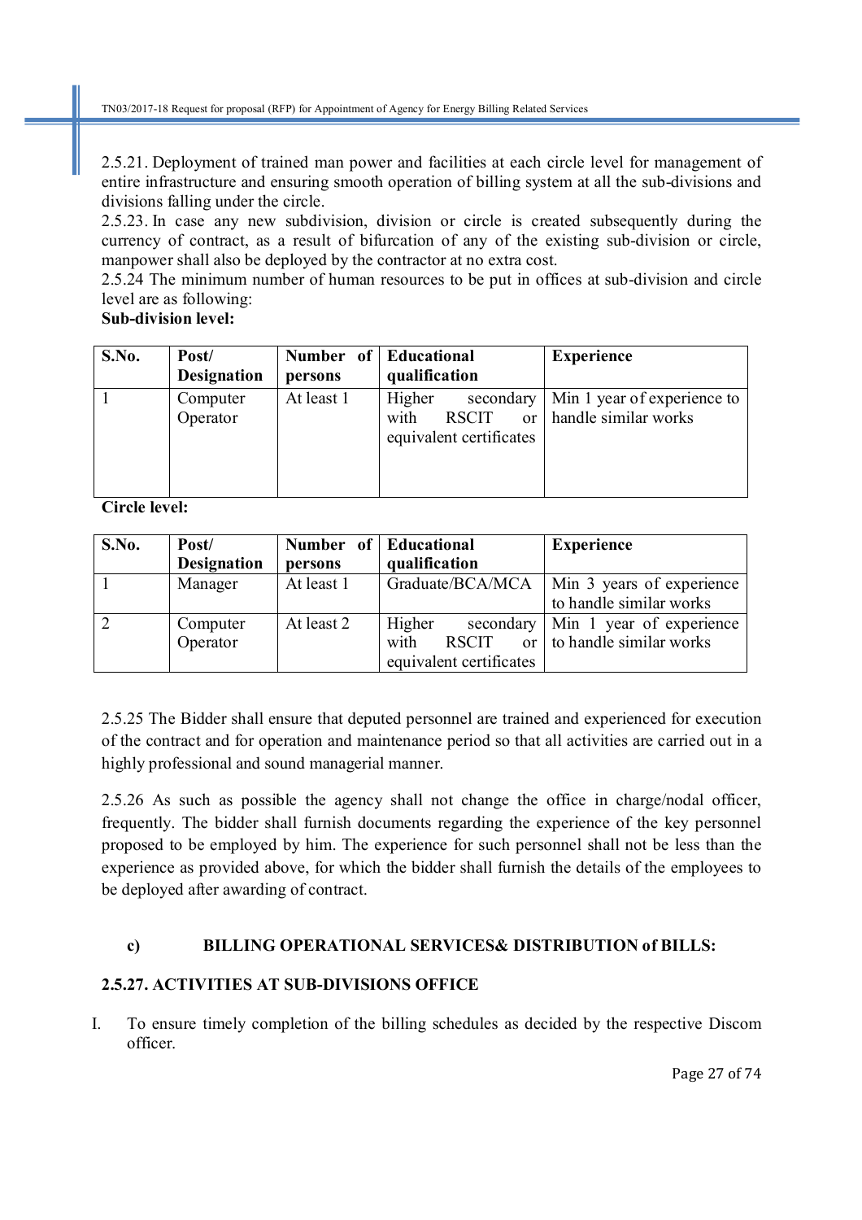2.5.21. Deployment of trained man power and facilities at each circle level for management of entire infrastructure and ensuring smooth operation of billing system at all the sub-divisions and divisions falling under the circle.

2.5.23. In case any new subdivision, division or circle is created subsequently during the currency of contract, as a result of bifurcation of any of the existing sub-division or circle, manpower shall also be deployed by the contractor at no extra cost.

2.5.24 The minimum number of human resources to be put in offices at sub-division and circle level are as following:

**Sub-division level:**

| S.No. | Post/ Designation | Number of persons | Educational qualification | Experience |
|---|---|---|---|---|
| 1 | Computer Operator | At least 1 | Higher secondary with RSCIT or equivalent certificates | Min 1 year of experience to handle similar works |

**Circle level:**

| S.No. | Post/ Designation | Number of persons | Educational qualification | Experience |
|---|---|---|---|---|
| 1 | Manager | At least 1 | Graduate/BCA/MCA | Min 3 years of experience to handle similar works |
| 2 | Computer Operator | At least 2 | Higher secondary with RSCIT or equivalent certificates | Min 1 year of experience to handle similar works |

2.5.25 The Bidder shall ensure that deputed personnel are trained and experienced for execution of the contract and for operation and maintenance period so that all activities are carried out in a highly professional and sound managerial manner.

2.5.26 As such as possible the agency shall not change the office in charge/nodal officer, frequently. The bidder shall furnish documents regarding the experience of the key personnel proposed to be employed by him. The experience for such personnel shall not be less than the experience as provided above, for which the bidder shall furnish the details of the employees to be deployed after awarding of contract.

### c) BILLING OPERATIONAL SERVICES& DISTRIBUTION of BILLS:

### 2.5.27. ACTIVITIES AT SUB-DIVISIONS OFFICE

I. To ensure timely completion of the billing schedules as decided by the respective Discom officer.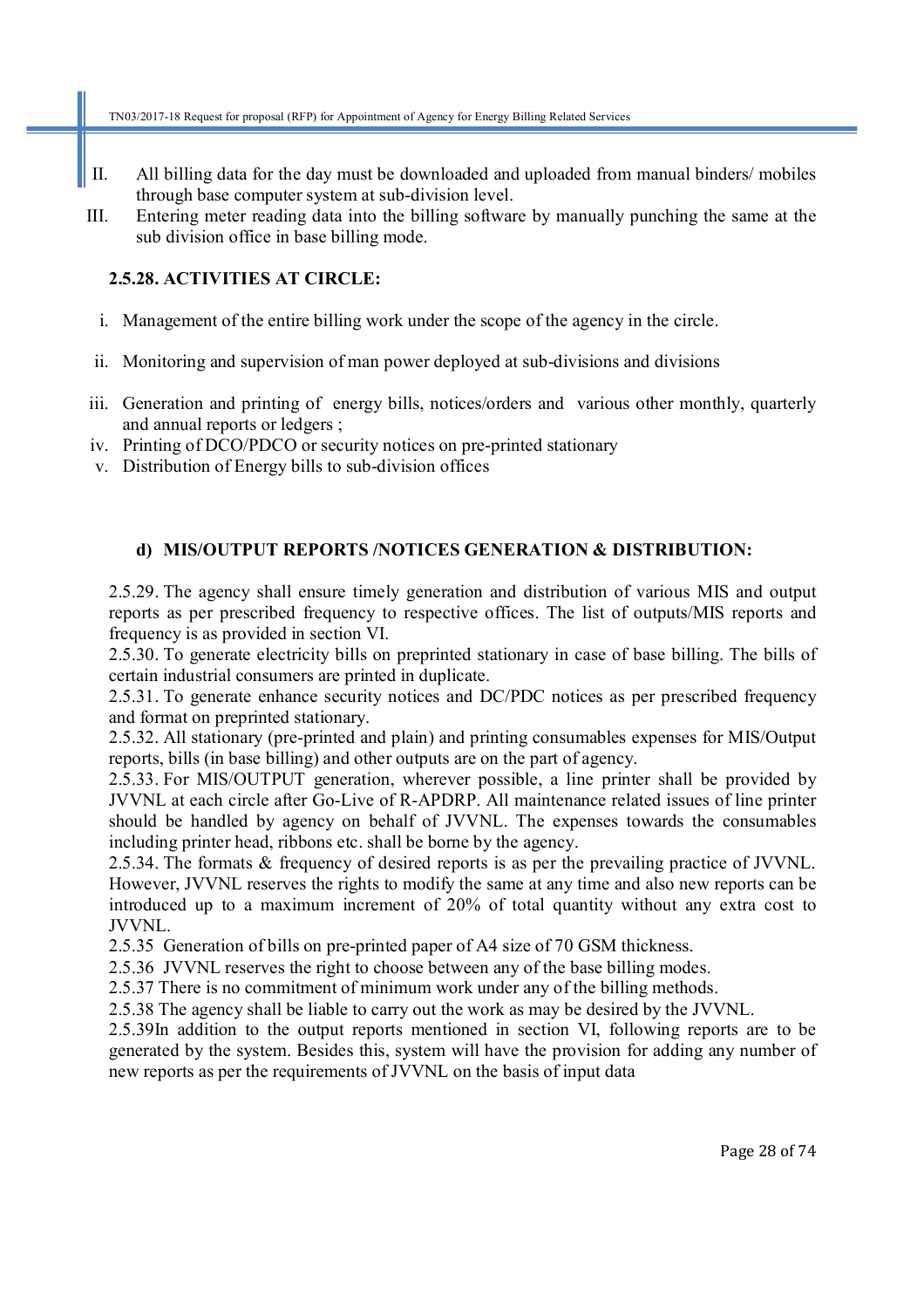II. All billing data for the day must be downloaded and uploaded from manual binders/ mobiles through base computer system at sub-division level.

III. Entering meter reading data into the billing software by manually punching the same at the sub division office in base billing mode.

### 2.5.28. ACTIVITIES AT CIRCLE:

i. Management of the entire billing work under the scope of the agency in the circle.

ii. Monitoring and supervision of man power deployed at sub-divisions and divisions

iii. Generation and printing of energy bills, notices/orders and various other monthly, quarterly and annual reports or ledgers ;

iv. Printing of DCO/PDCO or security notices on pre-printed stationary

v. Distribution of Energy bills to sub-division offices

### d) MIS/OUTPUT REPORTS /NOTICES GENERATION & DISTRIBUTION:

2.5.29. The agency shall ensure timely generation and distribution of various MIS and output reports as per prescribed frequency to respective offices. The list of outputs/MIS reports and frequency is as provided in section VI.

2.5.30. To generate electricity bills on preprinted stationary in case of base billing. The bills of certain industrial consumers are printed in duplicate.

2.5.31. To generate enhance security notices and DC/PDC notices as per prescribed frequency and format on preprinted stationary.

2.5.32. All stationary (pre-printed and plain) and printing consumables expenses for MIS/Output reports, bills (in base billing) and other outputs are on the part of agency.

2.5.33. For MIS/OUTPUT generation, wherever possible, a line printer shall be provided by JVVNL at each circle after Go-Live of R-APDRP. All maintenance related issues of line printer should be handled by agency on behalf of JVVNL. The expenses towards the consumables including printer head, ribbons etc. shall be borne by the agency.

2.5.34. The formats & frequency of desired reports is as per the prevailing practice of JVVNL. However, JVVNL reserves the rights to modify the same at any time and also new reports can be introduced up to a maximum increment of 20% of total quantity without any extra cost to JVVNL.

2.5.35 Generation of bills on pre-printed paper of A4 size of 70 GSM thickness.

2.5.36 JVVNL reserves the right to choose between any of the base billing modes.

2.5.37 There is no commitment of minimum work under any of the billing methods.

2.5.38 The agency shall be liable to carry out the work as may be desired by the JVVNL.

2.5.39In addition to the output reports mentioned in section VI, following reports are to be generated by the system. Besides this, system will have the provision for adding any number of new reports as per the requirements of JVVNL on the basis of input data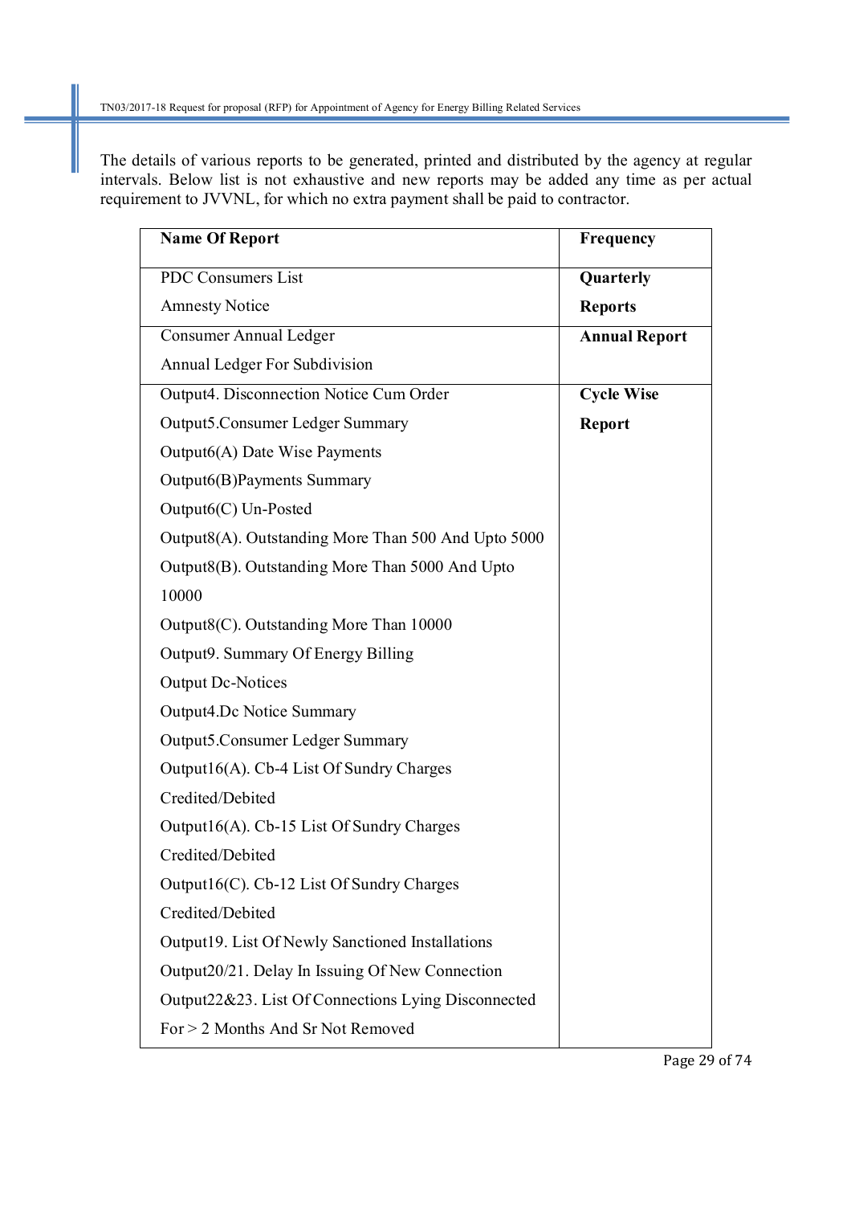The details of various reports to be generated, printed and distributed by the agency at regular intervals. Below list is not exhaustive and new reports may be added any time as per actual requirement to JVVNL, for which no extra payment shall be paid to contractor.

| Name Of Report | Frequency |
|---|---|
| PDC Consumers List<br>Amnesty Notice | **Quarterly Reports** |
| Consumer Annual Ledger<br>Annual Ledger For Subdivision | **Annual Report** |
| Output4. Disconnection Notice Cum Order<br>Output5.Consumer Ledger Summary<br>Output6(A) Date Wise Payments<br>Output6(B)Payments Summary<br>Output6(C) Un-Posted<br>Output8(A). Outstanding More Than 500 And Upto 5000<br>Output8(B). Outstanding More Than 5000 And Upto 10000<br>Output8(C). Outstanding More Than 10000<br>Output9. Summary Of Energy Billing<br>Output Dc-Notices<br>Output4.Dc Notice Summary<br>Output5.Consumer Ledger Summary<br>Output16(A). Cb-4 List Of Sundry Charges Credited/Debited<br>Output16(A). Cb-15 List Of Sundry Charges Credited/Debited<br>Output16(C). Cb-12 List Of Sundry Charges Credited/Debited<br>Output19. List Of Newly Sanctioned Installations<br>Output20/21. Delay In Issuing Of New Connection<br>Output22&23. List Of Connections Lying Disconnected For > 2 Months And Sr Not Removed | **Cycle Wise Report** |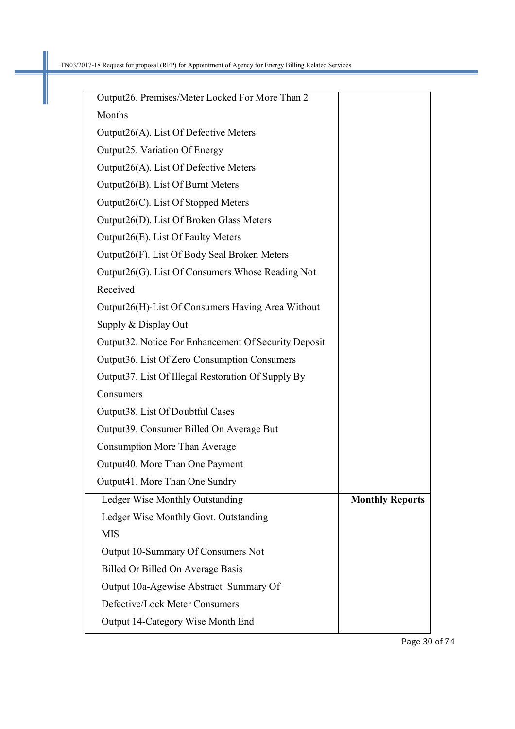| | |
|---|---|
| Output26. Premises/Meter Locked For More Than 2 Months<br>Output26(A). List Of Defective Meters<br>Output25. Variation Of Energy<br>Output26(A). List Of Defective Meters<br>Output26(B). List Of Burnt Meters<br>Output26(C). List Of Stopped Meters<br>Output26(D). List Of Broken Glass Meters<br>Output26(E). List Of Faulty Meters<br>Output26(F). List Of Body Seal Broken Meters<br>Output26(G). List Of Consumers Whose Reading Not Received<br>Output26(H)-List Of Consumers Having Area Without Supply & Display Out<br>Output32. Notice For Enhancement Of Security Deposit<br>Output36. List Of Zero Consumption Consumers<br>Output37. List Of Illegal Restoration Of Supply By Consumers<br>Output38. List Of Doubtful Cases<br>Output39. Consumer Billed On Average But Consumption More Than Average<br>Output40. More Than One Payment<br>Output41. More Than One Sundry | |
| Ledger Wise Monthly Outstanding<br>Ledger Wise Monthly Govt. Outstanding<br>MIS<br>Output 10-Summary Of Consumers Not Billed Or Billed On Average Basis<br>Output 10a-Agewise Abstract Summary Of Defective/Lock Meter Consumers<br>Output 14-Category Wise Month End | **Monthly Reports** |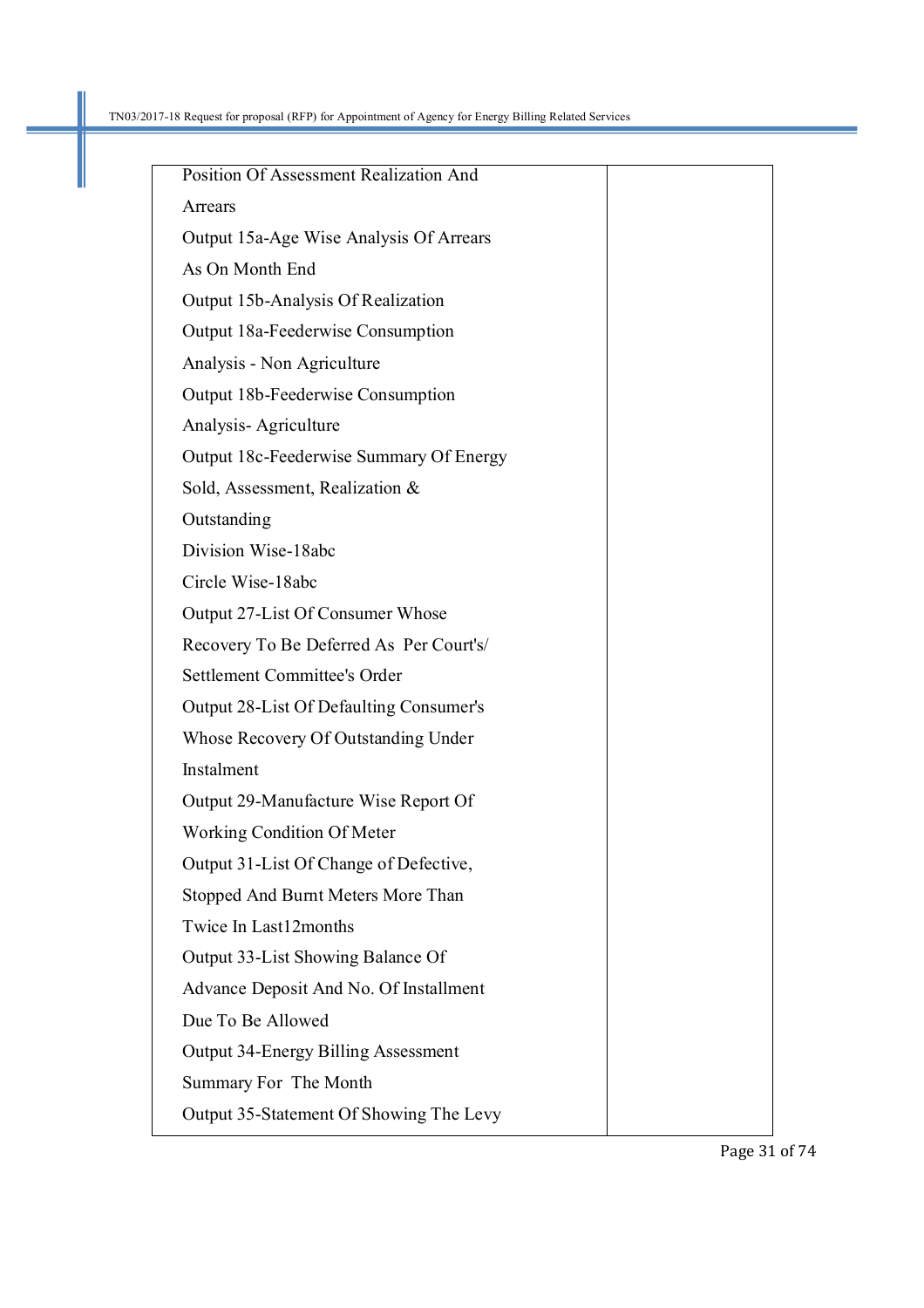| | |
|---|---|
| Position Of Assessment Realization And Arrears<br>Output 15a-Age Wise Analysis Of Arrears As On Month End<br>Output 15b-Analysis Of Realization<br>Output 18a-Feederwise Consumption Analysis - Non Agriculture<br>Output 18b-Feederwise Consumption Analysis- Agriculture<br>Output 18c-Feederwise Summary Of Energy Sold, Assessment, Realization & Outstanding<br>Division Wise-18abc<br>Circle Wise-18abc<br>Output 27-List Of Consumer Whose Recovery To Be Deferred As Per Court's/ Settlement Committee's Order<br>Output 28-List Of Defaulting Consumer's Whose Recovery Of Outstanding Under Instalment<br>Output 29-Manufacture Wise Report Of Working Condition Of Meter<br>Output 31-List Of Change of Defective, Stopped And Burnt Meters More Than Twice In Last12months<br>Output 33-List Showing Balance Of Advance Deposit And No. Of Installment Due To Be Allowed<br>Output 34-Energy Billing Assessment Summary For The Month<br>Output 35-Statement Of Showing The Levy | |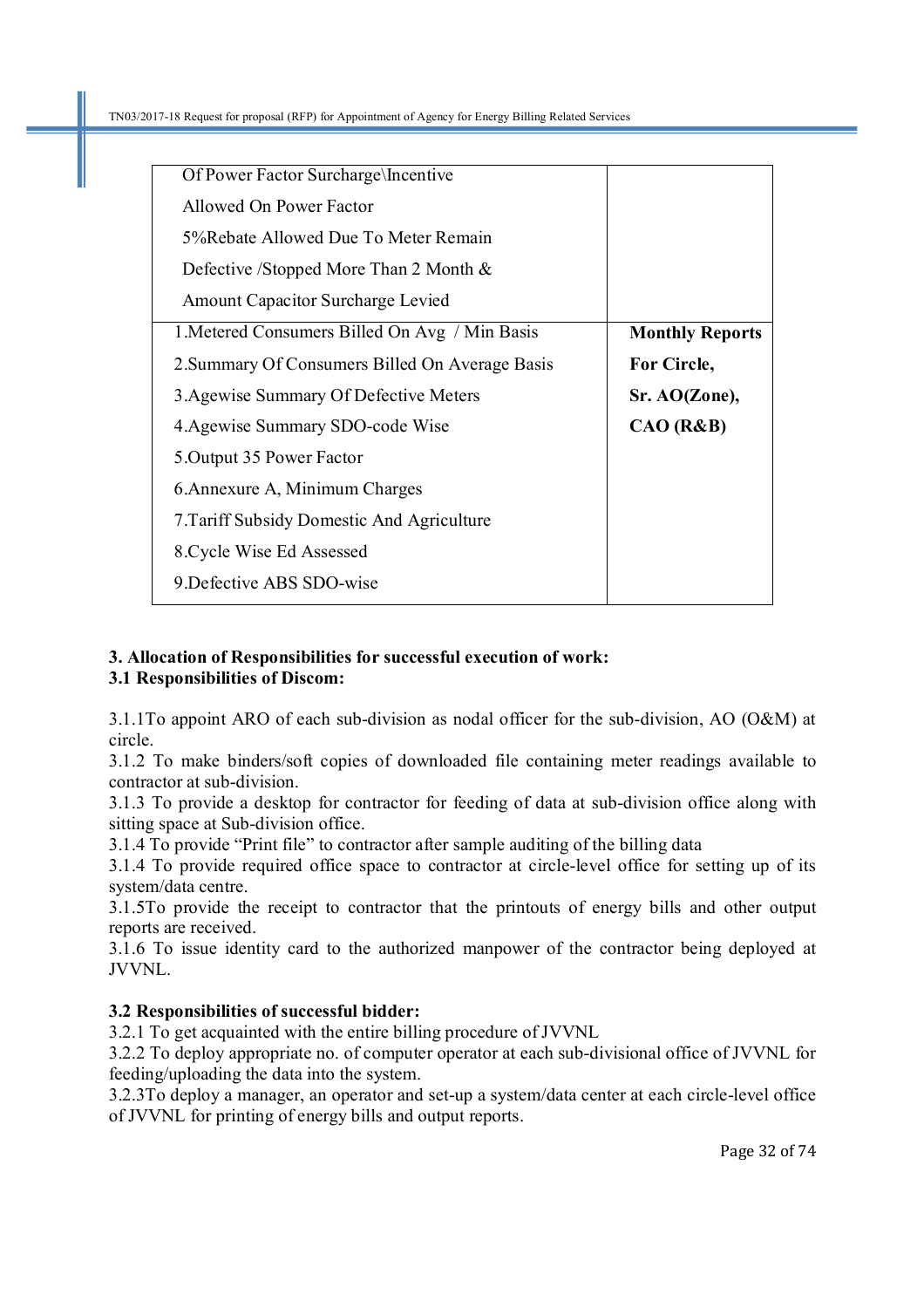| | |
|---|---|
| Of Power Factor Surcharge\Incentive<br>Allowed On Power Factor<br>5%Rebate Allowed Due To Meter Remain<br>Defective /Stopped More Than 2 Month &<br>Amount Capacitor Surcharge Levied | |
| 1.Metered Consumers Billed On Avg / Min Basis<br>2.Summary Of Consumers Billed On Average Basis<br>3.Agewise Summary Of Defective Meters<br>4.Agewise Summary SDO-code Wise<br>5.Output 35 Power Factor<br>6.Annexure A, Minimum Charges<br>7.Tariff Subsidy Domestic And Agriculture<br>8.Cycle Wise Ed Assessed<br>9.Defective ABS SDO-wise | **Monthly Reports For Circle, Sr. AO(Zone), CAO (R&B)** |

**3. Allocation of Responsibilities for successful execution of work:**

**3.1 Responsibilities of Discom:**

3.1.1To appoint ARO of each sub-division as nodal officer for the sub-division, AO (O&M) at circle.

3.1.2 To make binders/soft copies of downloaded file containing meter readings available to contractor at sub-division.

3.1.3 To provide a desktop for contractor for feeding of data at sub-division office along with sitting space at Sub-division office.

3.1.4 To provide "Print file" to contractor after sample auditing of the billing data

3.1.4 To provide required office space to contractor at circle-level office for setting up of its system/data centre.

3.1.5To provide the receipt to contractor that the printouts of energy bills and other output reports are received.

3.1.6 To issue identity card to the authorized manpower of the contractor being deployed at JVVNL.

**3.2 Responsibilities of successful bidder:**

3.2.1 To get acquainted with the entire billing procedure of JVVNL

3.2.2 To deploy appropriate no. of computer operator at each sub-divisional office of JVVNL for feeding/uploading the data into the system.

3.2.3To deploy a manager, an operator and set-up a system/data center at each circle-level office of JVVNL for printing of energy bills and output reports.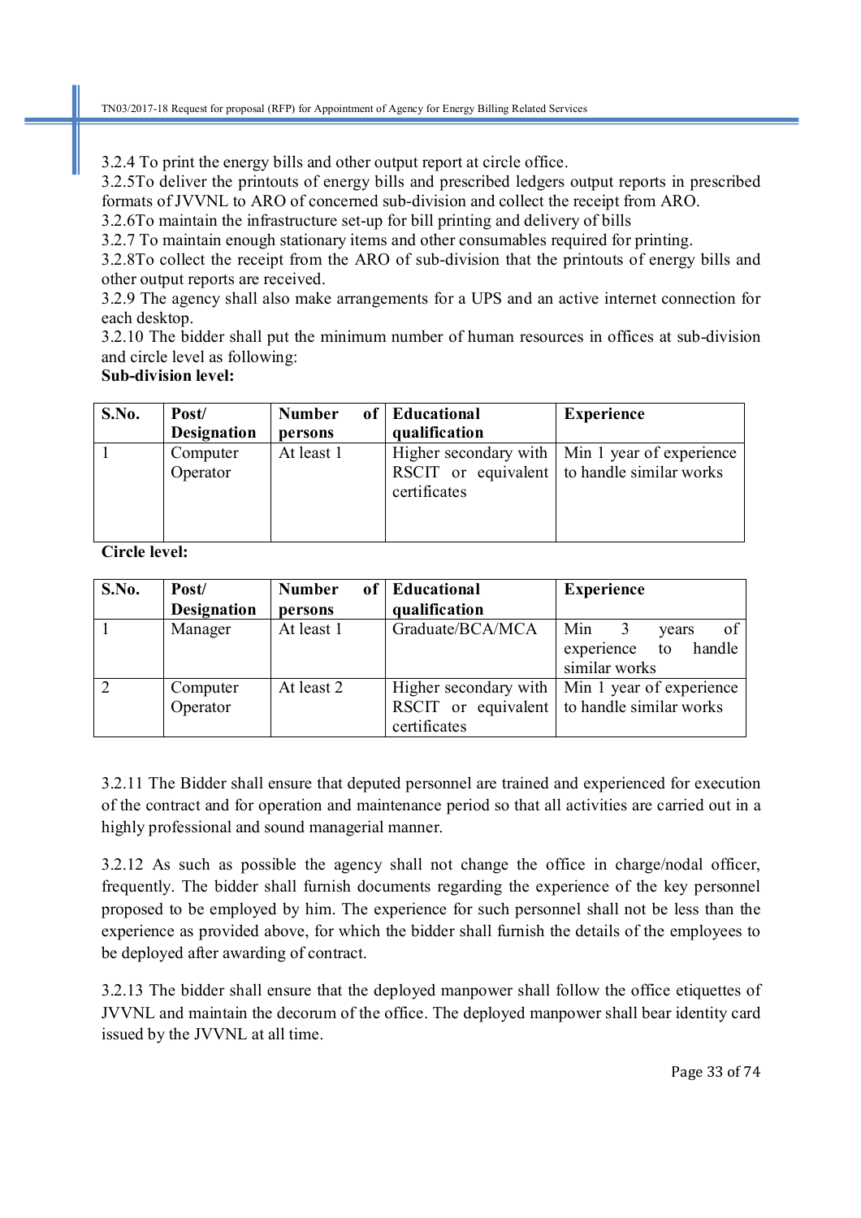3.2.4 To print the energy bills and other output report at circle office.

3.2.5To deliver the printouts of energy bills and prescribed ledgers output reports in prescribed formats of JVVNL to ARO of concerned sub-division and collect the receipt from ARO.

3.2.6To maintain the infrastructure set-up for bill printing and delivery of bills

3.2.7 To maintain enough stationary items and other consumables required for printing.

3.2.8To collect the receipt from the ARO of sub-division that the printouts of energy bills and other output reports are received.

3.2.9 The agency shall also make arrangements for a UPS and an active internet connection for each desktop.

3.2.10 The bidder shall put the minimum number of human resources in offices at sub-division and circle level as following:

**Sub-division level:**

| S.No. | Post/ Designation | Number of persons | Educational qualification | Experience |
|---|---|---|---|---|
| 1 | Computer Operator | At least 1 | Higher secondary with RSCIT or equivalent certificates | Min 1 year of experience to handle similar works |

**Circle level:**

| S.No. | Post/ Designation | Number of persons | Educational qualification | Experience |
|---|---|---|---|---|
| 1 | Manager | At least 1 | Graduate/BCA/MCA | Min 3 years of experience to handle similar works |
| 2 | Computer Operator | At least 2 | Higher secondary with RSCIT or equivalent certificates | Min 1 year of experience to handle similar works |

3.2.11 The Bidder shall ensure that deputed personnel are trained and experienced for execution of the contract and for operation and maintenance period so that all activities are carried out in a highly professional and sound managerial manner.

3.2.12 As such as possible the agency shall not change the office in charge/nodal officer, frequently. The bidder shall furnish documents regarding the experience of the key personnel proposed to be employed by him. The experience for such personnel shall not be less than the experience as provided above, for which the bidder shall furnish the details of the employees to be deployed after awarding of contract.

3.2.13 The bidder shall ensure that the deployed manpower shall follow the office etiquettes of JVVNL and maintain the decorum of the office. The deployed manpower shall bear identity card issued by the JVVNL at all time.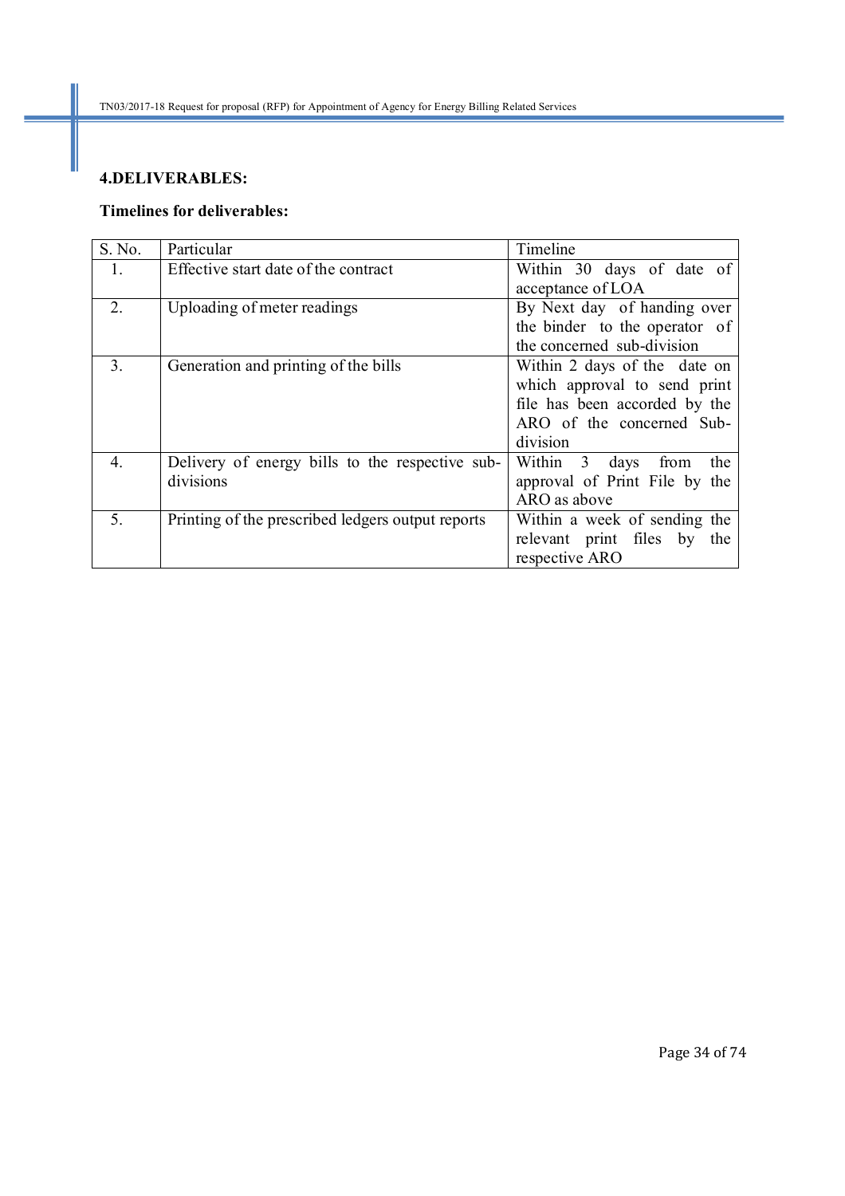## 4.DELIVERABLES:

**Timelines for deliverables:**

| S. No. | Particular | Timeline |
|---|---|---|
| 1. | Effective start date of the contract | Within 30 days of date of acceptance of LOA |
| 2. | Uploading of meter readings | By Next day of handing over the binder to the operator of the concerned sub-division |
| 3. | Generation and printing of the bills | Within 2 days of the date on which approval to send print file has been accorded by the ARO of the concerned Sub-division |
| 4. | Delivery of energy bills to the respective sub-divisions | Within 3 days from the approval of Print File by the ARO as above |
| 5. | Printing of the prescribed ledgers output reports | Within a week of sending the relevant print files by the respective ARO |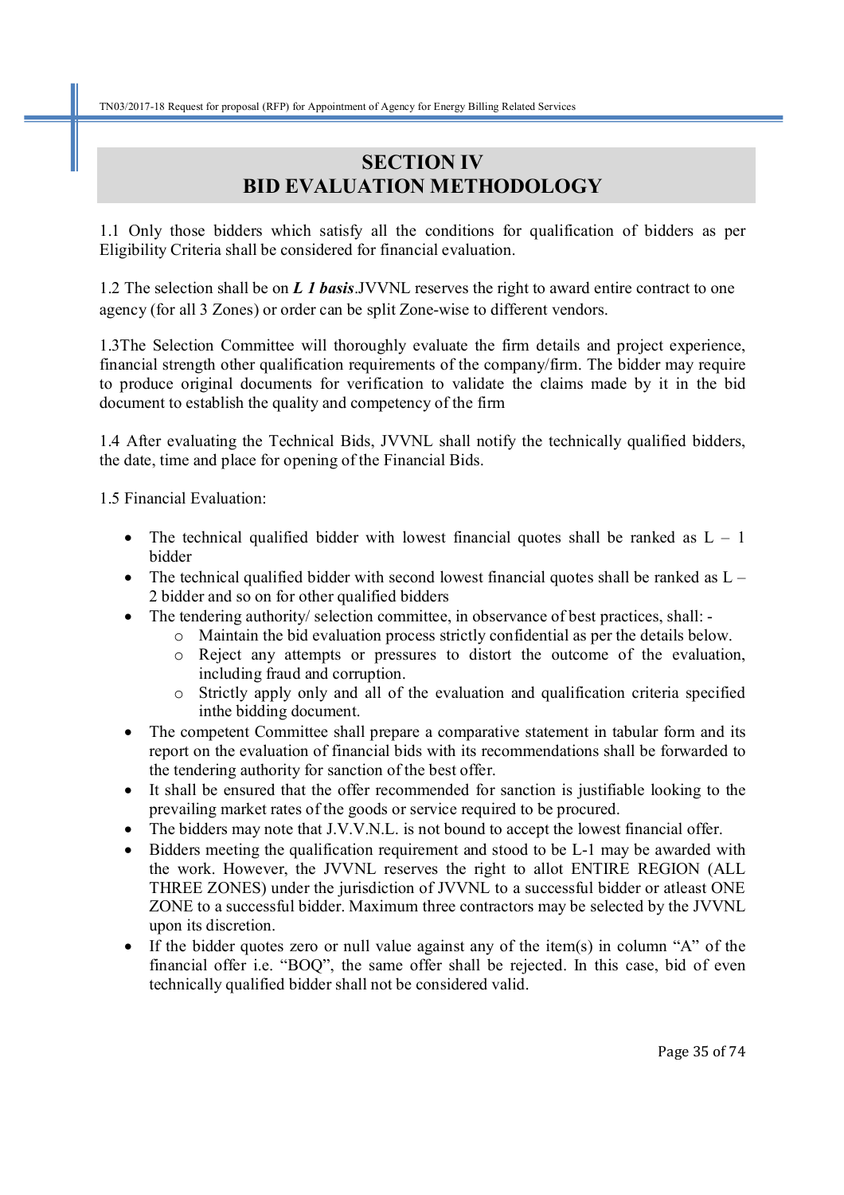# SECTION IV
# BID EVALUATION METHODOLOGY

1.1 Only those bidders which satisfy all the conditions for qualification of bidders as per Eligibility Criteria shall be considered for financial evaluation.

1.2 The selection shall be on ***L 1 basis***.JVVNL reserves the right to award entire contract to one agency (for all 3 Zones) or order can be split Zone-wise to different vendors.

1.3The Selection Committee will thoroughly evaluate the firm details and project experience, financial strength other qualification requirements of the company/firm. The bidder may require to produce original documents for verification to validate the claims made by it in the bid document to establish the quality and competency of the firm

1.4 After evaluating the Technical Bids, JVVNL shall notify the technically qualified bidders, the date, time and place for opening of the Financial Bids.

1.5 Financial Evaluation:

- The technical qualified bidder with lowest financial quotes shall be ranked as L – 1 bidder
- The technical qualified bidder with second lowest financial quotes shall be ranked as L – 2 bidder and so on for other qualified bidders
- The tendering authority/ selection committee, in observance of best practices, shall: -
  - Maintain the bid evaluation process strictly confidential as per the details below.
  - Reject any attempts or pressures to distort the outcome of the evaluation, including fraud and corruption.
  - Strictly apply only and all of the evaluation and qualification criteria specified inthe bidding document.
- The competent Committee shall prepare a comparative statement in tabular form and its report on the evaluation of financial bids with its recommendations shall be forwarded to the tendering authority for sanction of the best offer.
- It shall be ensured that the offer recommended for sanction is justifiable looking to the prevailing market rates of the goods or service required to be procured.
- The bidders may note that J.V.V.N.L. is not bound to accept the lowest financial offer.
- Bidders meeting the qualification requirement and stood to be L-1 may be awarded with the work. However, the JVVNL reserves the right to allot ENTIRE REGION (ALL THREE ZONES) under the jurisdiction of JVVNL to a successful bidder or atleast ONE ZONE to a successful bidder. Maximum three contractors may be selected by the JVVNL upon its discretion.
- If the bidder quotes zero or null value against any of the item(s) in column "A" of the financial offer i.e. "BOQ", the same offer shall be rejected. In this case, bid of even technically qualified bidder shall not be considered valid.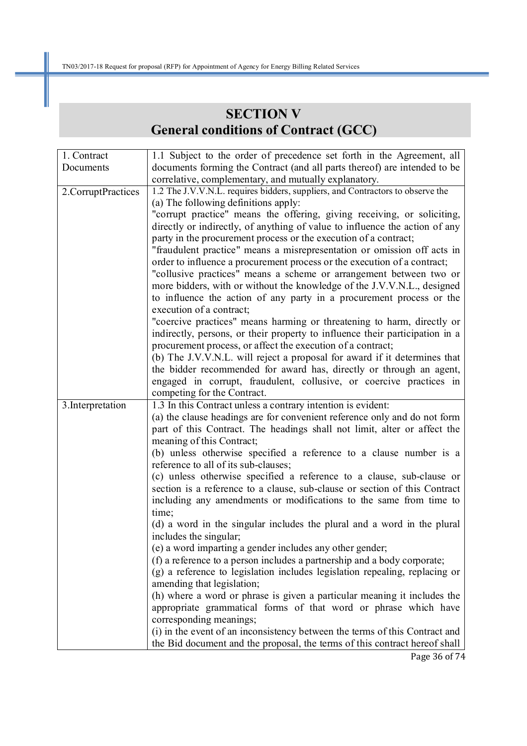## SECTION V
## General conditions of Contract (GCC)

| | |
|---|---|
| 1. Contract Documents | 1.1 Subject to the order of precedence set forth in the Agreement, all documents forming the Contract (and all parts thereof) are intended to be correlative, complementary, and mutually explanatory. |
| 2.CorruptPractices | 1.2 The J.V.V.N.L. requires bidders, suppliers, and Contractors to observe the<br>(a) The following definitions apply:<br>"corrupt practice" means the offering, giving receiving, or soliciting, directly or indirectly, of anything of value to influence the action of any party in the procurement process or the execution of a contract;<br>"fraudulent practice" means a misrepresentation or omission off acts in order to influence a procurement process or the execution of a contract;<br>"collusive practices" means a scheme or arrangement between two or more bidders, with or without the knowledge of the J.V.V.N.L., designed to influence the action of any party in a procurement process or the execution of a contract;<br>"coercive practices" means harming or threatening to harm, directly or indirectly, persons, or their property to influence their participation in a procurement process, or affect the execution of a contract;<br>(b) The J.V.V.N.L. will reject a proposal for award if it determines that the bidder recommended for award has, directly or through an agent, engaged in corrupt, fraudulent, collusive, or coercive practices in competing for the Contract. |
| 3.Interpretation | 1.3 In this Contract unless a contrary intention is evident:<br>(a) the clause headings are for convenient reference only and do not form part of this Contract. The headings shall not limit, alter or affect the meaning of this Contract;<br>(b) unless otherwise specified a reference to a clause number is a reference to all of its sub-clauses;<br>(c) unless otherwise specified a reference to a clause, sub-clause or section is a reference to a clause, sub-clause or section of this Contract including any amendments or modifications to the same from time to time;<br>(d) a word in the singular includes the plural and a word in the plural includes the singular;<br>(e) a word imparting a gender includes any other gender;<br>(f) a reference to a person includes a partnership and a body corporate;<br>(g) a reference to legislation includes legislation repealing, replacing or amending that legislation;<br>(h) where a word or phrase is given a particular meaning it includes the appropriate grammatical forms of that word or phrase which have corresponding meanings;<br>(i) in the event of an inconsistency between the terms of this Contract and the Bid document and the proposal, the terms of this contract hereof shall |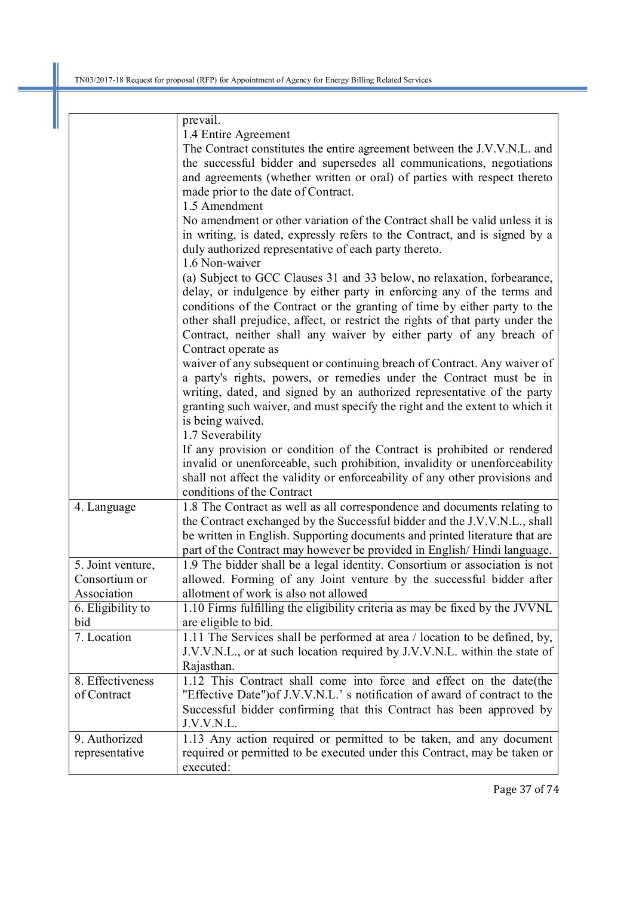| | |
|---|---|
| | prevail.<br>1.4 Entire Agreement<br>The Contract constitutes the entire agreement between the J.V.V.N.L. and the successful bidder and supersedes all communications, negotiations and agreements (whether written or oral) of parties with respect thereto made prior to the date of Contract.<br>1.5 Amendment<br>No amendment or other variation of the Contract shall be valid unless it is in writing, is dated, expressly refers to the Contract, and is signed by a duly authorized representative of each party thereto.<br>1.6 Non-waiver<br>(a) Subject to GCC Clauses 31 and 33 below, no relaxation, forbearance, delay, or indulgence by either party in enforcing any of the terms and conditions of the Contract or the granting of time by either party to the other shall prejudice, affect, or restrict the rights of that party under the Contract, neither shall any waiver by either party of any breach of Contract operate as<br>waiver of any subsequent or continuing breach of Contract. Any waiver of a party's rights, powers, or remedies under the Contract must be in writing, dated, and signed by an authorized representative of the party granting such waiver, and must specify the right and the extent to which it is being waived.<br>1.7 Severability<br>If any provision or condition of the Contract is prohibited or rendered invalid or unenforceable, such prohibition, invalidity or unenforceability shall not affect the validity or enforceability of any other provisions and conditions of the Contract |
| 4. Language | 1.8 The Contract as well as all correspondence and documents relating to the Contract exchanged by the Successful bidder and the J.V.V.N.L., shall be written in English. Supporting documents and printed literature that are part of the Contract may however be provided in English/ Hindi language. |
| 5. Joint venture, Consortium or Association | 1.9 The bidder shall be a legal identity. Consortium or association is not allowed. Forming of any Joint venture by the successful bidder after allotment of work is also not allowed |
| 6. Eligibility to bid | 1.10 Firms fulfilling the eligibility criteria as may be fixed by the JVVNL are eligible to bid. |
| 7. Location | 1.11 The Services shall be performed at area / location to be defined, by, J.V.V.N.L., or at such location required by J.V.V.N.L. within the state of Rajasthan. |
| 8. Effectiveness of Contract | 1.12 This Contract shall come into force and effect on the date(the "Effective Date")of J.V.V.N.L.' s notification of award of contract to the Successful bidder confirming that this Contract has been approved by J.V.V.N.L. |
| 9. Authorized representative | 1.13 Any action required or permitted to be taken, and any document required or permitted to be executed under this Contract, may be taken or executed: |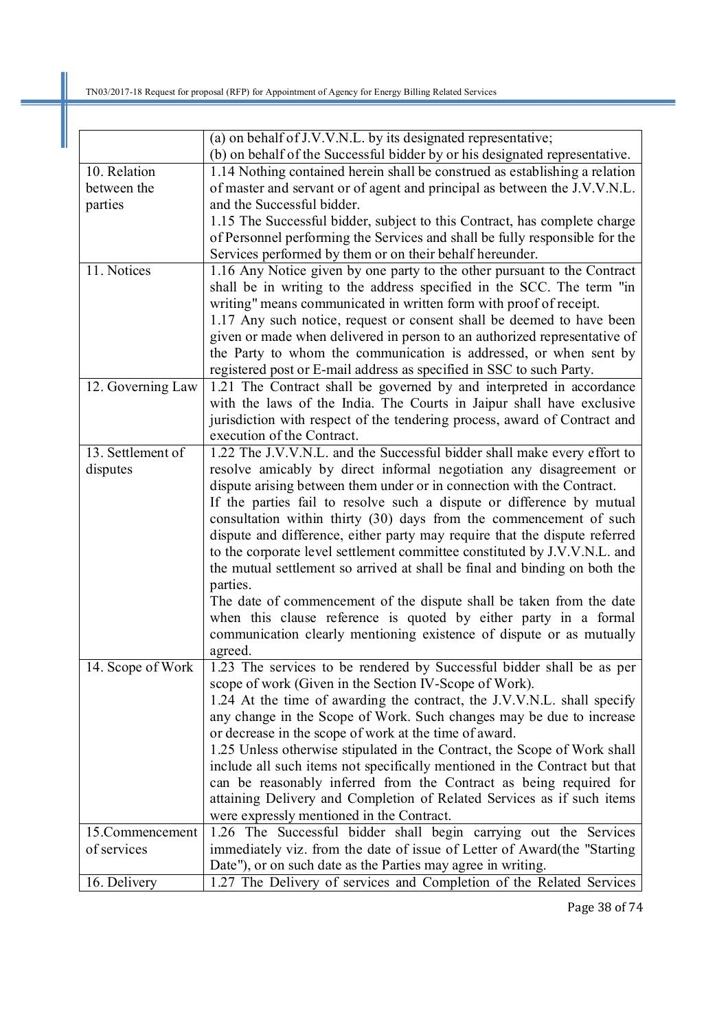| | |
|---|---|
| | (a) on behalf of J.V.V.N.L. by its designated representative;<br>(b) on behalf of the Successful bidder by or his designated representative. |
| 10. Relation between the parties | 1.14 Nothing contained herein shall be construed as establishing a relation of master and servant or of agent and principal as between the J.V.V.N.L. and the Successful bidder.<br>1.15 The Successful bidder, subject to this Contract, has complete charge of Personnel performing the Services and shall be fully responsible for the Services performed by them or on their behalf hereunder. |
| 11. Notices | 1.16 Any Notice given by one party to the other pursuant to the Contract shall be in writing to the address specified in the SCC. The term "in writing" means communicated in written form with proof of receipt.<br>1.17 Any such notice, request or consent shall be deemed to have been given or made when delivered in person to an authorized representative of the Party to whom the communication is addressed, or when sent by registered post or E-mail address as specified in SSC to such Party. |
| 12. Governing Law | 1.21 The Contract shall be governed by and interpreted in accordance with the laws of the India. The Courts in Jaipur shall have exclusive jurisdiction with respect of the tendering process, award of Contract and execution of the Contract. |
| 13. Settlement of disputes | 1.22 The J.V.V.N.L. and the Successful bidder shall make every effort to resolve amicably by direct informal negotiation any disagreement or dispute arising between them under or in connection with the Contract.<br>If the parties fail to resolve such a dispute or difference by mutual consultation within thirty (30) days from the commencement of such dispute and difference, either party may require that the dispute referred to the corporate level settlement committee constituted by J.V.V.N.L. and the mutual settlement so arrived at shall be final and binding on both the parties.<br>The date of commencement of the dispute shall be taken from the date when this clause reference is quoted by either party in a formal communication clearly mentioning existence of dispute or as mutually agreed. |
| 14. Scope of Work | 1.23 The services to be rendered by Successful bidder shall be as per scope of work (Given in the Section IV-Scope of Work).<br>1.24 At the time of awarding the contract, the J.V.V.N.L. shall specify any change in the Scope of Work. Such changes may be due to increase or decrease in the scope of work at the time of award.<br>1.25 Unless otherwise stipulated in the Contract, the Scope of Work shall include all such items not specifically mentioned in the Contract but that can be reasonably inferred from the Contract as being required for attaining Delivery and Completion of Related Services as if such items were expressly mentioned in the Contract. |
| 15.Commencement of services | 1.26 The Successful bidder shall begin carrying out the Services immediately viz. from the date of issue of Letter of Award(the "Starting Date"), or on such date as the Parties may agree in writing. |
| 16. Delivery | 1.27 The Delivery of services and Completion of the Related Services |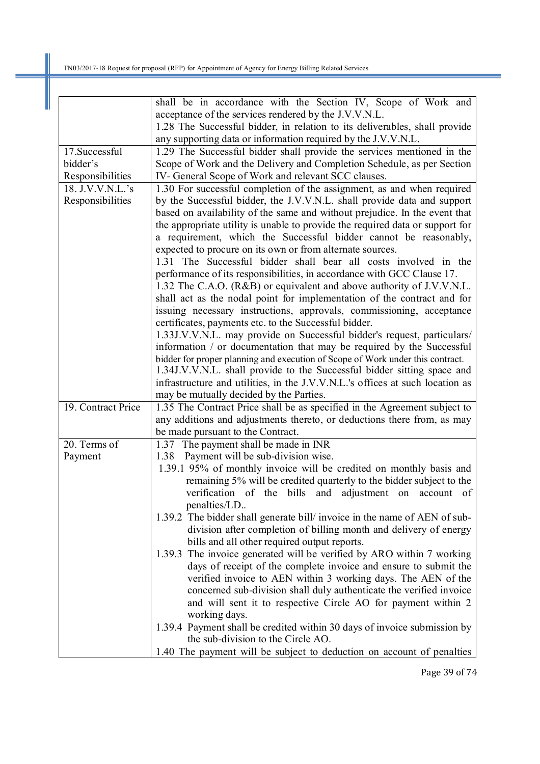| | |
|---|---|
| | shall be in accordance with the Section IV, Scope of Work and acceptance of the services rendered by the J.V.V.N.L.<br>1.28 The Successful bidder, in relation to its deliverables, shall provide any supporting data or information required by the J.V.V.N.L. |
| 17.Successful bidder's Responsibilities | 1.29 The Successful bidder shall provide the services mentioned in the Scope of Work and the Delivery and Completion Schedule, as per Section IV- General Scope of Work and relevant SCC clauses. |
| 18. J.V.V.N.L.'s Responsibilities | 1.30 For successful completion of the assignment, as and when required by the Successful bidder, the J.V.V.N.L. shall provide data and support based on availability of the same and without prejudice. In the event that the appropriate utility is unable to provide the required data or support for a requirement, which the Successful bidder cannot be reasonably, expected to procure on its own or from alternate sources.<br>1.31 The Successful bidder shall bear all costs involved in the performance of its responsibilities, in accordance with GCC Clause 17.<br>1.32 The C.A.O. (R&B) or equivalent and above authority of J.V.V.N.L. shall act as the nodal point for implementation of the contract and for issuing necessary instructions, approvals, commissioning, acceptance certificates, payments etc. to the Successful bidder.<br>1.33J.V.V.N.L. may provide on Successful bidder's request, particulars/ information / or documentation that may be required by the Successful bidder for proper planning and execution of Scope of Work under this contract.<br>1.34J.V.V.N.L. shall provide to the Successful bidder sitting space and infrastructure and utilities, in the J.V.V.N.L.'s offices at such location as may be mutually decided by the Parties. |
| 19. Contract Price | 1.35 The Contract Price shall be as specified in the Agreement subject to any additions and adjustments thereto, or deductions there from, as may be made pursuant to the Contract. |
| 20. Terms of Payment | 1.37 The payment shall be made in INR<br>1.38 Payment will be sub-division wise.<br>1.39.1 95% of monthly invoice will be credited on monthly basis and remaining 5% will be credited quarterly to the bidder subject to the verification of the bills and adjustment on account of penalties/LD..<br>1.39.2 The bidder shall generate bill/ invoice in the name of AEN of sub-division after completion of billing month and delivery of energy bills and all other required output reports.<br>1.39.3 The invoice generated will be verified by ARO within 7 working days of receipt of the complete invoice and ensure to submit the verified invoice to AEN within 3 working days. The AEN of the concerned sub-division shall duly authenticate the verified invoice and will sent it to respective Circle AO for payment within 2 working days.<br>1.39.4 Payment shall be credited within 30 days of invoice submission by the sub-division to the Circle AO.<br>1.40 The payment will be subject to deduction on account of penalties |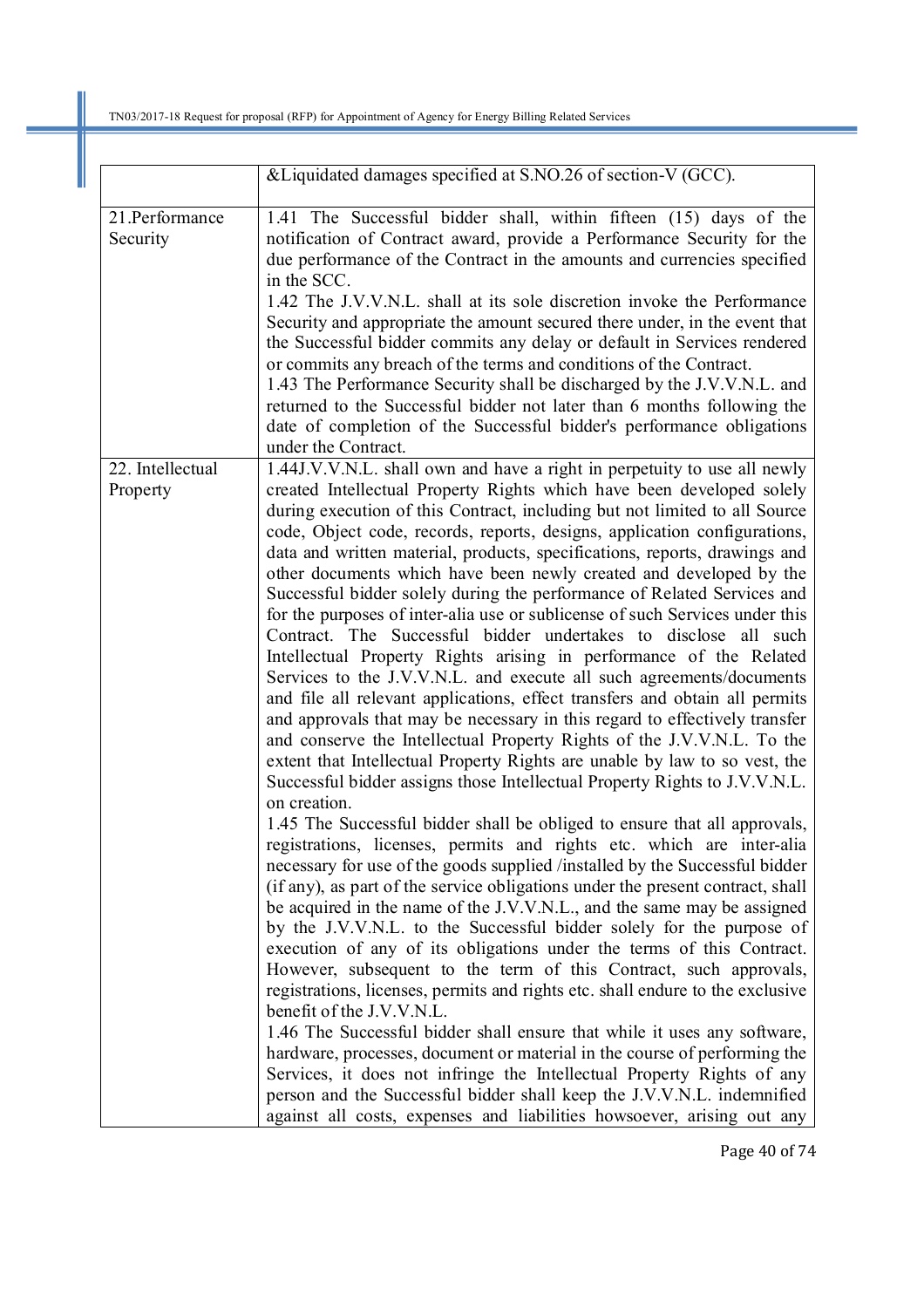| | |
|---|---|
| | &Liquidated damages specified at S.NO.26 of section-V (GCC). |
| 21.Performance Security | 1.41 The Successful bidder shall, within fifteen (15) days of the notification of Contract award, provide a Performance Security for the due performance of the Contract in the amounts and currencies specified in the SCC.<br>1.42 The J.V.V.N.L. shall at its sole discretion invoke the Performance Security and appropriate the amount secured there under, in the event that the Successful bidder commits any delay or default in Services rendered or commits any breach of the terms and conditions of the Contract.<br>1.43 The Performance Security shall be discharged by the J.V.V.N.L. and returned to the Successful bidder not later than 6 months following the date of completion of the Successful bidder's performance obligations under the Contract. |
| 22. Intellectual Property | 1.44J.V.V.N.L. shall own and have a right in perpetuity to use all newly created Intellectual Property Rights which have been developed solely during execution of this Contract, including but not limited to all Source code, Object code, records, reports, designs, application configurations, data and written material, products, specifications, reports, drawings and other documents which have been newly created and developed by the Successful bidder solely during the performance of Related Services and for the purposes of inter-alia use or sublicense of such Services under this Contract. The Successful bidder undertakes to disclose all such Intellectual Property Rights arising in performance of the Related Services to the J.V.V.N.L. and execute all such agreements/documents and file all relevant applications, effect transfers and obtain all permits and approvals that may be necessary in this regard to effectively transfer and conserve the Intellectual Property Rights of the J.V.V.N.L. To the extent that Intellectual Property Rights are unable by law to so vest, the Successful bidder assigns those Intellectual Property Rights to J.V.V.N.L. on creation.<br>1.45 The Successful bidder shall be obliged to ensure that all approvals, registrations, licenses, permits and rights etc. which are inter-alia necessary for use of the goods supplied /installed by the Successful bidder (if any), as part of the service obligations under the present contract, shall be acquired in the name of the J.V.V.N.L., and the same may be assigned by the J.V.V.N.L. to the Successful bidder solely for the purpose of execution of any of its obligations under the terms of this Contract. However, subsequent to the term of this Contract, such approvals, registrations, licenses, permits and rights etc. shall endure to the exclusive benefit of the J.V.V.N.L.<br>1.46 The Successful bidder shall ensure that while it uses any software, hardware, processes, document or material in the course of performing the Services, it does not infringe the Intellectual Property Rights of any person and the Successful bidder shall keep the J.V.V.N.L. indemnified against all costs, expenses and liabilities howsoever, arising out any |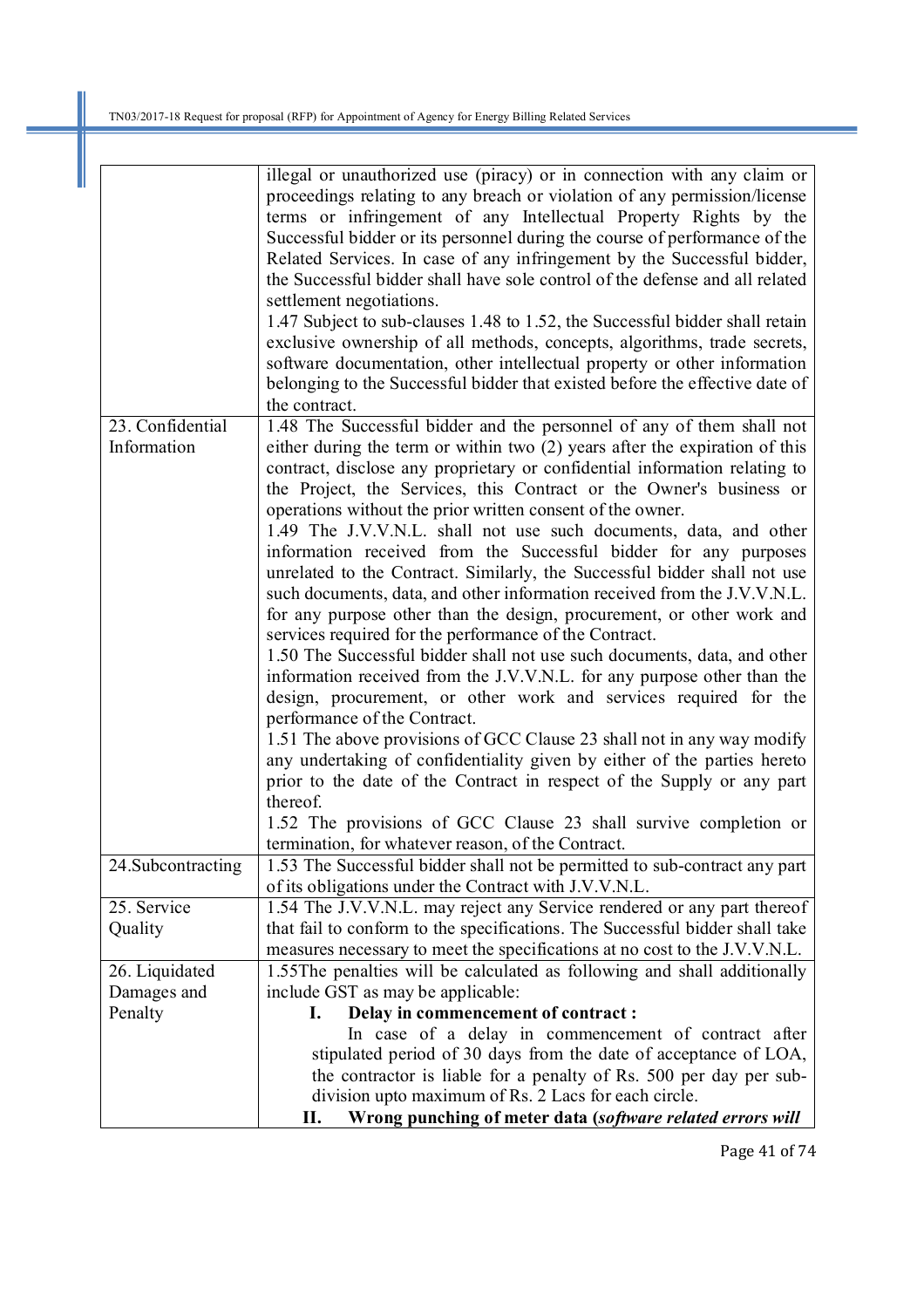| | |
|---|---|
| | illegal or unauthorized use (piracy) or in connection with any claim or proceedings relating to any breach or violation of any permission/license terms or infringement of any Intellectual Property Rights by the Successful bidder or its personnel during the course of performance of the Related Services. In case of any infringement by the Successful bidder, the Successful bidder shall have sole control of the defense and all related settlement negotiations.<br>1.47 Subject to sub-clauses 1.48 to 1.52, the Successful bidder shall retain exclusive ownership of all methods, concepts, algorithms, trade secrets, software documentation, other intellectual property or other information belonging to the Successful bidder that existed before the effective date of the contract. |
| 23. Confidential Information | 1.48 The Successful bidder and the personnel of any of them shall not either during the term or within two (2) years after the expiration of this contract, disclose any proprietary or confidential information relating to the Project, the Services, this Contract or the Owner's business or operations without the prior written consent of the owner.<br>1.49 The J.V.V.N.L. shall not use such documents, data, and other information received from the Successful bidder for any purposes unrelated to the Contract. Similarly, the Successful bidder shall not use such documents, data, and other information received from the J.V.V.N.L. for any purpose other than the design, procurement, or other work and services required for the performance of the Contract.<br>1.50 The Successful bidder shall not use such documents, data, and other information received from the J.V.V.N.L. for any purpose other than the design, procurement, or other work and services required for the performance of the Contract.<br>1.51 The above provisions of GCC Clause 23 shall not in any way modify any undertaking of confidentiality given by either of the parties hereto prior to the date of the Contract in respect of the Supply or any part thereof.<br>1.52 The provisions of GCC Clause 23 shall survive completion or termination, for whatever reason, of the Contract. |
| 24.Subcontracting | 1.53 The Successful bidder shall not be permitted to sub-contract any part of its obligations under the Contract with J.V.V.N.L. |
| 25. Service Quality | 1.54 The J.V.V.N.L. may reject any Service rendered or any part thereof that fail to conform to the specifications. The Successful bidder shall take measures necessary to meet the specifications at no cost to the J.V.V.N.L. |
| 26. Liquidated Damages and Penalty | 1.55The penalties will be calculated as following and shall additionally include GST as may be applicable:<br>**I. Delay in commencement of contract :**<br>In case of a delay in commencement of contract after stipulated period of 30 days from the date of acceptance of LOA, the contractor is liable for a penalty of Rs. 500 per day per sub-division upto maximum of Rs. 2 Lacs for each circle.<br>**II. Wrong punching of meter data (*software related errors will*** |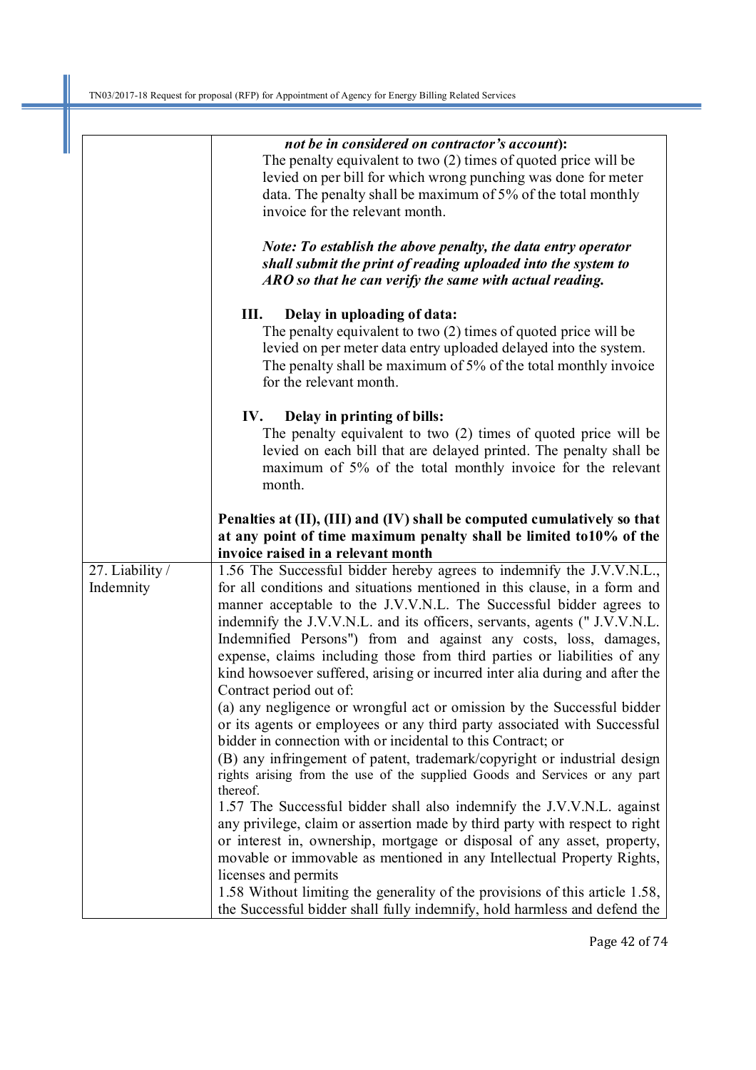| | |
|---|---|
| | ***not be in considered on contractor's account*)**:<br>The penalty equivalent to two (2) times of quoted price will be levied on per bill for which wrong punching was done for meter data. The penalty shall be maximum of 5% of the total monthly invoice for the relevant month.<br><br>***Note: To establish the above penalty, the data entry operator shall submit the print of reading uploaded into the system to ARO so that he can verify the same with actual reading.***<br><br>**III. Delay in uploading of data:**<br>The penalty equivalent to two (2) times of quoted price will be levied on per meter data entry uploaded delayed into the system. The penalty shall be maximum of 5% of the total monthly invoice for the relevant month.<br><br>**IV. Delay in printing of bills:**<br>The penalty equivalent to two (2) times of quoted price will be levied on each bill that are delayed printed. The penalty shall be maximum of 5% of the total monthly invoice for the relevant month.<br><br>**Penalties at (II), (III) and (IV) shall be computed cumulatively so that at any point of time maximum penalty shall be limited to10% of the invoice raised in a relevant month** |
| 27. Liability / Indemnity | 1.56 The Successful bidder hereby agrees to indemnify the J.V.V.N.L., for all conditions and situations mentioned in this clause, in a form and manner acceptable to the J.V.V.N.L. The Successful bidder agrees to indemnify the J.V.V.N.L. and its officers, servants, agents (" J.V.V.N.L. Indemnified Persons") from and against any costs, loss, damages, expense, claims including those from third parties or liabilities of any kind howsoever suffered, arising or incurred inter alia during and after the Contract period out of:<br>(a) any negligence or wrongful act or omission by the Successful bidder or its agents or employees or any third party associated with Successful bidder in connection with or incidental to this Contract; or<br>(B) any infringement of patent, trademark/copyright or industrial design rights arising from the use of the supplied Goods and Services or any part thereof.<br>1.57 The Successful bidder shall also indemnify the J.V.V.N.L. against any privilege, claim or assertion made by third party with respect to right or interest in, ownership, mortgage or disposal of any asset, property, movable or immovable as mentioned in any Intellectual Property Rights, licenses and permits<br>1.58 Without limiting the generality of the provisions of this article 1.58, the Successful bidder shall fully indemnify, hold harmless and defend the |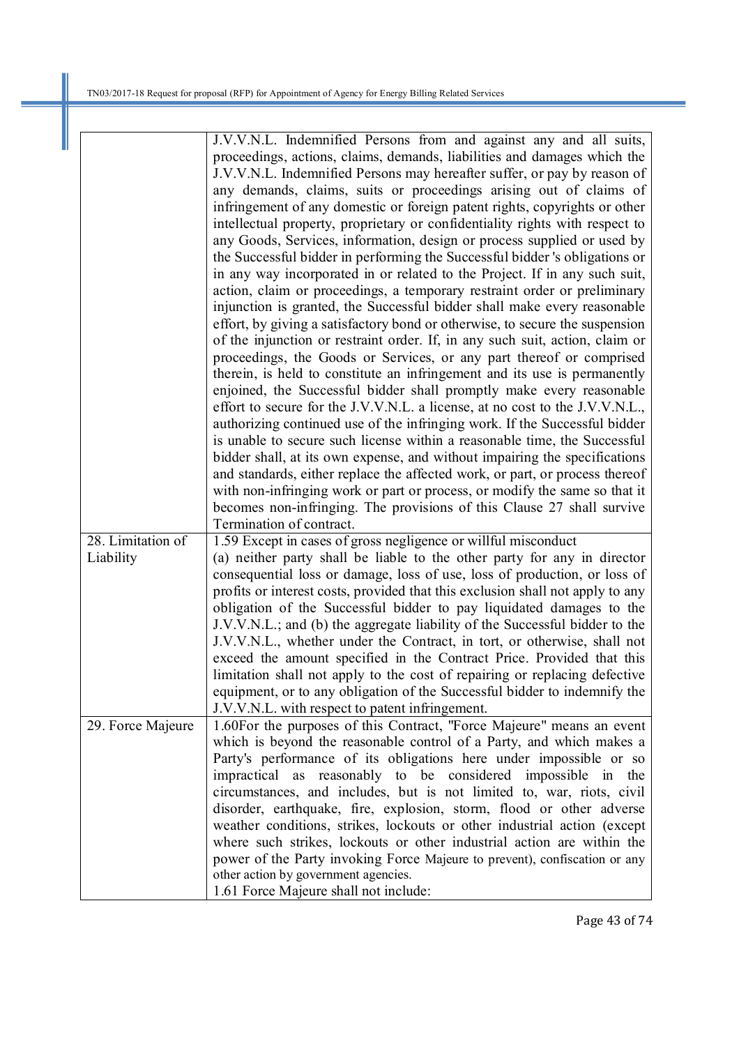|  |  |
| --- | --- |
|  | J.V.V.N.L. Indemnified Persons from and against any and all suits, proceedings, actions, claims, demands, liabilities and damages which the J.V.V.N.L. Indemnified Persons may hereafter suffer, or pay by reason of any demands, claims, suits or proceedings arising out of claims of infringement of any domestic or foreign patent rights, copyrights or other intellectual property, proprietary or confidentiality rights with respect to any Goods, Services, information, design or process supplied or used by the Successful bidder in performing the Successful bidder 's obligations or in any way incorporated in or related to the Project. If in any such suit, action, claim or proceedings, a temporary restraint order or preliminary injunction is granted, the Successful bidder shall make every reasonable effort, by giving a satisfactory bond or otherwise, to secure the suspension of the injunction or restraint order. If, in any such suit, action, claim or proceedings, the Goods or Services, or any part thereof or comprised therein, is held to constitute an infringement and its use is permanently enjoined, the Successful bidder shall promptly make every reasonable effort to secure for the J.V.V.N.L. a license, at no cost to the J.V.V.N.L., authorizing continued use of the infringing work. If the Successful bidder is unable to secure such license within a reasonable time, the Successful bidder shall, at its own expense, and without impairing the specifications and standards, either replace the affected work, or part, or process thereof with non-infringing work or part or process, or modify the same so that it becomes non-infringing. The provisions of this Clause 27 shall survive Termination of contract. |
| 28. Limitation of Liability | 1.59 Except in cases of gross negligence or willful misconduct (a) neither party shall be liable to the other party for any in director consequential loss or damage, loss of use, loss of production, or loss of profits or interest costs, provided that this exclusion shall not apply to any obligation of the Successful bidder to pay liquidated damages to the J.V.V.N.L.; and (b) the aggregate liability of the Successful bidder to the J.V.V.N.L., whether under the Contract, in tort, or otherwise, shall not exceed the amount specified in the Contract Price. Provided that this limitation shall not apply to the cost of repairing or replacing defective equipment, or to any obligation of the Successful bidder to indemnify the J.V.V.N.L. with respect to patent infringement. |
| 29. Force Majeure | 1.60For the purposes of this Contract, "Force Majeure" means an event which is beyond the reasonable control of a Party, and which makes a Party's performance of its obligations here under impossible or so impractical as reasonably to be considered impossible in the circumstances, and includes, but is not limited to, war, riots, civil disorder, earthquake, fire, explosion, storm, flood or other adverse weather conditions, strikes, lockouts or other industrial action (except where such strikes, lockouts or other industrial action are within the power of the Party invoking Force Majeure to prevent), confiscation or any other action by government agencies.<br>1.61 Force Majeure shall not include: |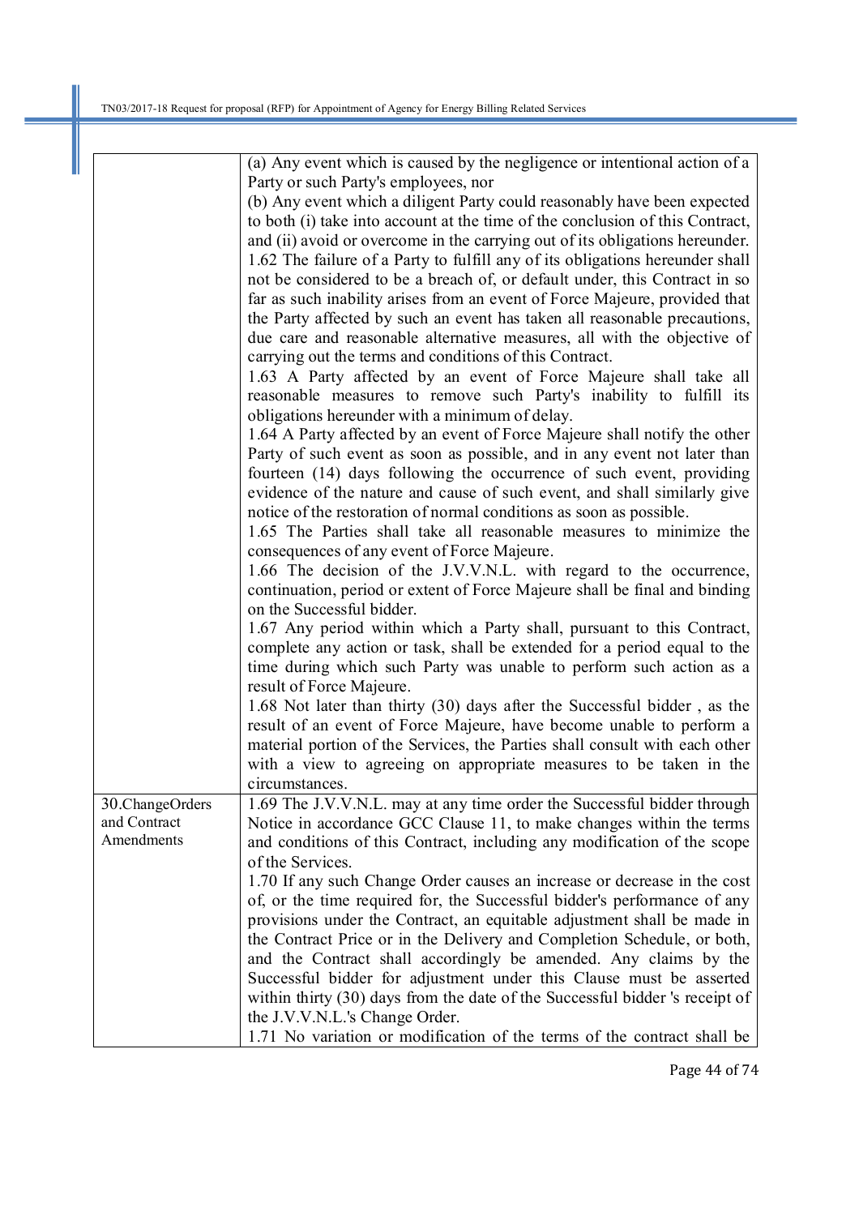| | |
|---|---|
| | (a) Any event which is caused by the negligence or intentional action of a Party or such Party's employees, nor<br>(b) Any event which a diligent Party could reasonably have been expected to both (i) take into account at the time of the conclusion of this Contract, and (ii) avoid or overcome in the carrying out of its obligations hereunder.<br>1.62 The failure of a Party to fulfill any of its obligations hereunder shall not be considered to be a breach of, or default under, this Contract in so far as such inability arises from an event of Force Majeure, provided that the Party affected by such an event has taken all reasonable precautions, due care and reasonable alternative measures, all with the objective of carrying out the terms and conditions of this Contract.<br>1.63 A Party affected by an event of Force Majeure shall take all reasonable measures to remove such Party's inability to fulfill its obligations hereunder with a minimum of delay.<br>1.64 A Party affected by an event of Force Majeure shall notify the other Party of such event as soon as possible, and in any event not later than fourteen (14) days following the occurrence of such event, providing evidence of the nature and cause of such event, and shall similarly give notice of the restoration of normal conditions as soon as possible.<br>1.65 The Parties shall take all reasonable measures to minimize the consequences of any event of Force Majeure.<br>1.66 The decision of the J.V.V.N.L. with regard to the occurrence, continuation, period or extent of Force Majeure shall be final and binding on the Successful bidder.<br>1.67 Any period within which a Party shall, pursuant to this Contract, complete any action or task, shall be extended for a period equal to the time during which such Party was unable to perform such action as a result of Force Majeure.<br>1.68 Not later than thirty (30) days after the Successful bidder , as the result of an event of Force Majeure, have become unable to perform a material portion of the Services, the Parties shall consult with each other with a view to agreeing on appropriate measures to be taken in the circumstances. |
| 30.ChangeOrders and Contract Amendments | 1.69 The J.V.V.N.L. may at any time order the Successful bidder through Notice in accordance GCC Clause 11, to make changes within the terms and conditions of this Contract, including any modification of the scope of the Services.<br>1.70 If any such Change Order causes an increase or decrease in the cost of, or the time required for, the Successful bidder's performance of any provisions under the Contract, an equitable adjustment shall be made in the Contract Price or in the Delivery and Completion Schedule, or both, and the Contract shall accordingly be amended. Any claims by the Successful bidder for adjustment under this Clause must be asserted within thirty (30) days from the date of the Successful bidder 's receipt of the J.V.V.N.L.'s Change Order.<br>1.71 No variation or modification of the terms of the contract shall be |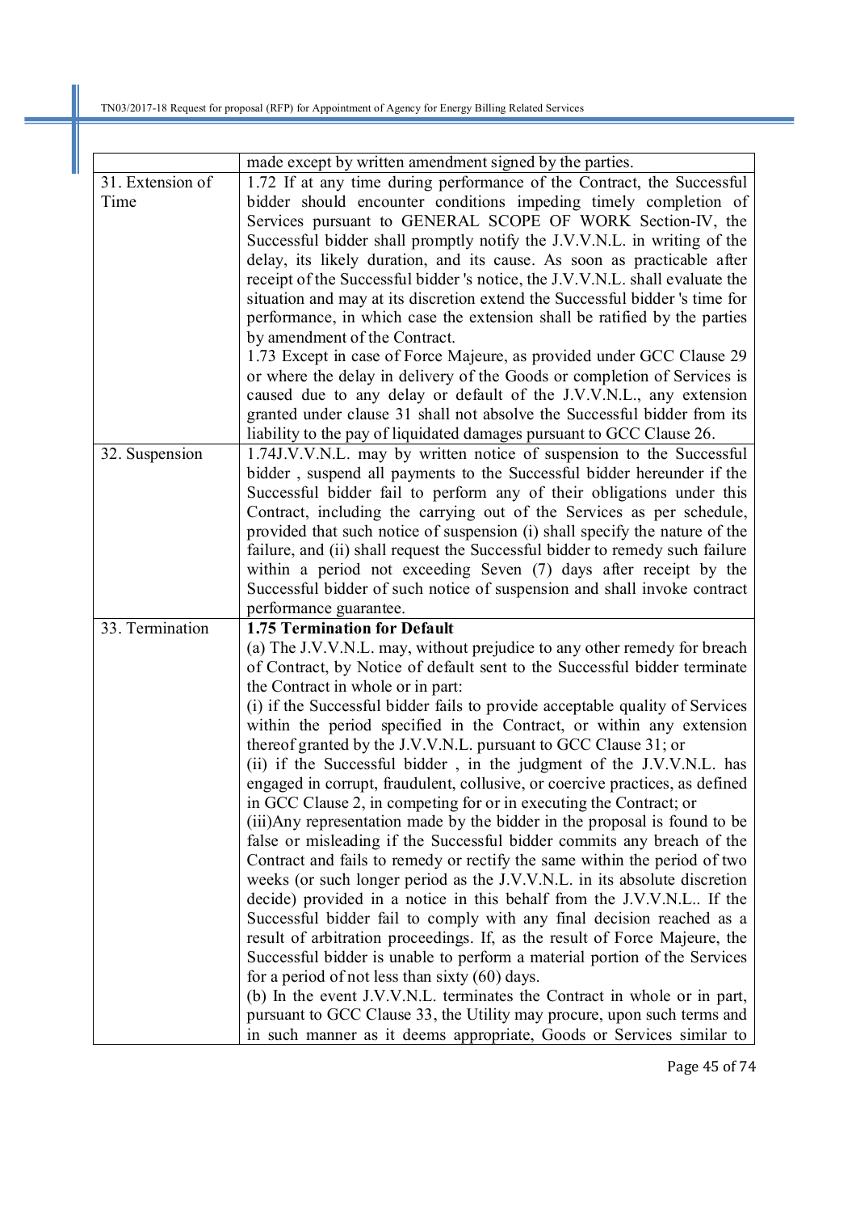| | |
|---|---|
| | made except by written amendment signed by the parties. |
| 31. Extension of Time | 1.72 If at any time during performance of the Contract, the Successful bidder should encounter conditions impeding timely completion of Services pursuant to GENERAL SCOPE OF WORK Section-IV, the Successful bidder shall promptly notify the J.V.V.N.L. in writing of the delay, its likely duration, and its cause. As soon as practicable after receipt of the Successful bidder 's notice, the J.V.V.N.L. shall evaluate the situation and may at its discretion extend the Successful bidder 's time for performance, in which case the extension shall be ratified by the parties by amendment of the Contract.<br>1.73 Except in case of Force Majeure, as provided under GCC Clause 29 or where the delay in delivery of the Goods or completion of Services is caused due to any delay or default of the J.V.V.N.L., any extension granted under clause 31 shall not absolve the Successful bidder from its liability to the pay of liquidated damages pursuant to GCC Clause 26. |
| 32. Suspension | 1.74J.V.V.N.L. may by written notice of suspension to the Successful bidder , suspend all payments to the Successful bidder hereunder if the Successful bidder fail to perform any of their obligations under this Contract, including the carrying out of the Services as per schedule, provided that such notice of suspension (i) shall specify the nature of the failure, and (ii) shall request the Successful bidder to remedy such failure within a period not exceeding Seven (7) days after receipt by the Successful bidder of such notice of suspension and shall invoke contract performance guarantee. |
| 33. Termination | **1.75 Termination for Default**<br>(a) The J.V.V.N.L. may, without prejudice to any other remedy for breach of Contract, by Notice of default sent to the Successful bidder terminate the Contract in whole or in part:<br>(i) if the Successful bidder fails to provide acceptable quality of Services within the period specified in the Contract, or within any extension thereof granted by the J.V.V.N.L. pursuant to GCC Clause 31; or<br>(ii) if the Successful bidder , in the judgment of the J.V.V.N.L. has engaged in corrupt, fraudulent, collusive, or coercive practices, as defined in GCC Clause 2, in competing for or in executing the Contract; or<br>(iii)Any representation made by the bidder in the proposal is found to be false or misleading if the Successful bidder commits any breach of the Contract and fails to remedy or rectify the same within the period of two weeks (or such longer period as the J.V.V.N.L. in its absolute discretion decide) provided in a notice in this behalf from the J.V.V.N.L.. If the Successful bidder fail to comply with any final decision reached as a result of arbitration proceedings. If, as the result of Force Majeure, the Successful bidder is unable to perform a material portion of the Services for a period of not less than sixty (60) days.<br>(b) In the event J.V.V.N.L. terminates the Contract in whole or in part, pursuant to GCC Clause 33, the Utility may procure, upon such terms and in such manner as it deems appropriate, Goods or Services similar to |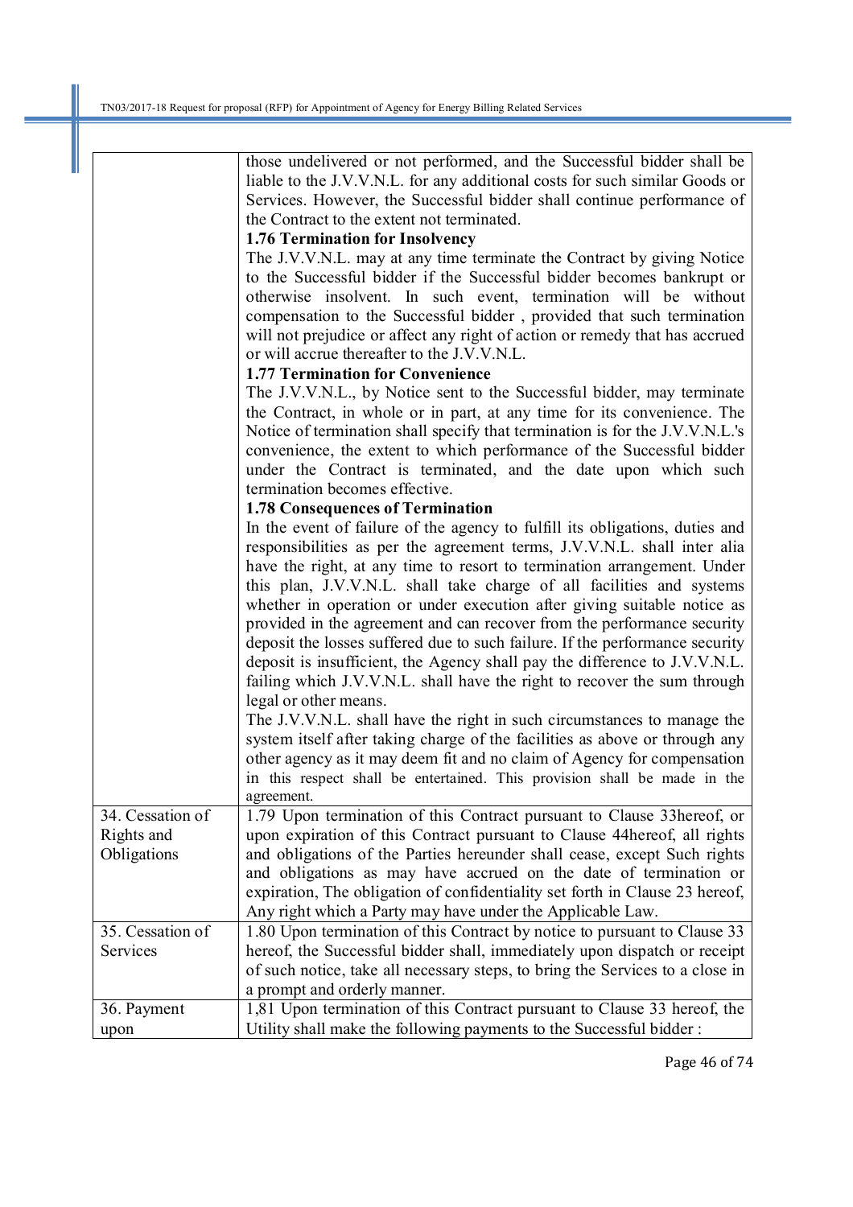| | |
|---|---|
| | those undelivered or not performed, and the Successful bidder shall be liable to the J.V.V.N.L. for any additional costs for such similar Goods or Services. However, the Successful bidder shall continue performance of the Contract to the extent not terminated.<br>**1.76 Termination for Insolvency**<br>The J.V.V.N.L. may at any time terminate the Contract by giving Notice to the Successful bidder if the Successful bidder becomes bankrupt or otherwise insolvent. In such event, termination will be without compensation to the Successful bidder , provided that such termination will not prejudice or affect any right of action or remedy that has accrued or will accrue thereafter to the J.V.V.N.L.<br>**1.77 Termination for Convenience**<br>The J.V.V.N.L., by Notice sent to the Successful bidder, may terminate the Contract, in whole or in part, at any time for its convenience. The Notice of termination shall specify that termination is for the J.V.V.N.L.'s convenience, the extent to which performance of the Successful bidder under the Contract is terminated, and the date upon which such termination becomes effective.<br>**1.78 Consequences of Termination**<br>In the event of failure of the agency to fulfill its obligations, duties and responsibilities as per the agreement terms, J.V.V.N.L. shall inter alia have the right, at any time to resort to termination arrangement. Under this plan, J.V.V.N.L. shall take charge of all facilities and systems whether in operation or under execution after giving suitable notice as provided in the agreement and can recover from the performance security deposit the losses suffered due to such failure. If the performance security deposit is insufficient, the Agency shall pay the difference to J.V.V.N.L. failing which J.V.V.N.L. shall have the right to recover the sum through legal or other means.<br>The J.V.V.N.L. shall have the right in such circumstances to manage the system itself after taking charge of the facilities as above or through any other agency as it may deem fit and no claim of Agency for compensation in this respect shall be entertained. This provision shall be made in the agreement. |
| 34. Cessation of Rights and Obligations | 1.79 Upon termination of this Contract pursuant to Clause 33hereof, or upon expiration of this Contract pursuant to Clause 44hereof, all rights and obligations of the Parties hereunder shall cease, except Such rights and obligations as may have accrued on the date of termination or expiration, The obligation of confidentiality set forth in Clause 23 hereof, Any right which a Party may have under the Applicable Law. |
| 35. Cessation of Services | 1.80 Upon termination of this Contract by notice to pursuant to Clause 33 hereof, the Successful bidder shall, immediately upon dispatch or receipt of such notice, take all necessary steps, to bring the Services to a close in a prompt and orderly manner. |
| 36. Payment upon | 1,81 Upon termination of this Contract pursuant to Clause 33 hereof, the Utility shall make the following payments to the Successful bidder : |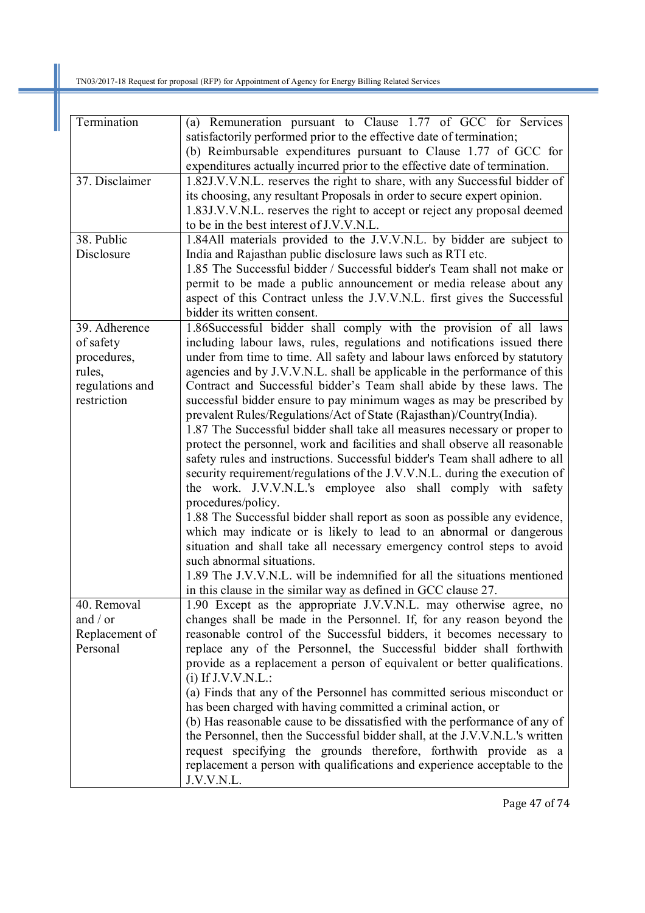| Termination | (a) Remuneration pursuant to Clause 1.77 of GCC for Services satisfactorily performed prior to the effective date of termination;<br>(b) Reimbursable expenditures pursuant to Clause 1.77 of GCC for expenditures actually incurred prior to the effective date of termination. |
|---|---|
| 37. Disclaimer | 1.82J.V.V.N.L. reserves the right to share, with any Successful bidder of its choosing, any resultant Proposals in order to secure expert opinion.<br>1.83J.V.V.N.L. reserves the right to accept or reject any proposal deemed to be in the best interest of J.V.V.N.L. |
| 38. Public Disclosure | 1.84All materials provided to the J.V.V.N.L. by bidder are subject to India and Rajasthan public disclosure laws such as RTI etc.<br>1.85 The Successful bidder / Successful bidder's Team shall not make or permit to be made a public announcement or media release about any aspect of this Contract unless the J.V.V.N.L. first gives the Successful bidder its written consent. |
| 39. Adherence of safety procedures, rules, regulations and restriction | 1.86Successful bidder shall comply with the provision of all laws including labour laws, rules, regulations and notifications issued there under from time to time. All safety and labour laws enforced by statutory agencies and by J.V.V.N.L. shall be applicable in the performance of this Contract and Successful bidder's Team shall abide by these laws. The successful bidder ensure to pay minimum wages as may be prescribed by prevalent Rules/Regulations/Act of State (Rajasthan)/Country(India).<br>1.87 The Successful bidder shall take all measures necessary or proper to protect the personnel, work and facilities and shall observe all reasonable safety rules and instructions. Successful bidder's Team shall adhere to all security requirement/regulations of the J.V.V.N.L. during the execution of the work. J.V.V.N.L.'s employee also shall comply with safety procedures/policy.<br>1.88 The Successful bidder shall report as soon as possible any evidence, which may indicate or is likely to lead to an abnormal or dangerous situation and shall take all necessary emergency control steps to avoid such abnormal situations.<br>1.89 The J.V.V.N.L. will be indemnified for all the situations mentioned in this clause in the similar way as defined in GCC clause 27. |
| 40. Removal and / or Replacement of Personal | 1.90 Except as the appropriate J.V.V.N.L. may otherwise agree, no changes shall be made in the Personnel. If, for any reason beyond the reasonable control of the Successful bidders, it becomes necessary to replace any of the Personnel, the Successful bidder shall forthwith provide as a replacement a person of equivalent or better qualifications.<br>(i) If J.V.V.N.L.:<br>(a) Finds that any of the Personnel has committed serious misconduct or has been charged with having committed a criminal action, or<br>(b) Has reasonable cause to be dissatisfied with the performance of any of the Personnel, then the Successful bidder shall, at the J.V.V.N.L.'s written request specifying the grounds therefore, forthwith provide as a replacement a person with qualifications and experience acceptable to the J.V.V.N.L. |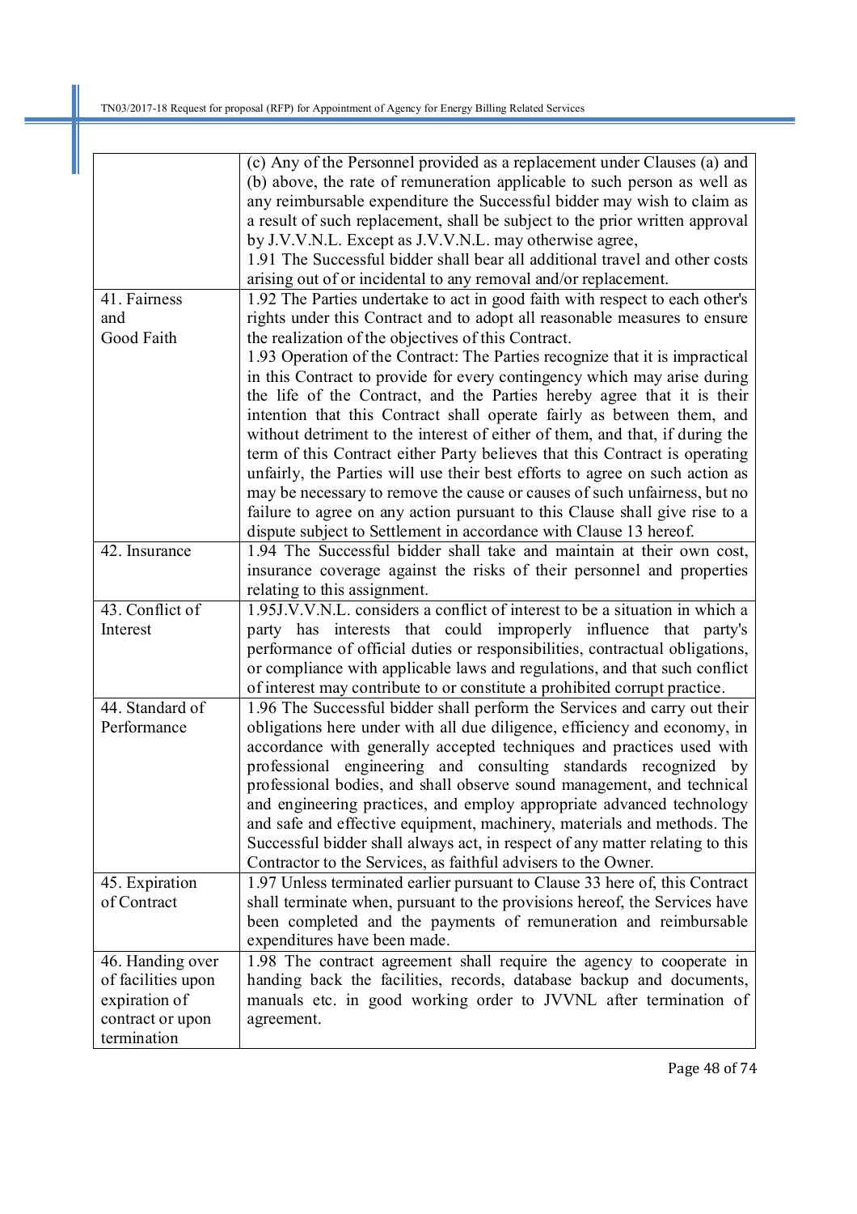| | |
|---|---|
| | (c) Any of the Personnel provided as a replacement under Clauses (a) and (b) above, the rate of remuneration applicable to such person as well as any reimbursable expenditure the Successful bidder may wish to claim as a result of such replacement, shall be subject to the prior written approval by J.V.V.N.L. Except as J.V.V.N.L. may otherwise agree,<br>1.91 The Successful bidder shall bear all additional travel and other costs arising out of or incidental to any removal and/or replacement. |
| 41. Fairness and Good Faith | 1.92 The Parties undertake to act in good faith with respect to each other's rights under this Contract and to adopt all reasonable measures to ensure the realization of the objectives of this Contract.<br>1.93 Operation of the Contract: The Parties recognize that it is impractical in this Contract to provide for every contingency which may arise during the life of the Contract, and the Parties hereby agree that it is their intention that this Contract shall operate fairly as between them, and without detriment to the interest of either of them, and that, if during the term of this Contract either Party believes that this Contract is operating unfairly, the Parties will use their best efforts to agree on such action as may be necessary to remove the cause or causes of such unfairness, but no failure to agree on any action pursuant to this Clause shall give rise to a dispute subject to Settlement in accordance with Clause 13 hereof. |
| 42. Insurance | 1.94 The Successful bidder shall take and maintain at their own cost, insurance coverage against the risks of their personnel and properties relating to this assignment. |
| 43. Conflict of Interest | 1.95J.V.V.N.L. considers a conflict of interest to be a situation in which a party has interests that could improperly influence that party's performance of official duties or responsibilities, contractual obligations, or compliance with applicable laws and regulations, and that such conflict of interest may contribute to or constitute a prohibited corrupt practice. |
| 44. Standard of Performance | 1.96 The Successful bidder shall perform the Services and carry out their obligations here under with all due diligence, efficiency and economy, in accordance with generally accepted techniques and practices used with professional engineering and consulting standards recognized by professional bodies, and shall observe sound management, and technical and engineering practices, and employ appropriate advanced technology and safe and effective equipment, machinery, materials and methods. The Successful bidder shall always act, in respect of any matter relating to this Contractor to the Services, as faithful advisers to the Owner. |
| 45. Expiration of Contract | 1.97 Unless terminated earlier pursuant to Clause 33 here of, this Contract shall terminate when, pursuant to the provisions hereof, the Services have been completed and the payments of remuneration and reimbursable expenditures have been made. |
| 46. Handing over of facilities upon expiration of contract or upon termination | 1.98 The contract agreement shall require the agency to cooperate in handing back the facilities, records, database backup and documents, manuals etc. in good working order to JVVNL after termination of agreement. |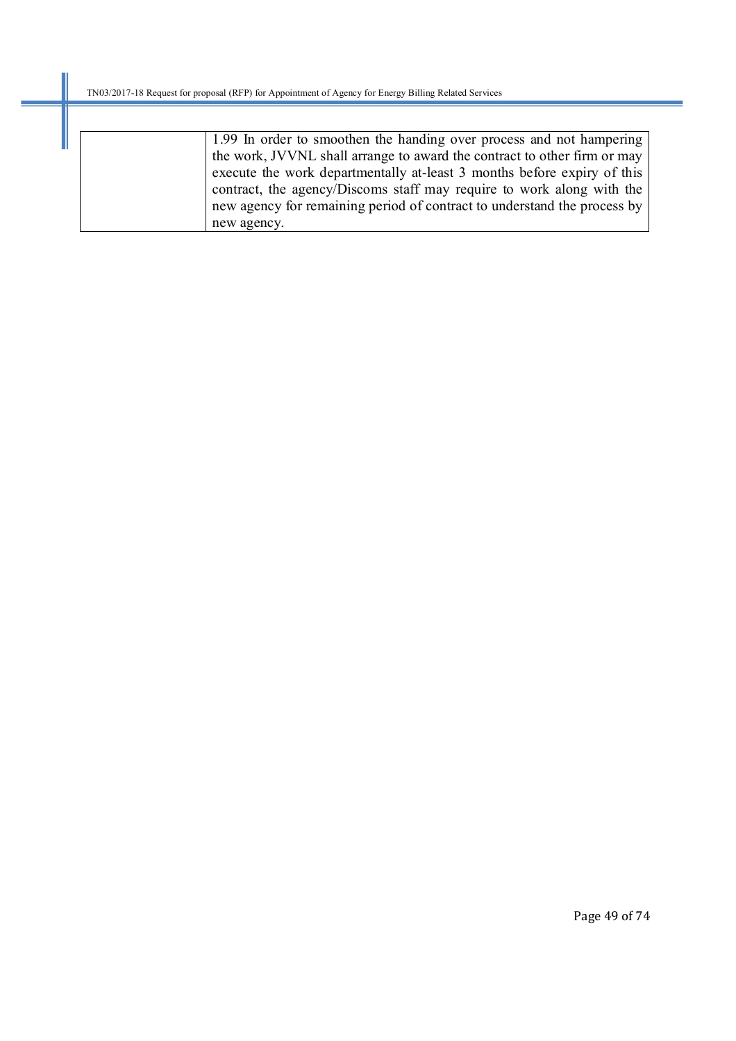|  | 1.99 In order to smoothen the handing over process and not hampering the work, JVVNL shall arrange to award the contract to other firm or may execute the work departmentally at-least 3 months before expiry of this contract, the agency/Discoms staff may require to work along with the new agency for remaining period of contract to understand the process by new agency. |
|---|---|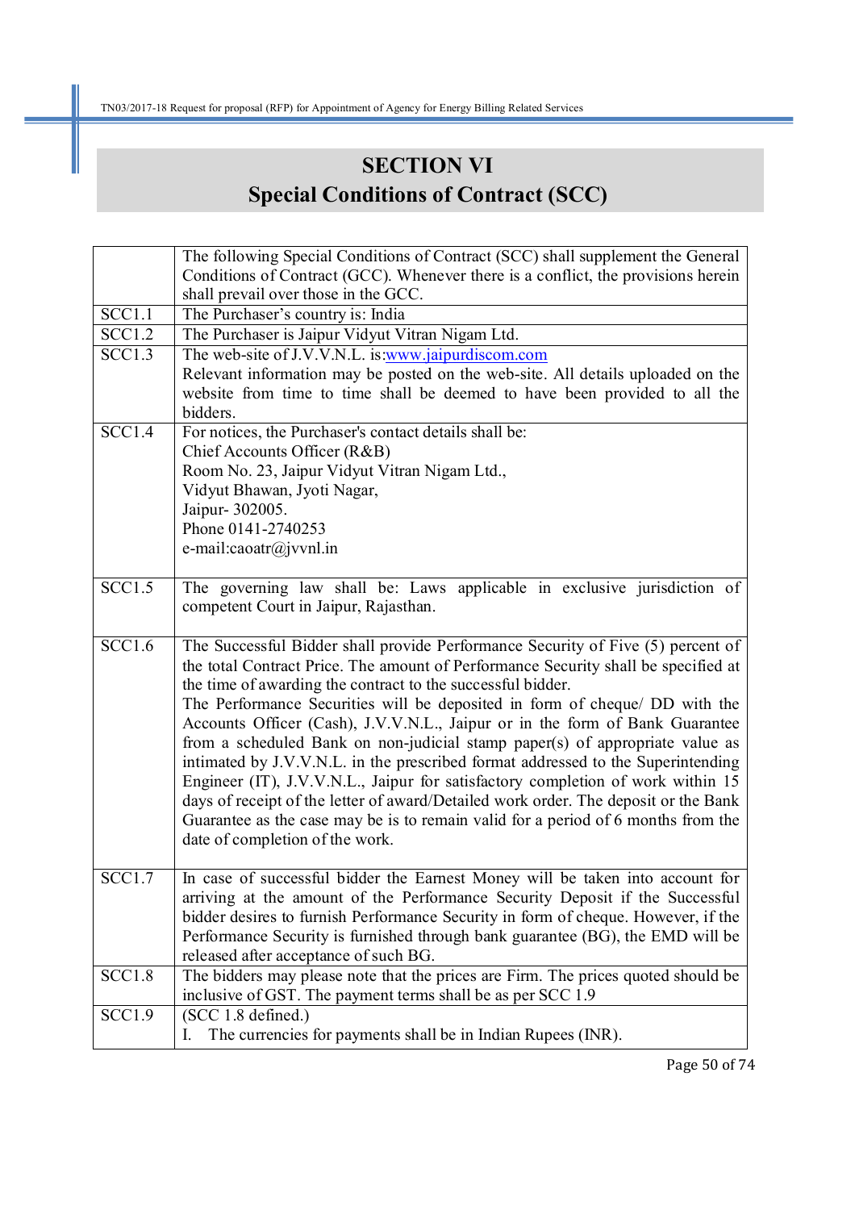# SECTION VI

# Special Conditions of Contract (SCC)

| | |
|---|---|
| | The following Special Conditions of Contract (SCC) shall supplement the General Conditions of Contract (GCC). Whenever there is a conflict, the provisions herein shall prevail over those in the GCC. |
| SCC1.1 | The Purchaser's country is: India |
| SCC1.2 | The Purchaser is Jaipur Vidyut Vitran Nigam Ltd. |
| SCC1.3 | The web-site of J.V.V.N.L. is:www.jaipurdiscom.com<br>Relevant information may be posted on the web-site. All details uploaded on the website from time to time shall be deemed to have been provided to all the bidders. |
| SCC1.4 | For notices, the Purchaser's contact details shall be:<br>Chief Accounts Officer (R&B)<br>Room No. 23, Jaipur Vidyut Vitran Nigam Ltd.,<br>Vidyut Bhawan, Jyoti Nagar,<br>Jaipur- 302005.<br>Phone 0141-2740253<br>e-mail:caoatr@jvvnl.in |
| SCC1.5 | The governing law shall be: Laws applicable in exclusive jurisdiction of competent Court in Jaipur, Rajasthan. |
| SCC1.6 | The Successful Bidder shall provide Performance Security of Five (5) percent of the total Contract Price. The amount of Performance Security shall be specified at the time of awarding the contract to the successful bidder.<br>The Performance Securities will be deposited in form of cheque/ DD with the Accounts Officer (Cash), J.V.V.N.L., Jaipur or in the form of Bank Guarantee from a scheduled Bank on non-judicial stamp paper(s) of appropriate value as intimated by J.V.V.N.L. in the prescribed format addressed to the Superintending Engineer (IT), J.V.V.N.L., Jaipur for satisfactory completion of work within 15 days of receipt of the letter of award/Detailed work order. The deposit or the Bank Guarantee as the case may be is to remain valid for a period of 6 months from the date of completion of the work. |
| SCC1.7 | In case of successful bidder the Earnest Money will be taken into account for arriving at the amount of the Performance Security Deposit if the Successful bidder desires to furnish Performance Security in form of cheque. However, if the Performance Security is furnished through bank guarantee (BG), the EMD will be released after acceptance of such BG. |
| SCC1.8 | The bidders may please note that the prices are Firm. The prices quoted should be inclusive of GST. The payment terms shall be as per SCC 1.9 |
| SCC1.9 | (SCC 1.8 defined.)<br>I. The currencies for payments shall be in Indian Rupees (INR). |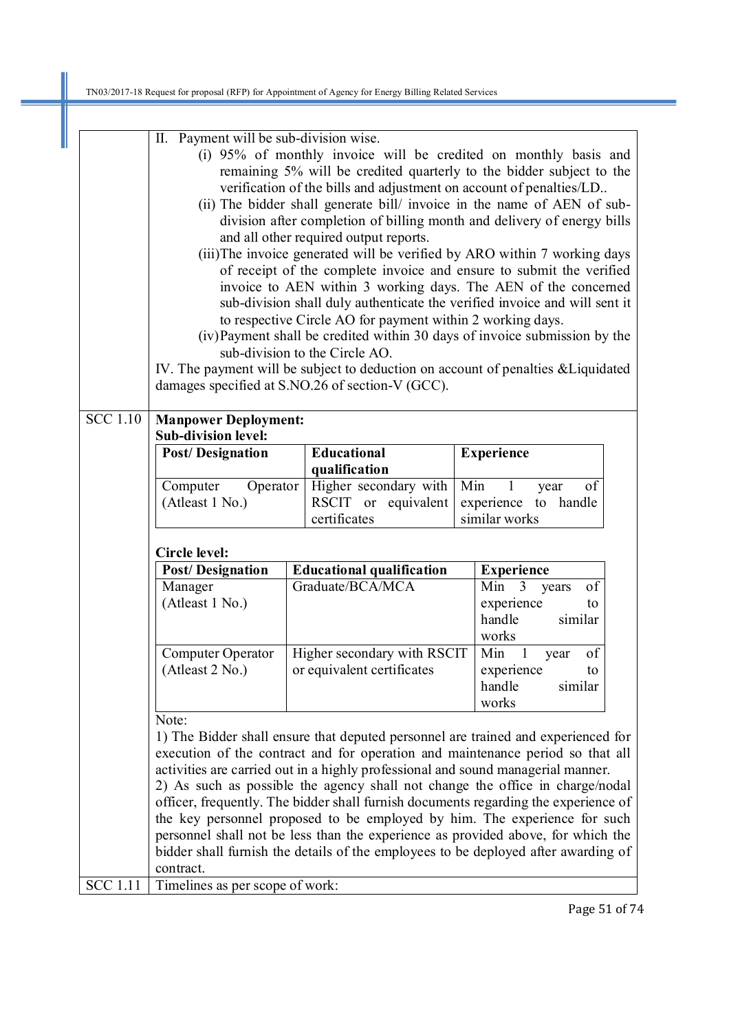| | |
|---|---|
| | II. Payment will be sub-division wise.<br>(i) 95% of monthly invoice will be credited on monthly basis and remaining 5% will be credited quarterly to the bidder subject to the verification of the bills and adjustment on account of penalties/LD..<br>(ii) The bidder shall generate bill/ invoice in the name of AEN of sub-division after completion of billing month and delivery of energy bills and all other required output reports.<br>(iii)The invoice generated will be verified by ARO within 7 working days of receipt of the complete invoice and ensure to submit the verified invoice to AEN within 3 working days. The AEN of the concerned sub-division shall duly authenticate the verified invoice and will sent it to respective Circle AO for payment within 2 working days.<br>(iv)Payment shall be credited within 30 days of invoice submission by the sub-division to the Circle AO.<br>IV. The payment will be subject to deduction on account of penalties &Liquidated damages specified at S.NO.26 of section-V (GCC). |
| SCC 1.10 | **Manpower Deployment:** |

**Sub-division level:**

| Post/ Designation | Educational qualification | Experience |
|---|---|---|
| Computer Operator (Atleast 1 No.) | Higher secondary with RSCIT or equivalent certificates | Min 1 year of experience to handle similar works |

**Circle level:**

| Post/ Designation | Educational qualification | Experience |
|---|---|---|
| Manager (Atleast 1 No.) | Graduate/BCA/MCA | Min 3 years of experience to handle similar works |
| Computer Operator (Atleast 2 No.) | Higher secondary with RSCIT or equivalent certificates | Min 1 year of experience to handle similar works |

Note:

1) The Bidder shall ensure that deputed personnel are trained and experienced for execution of the contract and for operation and maintenance period so that all activities are carried out in a highly professional and sound managerial manner.

2) As such as possible the agency shall not change the office in charge/nodal officer, frequently. The bidder shall furnish documents regarding the experience of the key personnel proposed to be employed by him. The experience for such personnel shall not be less than the experience as provided above, for which the bidder shall furnish the details of the employees to be deployed after awarding of contract.

| | |
|---|---|
| SCC 1.11 | Timelines as per scope of work: |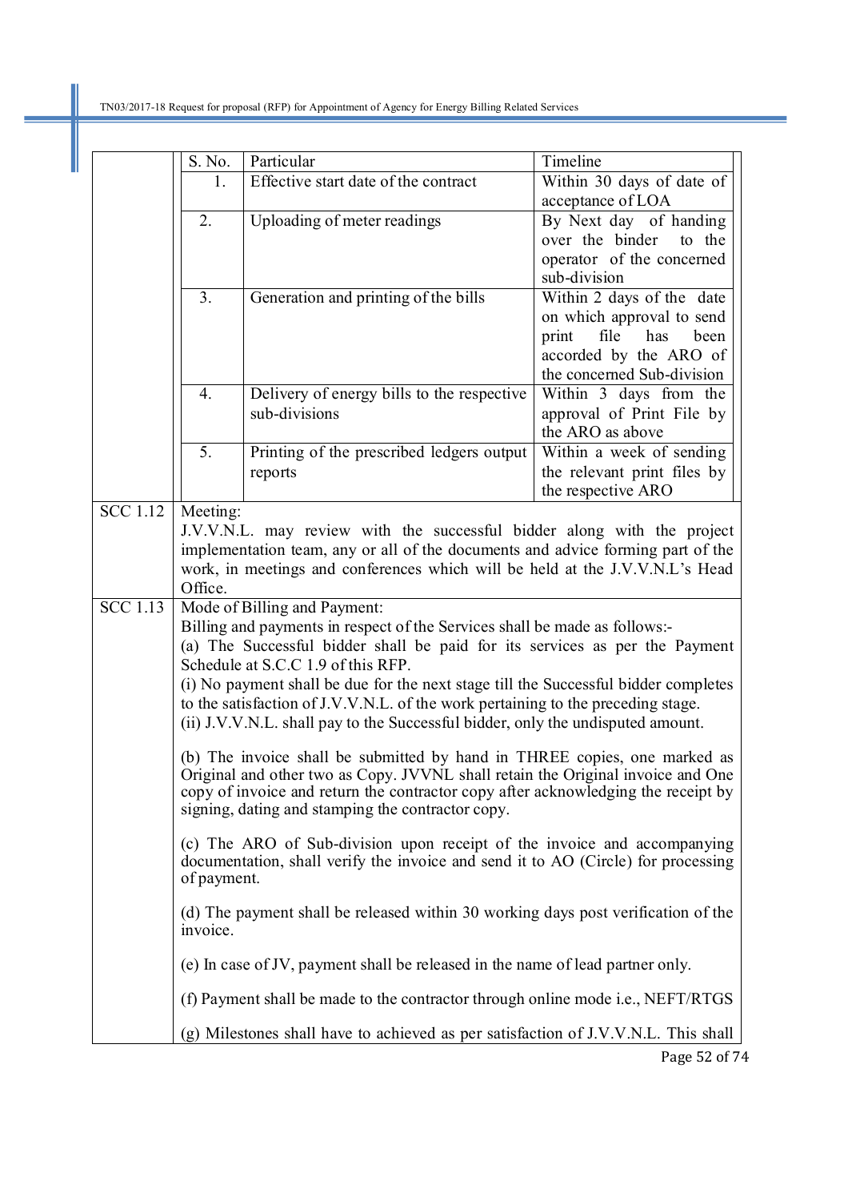| S. No. | Particular | Timeline |
|---|---|---|
| 1. | Effective start date of the contract | Within 30 days of date of acceptance of LOA |
| 2. | Uploading of meter readings | By Next day of handing over the binder to the operator of the concerned sub-division |
| 3. | Generation and printing of the bills | Within 2 days of the date on which approval to send print file has been accorded by the ARO of the concerned Sub-division |
| 4. | Delivery of energy bills to the respective sub-divisions | Within 3 days from the approval of Print File by the ARO as above |
| 5. | Printing of the prescribed ledgers output reports | Within a week of sending the relevant print files by the respective ARO |

**SCC 1.12** Meeting:

J.V.V.N.L. may review with the successful bidder along with the project implementation team, any or all of the documents and advice forming part of the work, in meetings and conferences which will be held at the J.V.V.N.L's Head Office.

**SCC 1.13** Mode of Billing and Payment:

Billing and payments in respect of the Services shall be made as follows:-

(a) The Successful bidder shall be paid for its services as per the Payment Schedule at S.C.C 1.9 of this RFP.

(i) No payment shall be due for the next stage till the Successful bidder completes to the satisfaction of J.V.V.N.L. of the work pertaining to the preceding stage.

(ii) J.V.V.N.L. shall pay to the Successful bidder, only the undisputed amount.

(b) The invoice shall be submitted by hand in THREE copies, one marked as Original and other two as Copy. JVVNL shall retain the Original invoice and One copy of invoice and return the contractor copy after acknowledging the receipt by signing, dating and stamping the contractor copy.

(c) The ARO of Sub-division upon receipt of the invoice and accompanying documentation, shall verify the invoice and send it to AO (Circle) for processing of payment.

(d) The payment shall be released within 30 working days post verification of the invoice.

(e) In case of JV, payment shall be released in the name of lead partner only.

(f) Payment shall be made to the contractor through online mode i.e., NEFT/RTGS

(g) Milestones shall have to achieved as per satisfaction of J.V.V.N.L. This shall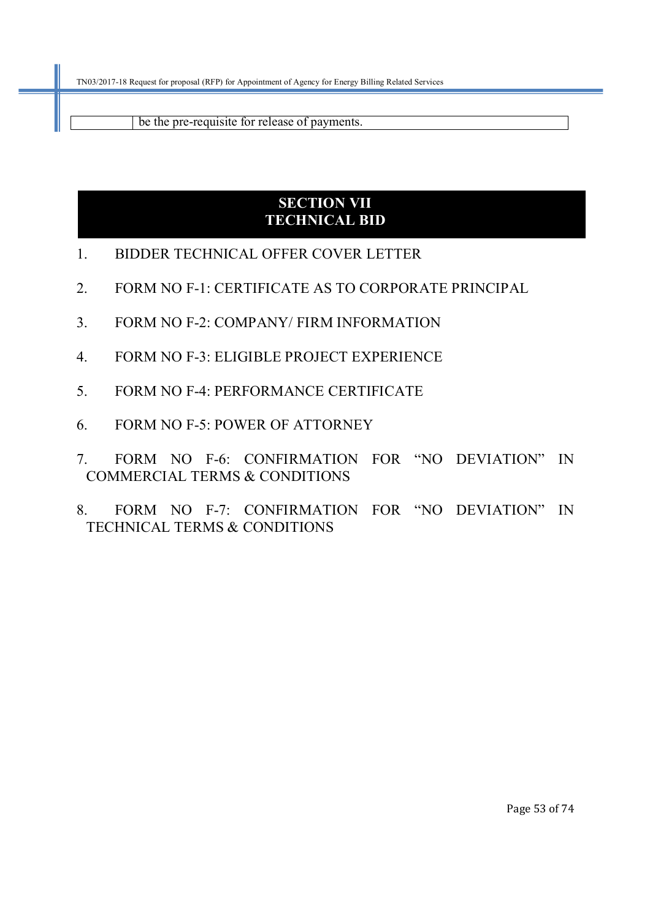|  | be the pre-requisite for release of payments. |
|---|---|

# SECTION VII
# TECHNICAL BID

1. BIDDER TECHNICAL OFFER COVER LETTER
2. FORM NO F-1: CERTIFICATE AS TO CORPORATE PRINCIPAL
3. FORM NO F-2: COMPANY/ FIRM INFORMATION
4. FORM NO F-3: ELIGIBLE PROJECT EXPERIENCE
5. FORM NO F-4: PERFORMANCE CERTIFICATE
6. FORM NO F-5: POWER OF ATTORNEY
7. FORM NO F-6: CONFIRMATION FOR "NO DEVIATION" IN COMMERCIAL TERMS & CONDITIONS
8. FORM NO F-7: CONFIRMATION FOR "NO DEVIATION" IN TECHNICAL TERMS & CONDITIONS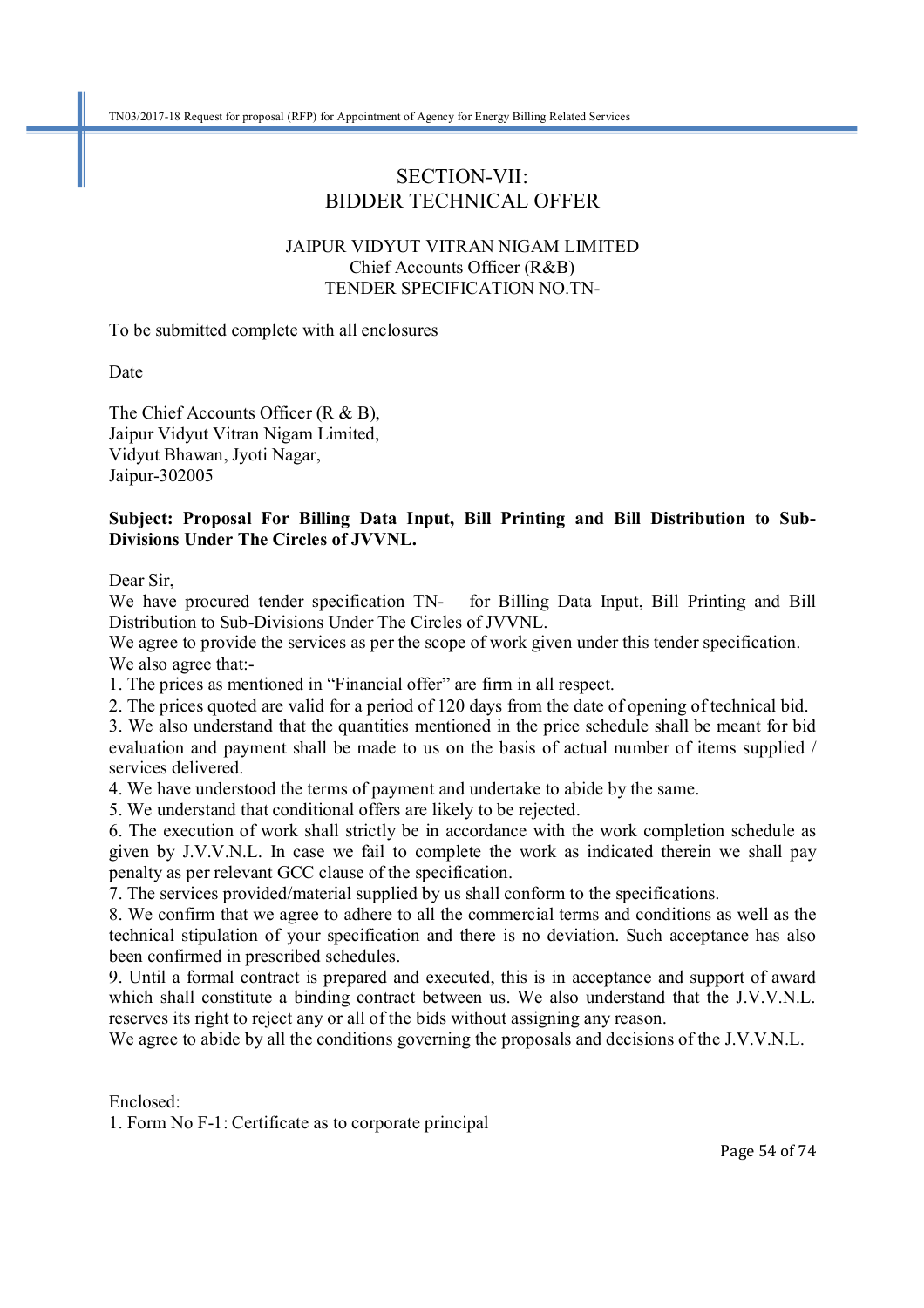# SECTION-VII:
# BIDDER TECHNICAL OFFER

JAIPUR VIDYUT VITRAN NIGAM LIMITED
Chief Accounts Officer (R&B)
TENDER SPECIFICATION NO.TN-

To be submitted complete with all enclosures

Date

The Chief Accounts Officer (R & B),
Jaipur Vidyut Vitran Nigam Limited,
Vidyut Bhawan, Jyoti Nagar,
Jaipur-302005

**Subject: Proposal For Billing Data Input, Bill Printing and Bill Distribution to Sub-Divisions Under The Circles of JVVNL.**

Dear Sir,

We have procured tender specification TN- for Billing Data Input, Bill Printing and Bill Distribution to Sub-Divisions Under The Circles of JVVNL.

We agree to provide the services as per the scope of work given under this tender specification.

We also agree that:-

1. The prices as mentioned in "Financial offer" are firm in all respect.
2. The prices quoted are valid for a period of 120 days from the date of opening of technical bid.
3. We also understand that the quantities mentioned in the price schedule shall be meant for bid evaluation and payment shall be made to us on the basis of actual number of items supplied / services delivered.
4. We have understood the terms of payment and undertake to abide by the same.
5. We understand that conditional offers are likely to be rejected.
6. The execution of work shall strictly be in accordance with the work completion schedule as given by J.V.V.N.L. In case we fail to complete the work as indicated therein we shall pay penalty as per relevant GCC clause of the specification.
7. The services provided/material supplied by us shall conform to the specifications.
8. We confirm that we agree to adhere to all the commercial terms and conditions as well as the technical stipulation of your specification and there is no deviation. Such acceptance has also been confirmed in prescribed schedules.
9. Until a formal contract is prepared and executed, this is in acceptance and support of award which shall constitute a binding contract between us. We also understand that the J.V.V.N.L. reserves its right to reject any or all of the bids without assigning any reason.

We agree to abide by all the conditions governing the proposals and decisions of the J.V.V.N.L.

Enclosed:

1. Form No F-1: Certificate as to corporate principal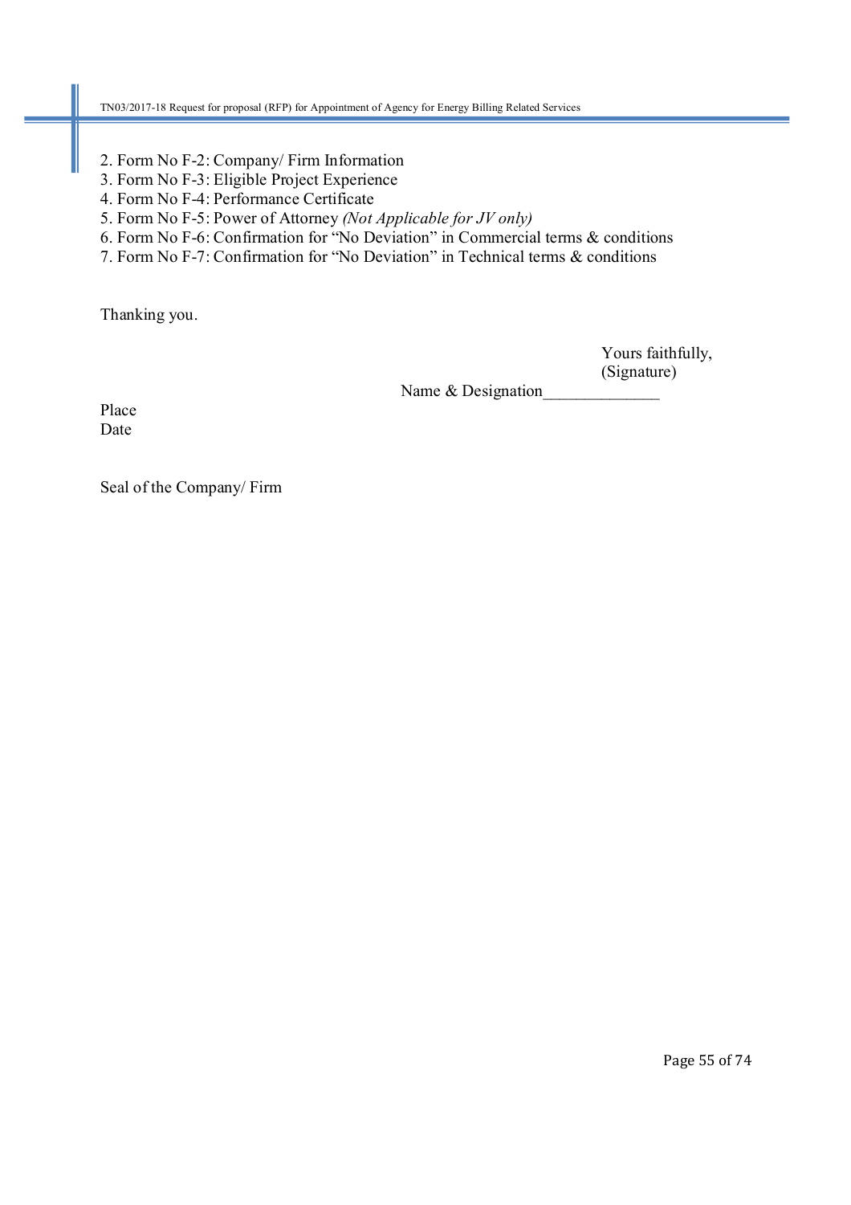2. Form No F-2: Company/ Firm Information
3. Form No F-3: Eligible Project Experience
4. Form No F-4: Performance Certificate
5. Form No F-5: Power of Attorney *(Not Applicable for JV only)*
6. Form No F-6: Confirmation for "No Deviation" in Commercial terms & conditions
7. Form No F-7: Confirmation for "No Deviation" in Technical terms & conditions

Thanking you.

Yours faithfully,
(Signature)
Name & Designation_____________

Place
Date

Seal of the Company/ Firm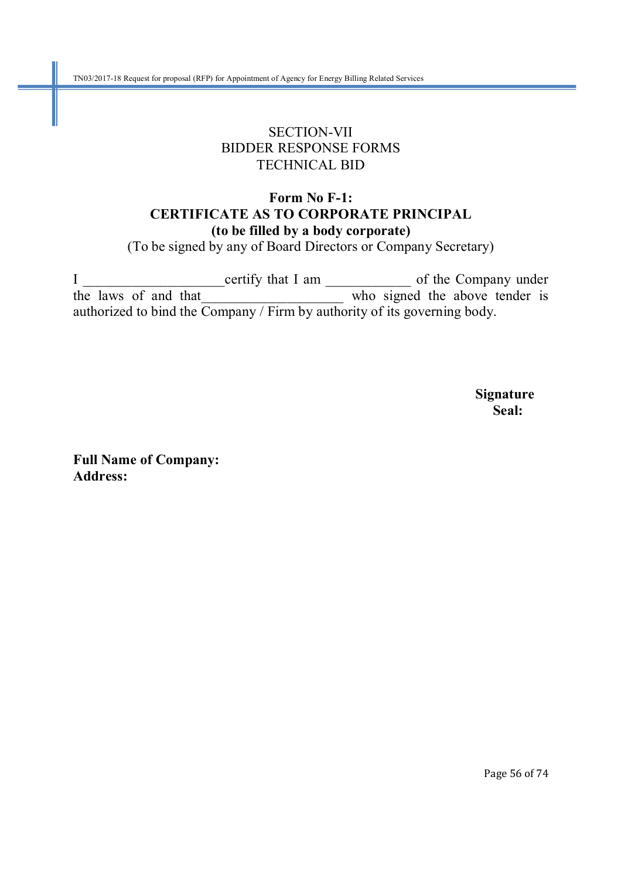SECTION-VII
BIDDER RESPONSE FORMS
TECHNICAL BID

**Form No F-1:**
**CERTIFICATE AS TO CORPORATE PRINCIPAL**
**(to be filled by a body corporate)**
(To be signed by any of Board Directors or Company Secretary)

I ____________________certify that I am ____________ of the Company under the laws of and that____________________ who signed the above tender is authorized to bind the Company / Firm by authority of its governing body.

**Signature**
**Seal:**

**Full Name of Company:**
**Address:**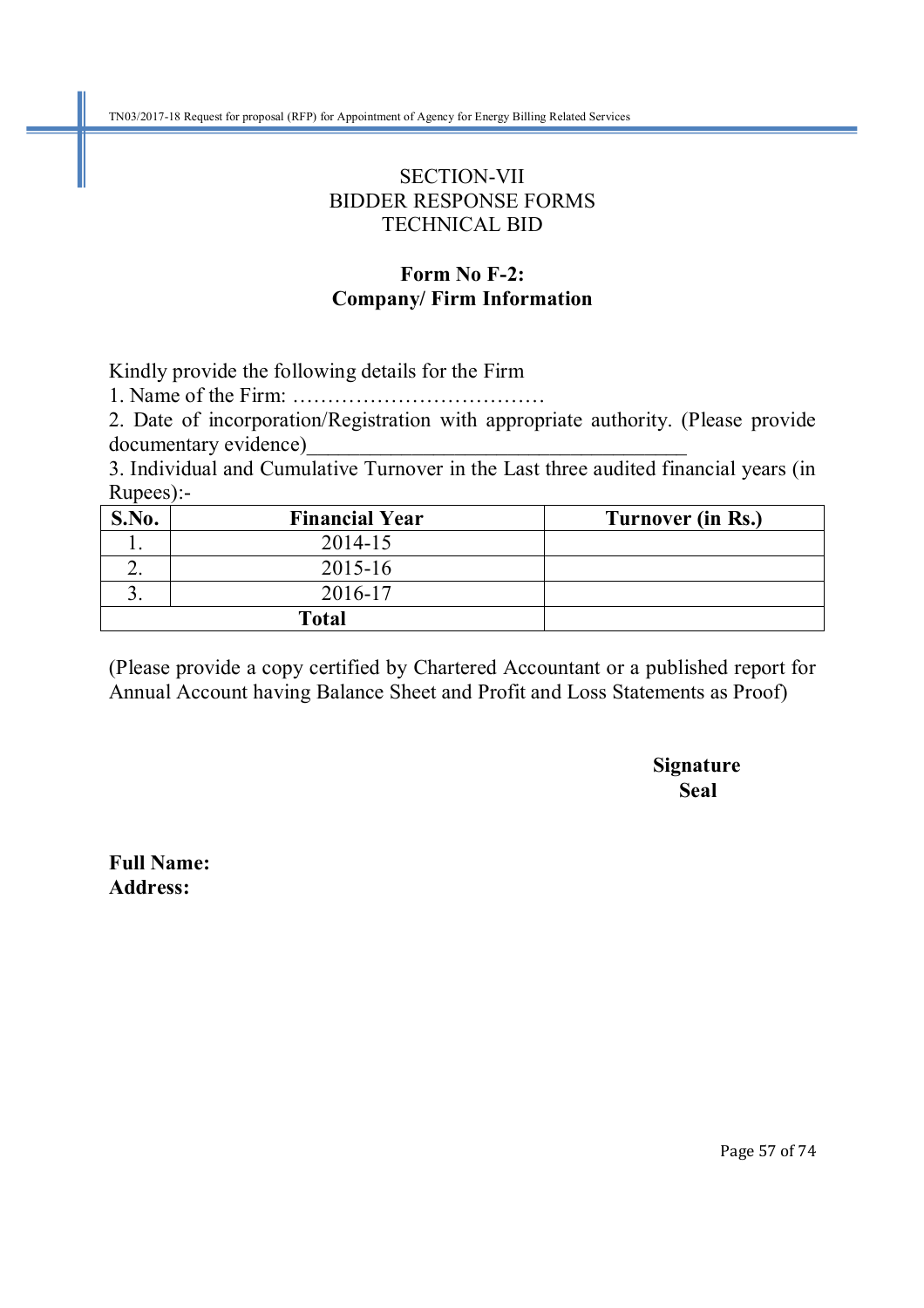SECTION-VII
BIDDER RESPONSE FORMS
TECHNICAL BID

## Form No F-2: Company/ Firm Information

Kindly provide the following details for the Firm

1. Name of the Firm: ………………………………
2. Date of incorporation/Registration with appropriate authority. (Please provide documentary evidence)___________________________________
3. Individual and Cumulative Turnover in the Last three audited financial years (in Rupees):-

| S.No. | Financial Year | Turnover (in Rs.) |
|---|---|---|
| 1. | 2014-15 | |
| 2. | 2015-16 | |
| 3. | 2016-17 | |
| Total | | |

(Please provide a copy certified by Chartered Accountant or a published report for Annual Account having Balance Sheet and Profit and Loss Statements as Proof)

**Signature**
**Seal**

**Full Name:**
**Address:**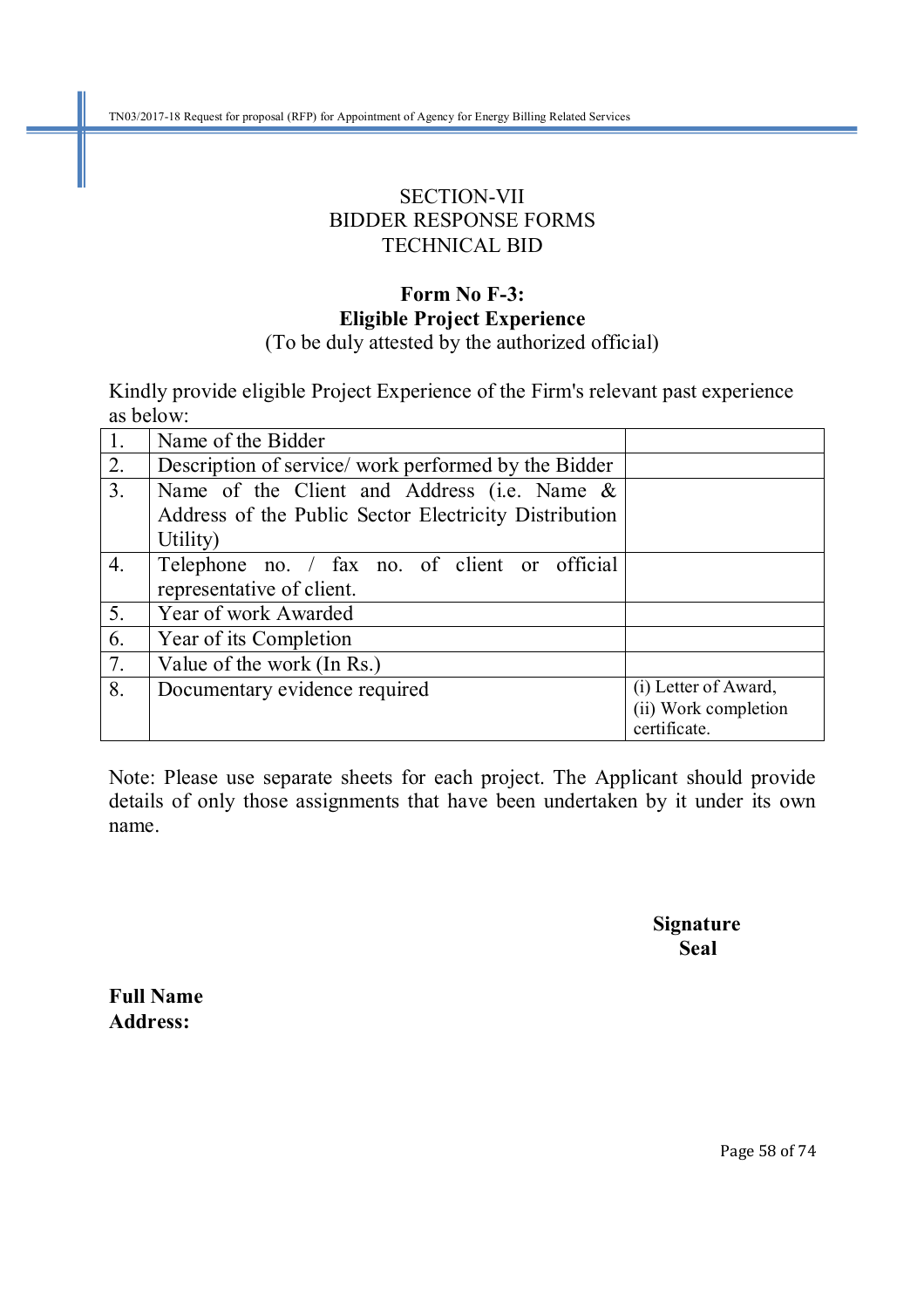# SECTION-VII
# BIDDER RESPONSE FORMS
# TECHNICAL BID

## Form No F-3:
## Eligible Project Experience

(To be duly attested by the authorized official)

Kindly provide eligible Project Experience of the Firm's relevant past experience as below:

| | | |
|---|---|---|
| 1. | Name of the Bidder | |
| 2. | Description of service/ work performed by the Bidder | |
| 3. | Name of the Client and Address (i.e. Name & Address of the Public Sector Electricity Distribution Utility) | |
| 4. | Telephone no. / fax no. of client or official representative of client. | |
| 5. | Year of work Awarded | |
| 6. | Year of its Completion | |
| 7. | Value of the work (In Rs.) | |
| 8. | Documentary evidence required | (i) Letter of Award,<br>(ii) Work completion certificate. |

Note: Please use separate sheets for each project. The Applicant should provide details of only those assignments that have been undertaken by it under its own name.

**Signature**
**Seal**

**Full Name**
**Address:**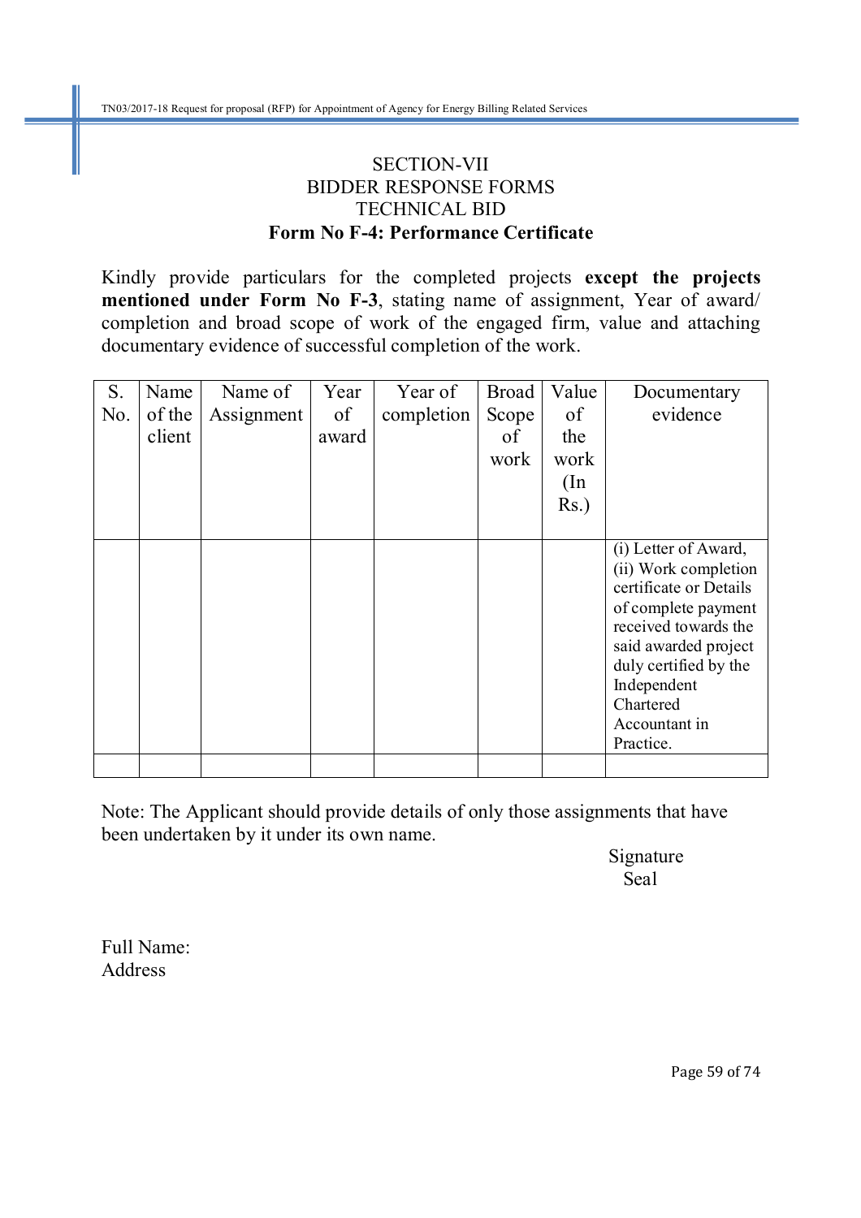SECTION-VII
BIDDER RESPONSE FORMS
TECHNICAL BID

## Form No F-4: Performance Certificate

Kindly provide particulars for the completed projects **except the projects mentioned under Form No F-3**, stating name of assignment, Year of award/ completion and broad scope of work of the engaged firm, value and attaching documentary evidence of successful completion of the work.

| S. No. | Name of the client | Name of Assignment | Year of award | Year of completion | Broad Scope of work | Value of the work (In Rs.) | Documentary evidence |
|---|---|---|---|---|---|---|---|
| | | | | | | | (i) Letter of Award, (ii) Work completion certificate or Details of complete payment received towards the said awarded project duly certified by the Independent Chartered Accountant in Practice. |
| | | | | | | | |

Note: The Applicant should provide details of only those assignments that have been undertaken by it under its own name.

Signature
Seal

Full Name:
Address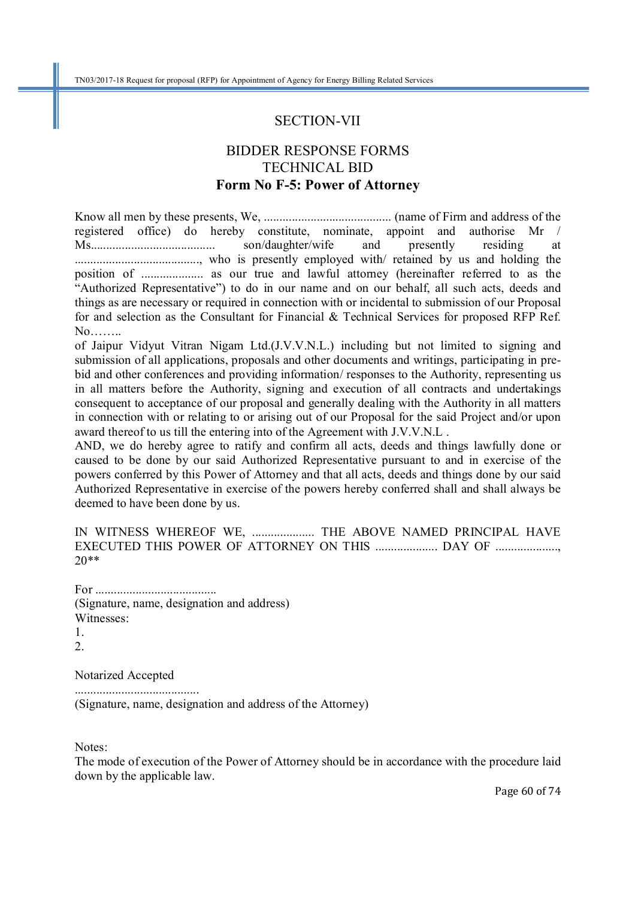## SECTION-VII

## BIDDER RESPONSE FORMS
## TECHNICAL BID
### Form No F-5: Power of Attorney

Know all men by these presents, We, ......................................... (name of Firm and address of the registered office) do hereby constitute, nominate, appoint and authorise Mr / Ms........................................ son/daughter/wife and presently residing at ........................................, who is presently employed with/ retained by us and holding the position of .................... as our true and lawful attorney (hereinafter referred to as the "Authorized Representative") to do in our name and on our behalf, all such acts, deeds and things as are necessary or required in connection with or incidental to submission of our Proposal for and selection as the Consultant for Financial & Technical Services for proposed RFP Ref. No……..
of Jaipur Vidyut Vitran Nigam Ltd.(J.V.V.N.L.) including but not limited to signing and submission of all applications, proposals and other documents and writings, participating in pre-bid and other conferences and providing information/ responses to the Authority, representing us in all matters before the Authority, signing and execution of all contracts and undertakings consequent to acceptance of our proposal and generally dealing with the Authority in all matters in connection with or relating to or arising out of our Proposal for the said Project and/or upon award thereof to us till the entering into of the Agreement with J.V.V.N.L .
AND, we do hereby agree to ratify and confirm all acts, deeds and things lawfully done or caused to be done by our said Authorized Representative pursuant to and in exercise of the powers conferred by this Power of Attorney and that all acts, deeds and things done by our said Authorized Representative in exercise of the powers hereby conferred shall and shall always be deemed to have been done by us.

IN WITNESS WHEREOF WE, .................... THE ABOVE NAMED PRINCIPAL HAVE EXECUTED THIS POWER OF ATTORNEY ON THIS .................... DAY OF ...................., 20**

For .......................................
(Signature, name, designation and address)
Witnesses:
1.
2.

Notarized Accepted
.......................................
(Signature, name, designation and address of the Attorney)

Notes:
The mode of execution of the Power of Attorney should be in accordance with the procedure laid down by the applicable law.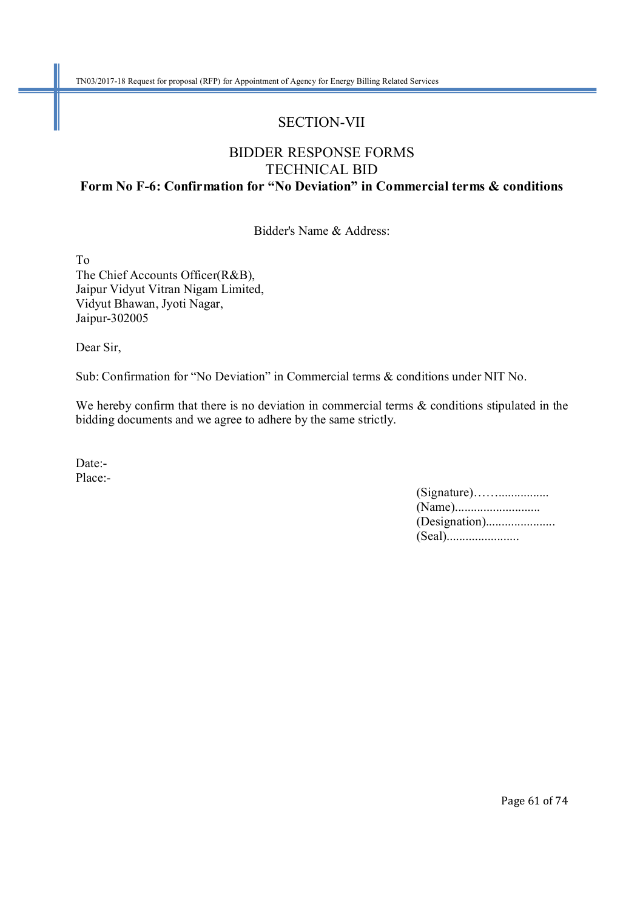# SECTION-VII

## BIDDER RESPONSE FORMS
## TECHNICAL BID

### Form No F-6: Confirmation for "No Deviation" in Commercial terms & conditions

Bidder's Name & Address:

To
The Chief Accounts Officer(R&B),
Jaipur Vidyut Vitran Nigam Limited,
Vidyut Bhawan, Jyoti Nagar,
Jaipur-302005

Dear Sir,

Sub: Confirmation for "No Deviation" in Commercial terms & conditions under NIT No.

We hereby confirm that there is no deviation in commercial terms & conditions stipulated in the bidding documents and we agree to adhere by the same strictly.

Date:-
Place:-

(Signature)……................
(Name)...........................
(Designation)......................
(Seal).......................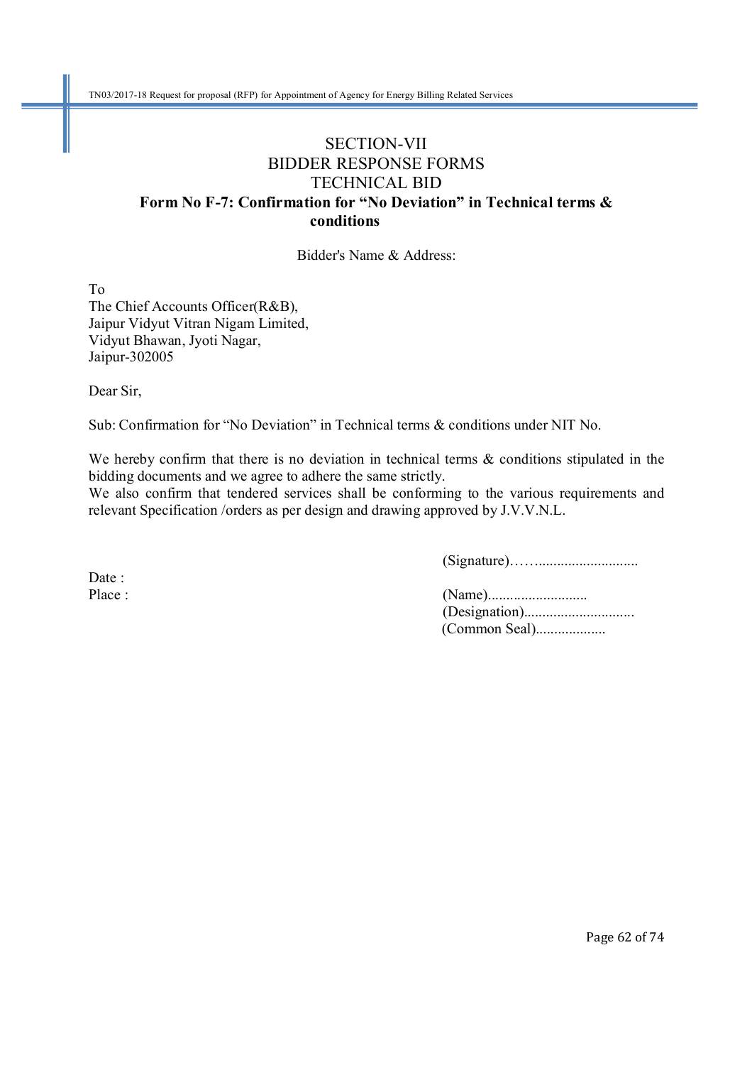# SECTION-VII
# BIDDER RESPONSE FORMS
# TECHNICAL BID

## Form No F-7: Confirmation for "No Deviation" in Technical terms & conditions

Bidder's Name & Address:

To
The Chief Accounts Officer(R&B),
Jaipur Vidyut Vitran Nigam Limited,
Vidyut Bhawan, Jyoti Nagar,
Jaipur-302005

Dear Sir,

Sub: Confirmation for "No Deviation" in Technical terms & conditions under NIT No.

We hereby confirm that there is no deviation in technical terms & conditions stipulated in the bidding documents and we agree to adhere the same strictly.
We also confirm that tendered services shall be conforming to the various requirements and relevant Specification /orders as per design and drawing approved by J.V.V.N.L.

(Signature)……..........................

Date :
Place :

(Name)...........................
(Designation)..............................
(Common Seal)...................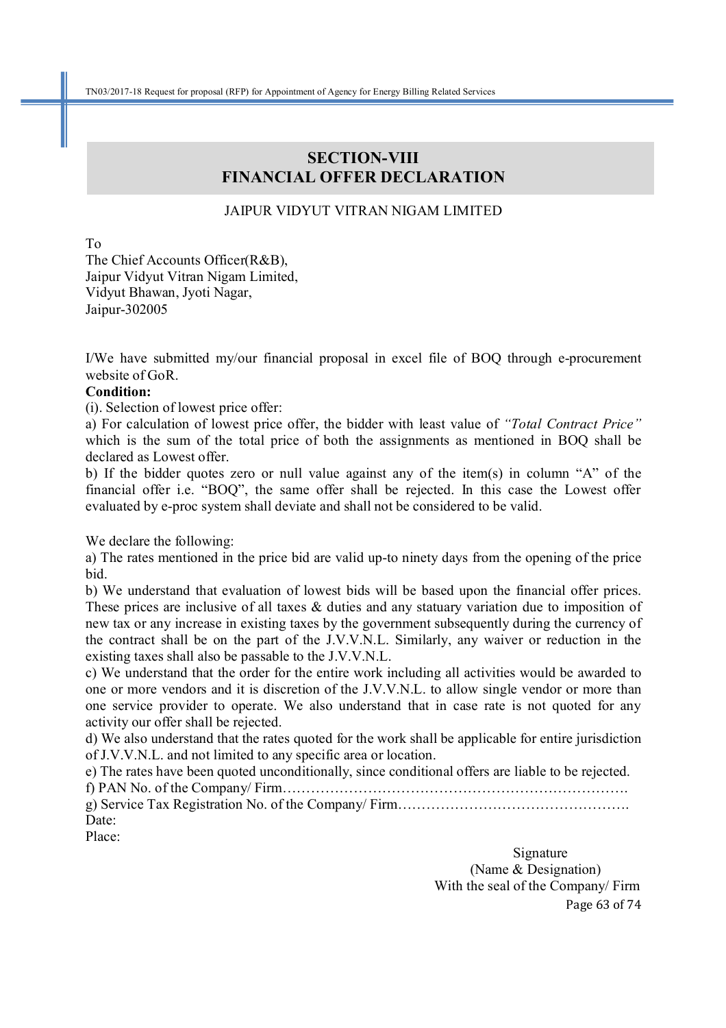# SECTION-VIII
# FINANCIAL OFFER DECLARATION

JAIPUR VIDYUT VITRAN NIGAM LIMITED

To
The Chief Accounts Officer(R&B),
Jaipur Vidyut Vitran Nigam Limited,
Vidyut Bhawan, Jyoti Nagar,
Jaipur-302005

I/We have submitted my/our financial proposal in excel file of BOQ through e-procurement website of GoR.

**Condition:**

(i). Selection of lowest price offer:

a) For calculation of lowest price offer, the bidder with least value of *"Total Contract Price"* which is the sum of the total price of both the assignments as mentioned in BOQ shall be declared as Lowest offer.

b) If the bidder quotes zero or null value against any of the item(s) in column "A" of the financial offer i.e. "BOQ", the same offer shall be rejected. In this case the Lowest offer evaluated by e-proc system shall deviate and shall not be considered to be valid.

We declare the following:

a) The rates mentioned in the price bid are valid up-to ninety days from the opening of the price bid.

b) We understand that evaluation of lowest bids will be based upon the financial offer prices. These prices are inclusive of all taxes & duties and any statuary variation due to imposition of new tax or any increase in existing taxes by the government subsequently during the currency of the contract shall be on the part of the J.V.V.N.L. Similarly, any waiver or reduction in the existing taxes shall also be passable to the J.V.V.N.L.

c) We understand that the order for the entire work including all activities would be awarded to one or more vendors and it is discretion of the J.V.V.N.L. to allow single vendor or more than one service provider to operate. We also understand that in case rate is not quoted for any activity our offer shall be rejected.

d) We also understand that the rates quoted for the work shall be applicable for entire jurisdiction of J.V.V.N.L. and not limited to any specific area or location.

e) The rates have been quoted unconditionally, since conditional offers are liable to be rejected.

f) PAN No. of the Company/ Firm…………………………………………………………………

g) Service Tax Registration No. of the Company/ Firm…………………………………………

Date:

Place:

Signature
(Name & Designation)
With the seal of the Company/ Firm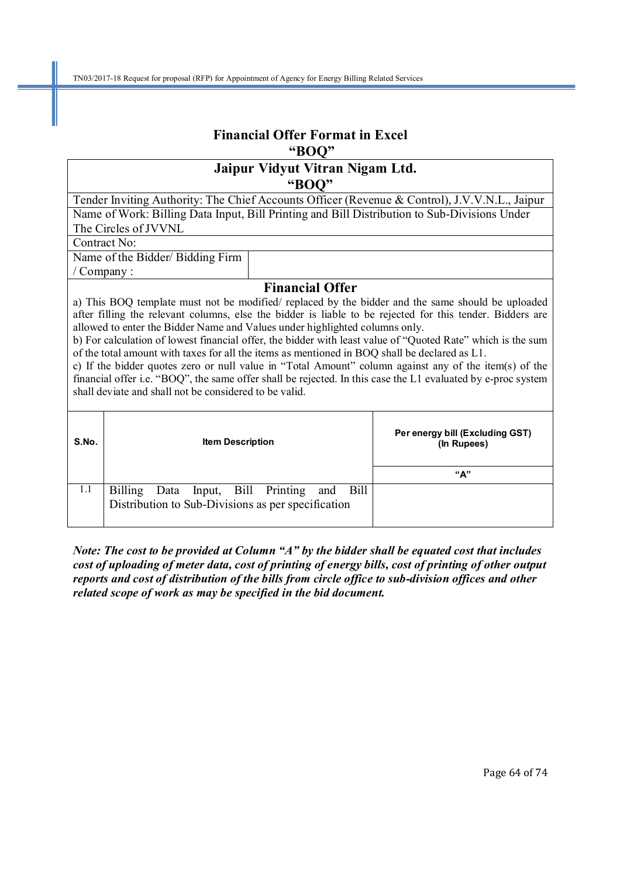## Financial Offer Format in Excel
## "BOQ"

| Jaipur Vidyut Vitran Nigam Ltd. "BOQ" | |
|---|---|
| Tender Inviting Authority: The Chief Accounts Officer (Revenue & Control), J.V.V.N.L., Jaipur | |
| Name of Work: Billing Data Input, Bill Printing and Bill Distribution to Sub-Divisions Under The Circles of JVVNL | |
| Contract No: | |
| Name of the Bidder/ Bidding Firm / Company : | |

**Financial Offer**

a) This BOQ template must not be modified/ replaced by the bidder and the same should be uploaded after filling the relevant columns, else the bidder is liable to be rejected for this tender. Bidders are allowed to enter the Bidder Name and Values under highlighted columns only.

b) For calculation of lowest financial offer, the bidder with least value of "Quoted Rate" which is the sum of the total amount with taxes for all the items as mentioned in BOQ shall be declared as L1.

c) If the bidder quotes zero or null value in "Total Amount" column against any of the item(s) of the financial offer i.e. "BOQ", the same offer shall be rejected. In this case the L1 evaluated by e-proc system shall deviate and shall not be considered to be valid.

| S.No. | Item Description | Per energy bill (Excluding GST) (In Rupees) |
|---|---|---|
| | | "A" |
| 1.1 | Billing Data Input, Bill Printing and Bill Distribution to Sub-Divisions as per specification | |

***Note: The cost to be provided at Column "A" by the bidder shall be equated cost that includes cost of uploading of meter data, cost of printing of energy bills, cost of printing of other output reports and cost of distribution of the bills from circle office to sub-division offices and other related scope of work as may be specified in the bid document.***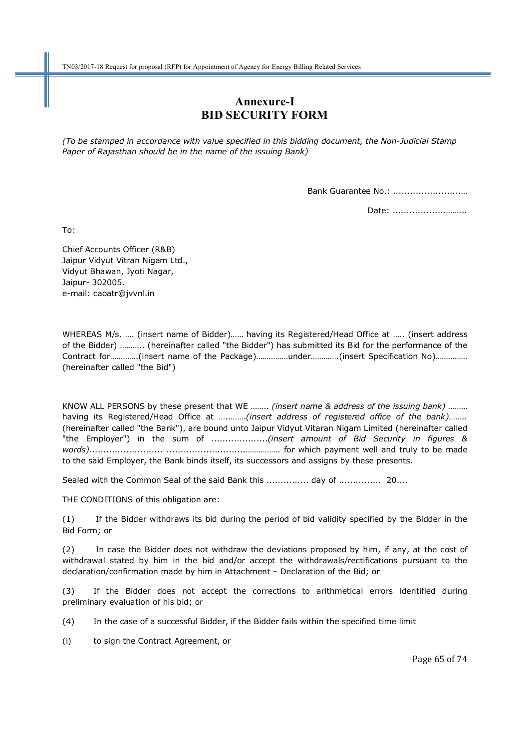# Annexure-I
# BID SECURITY FORM

*(To be stamped in accordance with value specified in this bidding document, the Non-Judicial Stamp Paper of Rajasthan should be in the name of the issuing Bank)*

Bank Guarantee No.: ..............................

Date: ..............................

To:

Chief Accounts Officer (R&B)
Jaipur Vidyut Vitran Nigam Ltd.,
Vidyut Bhawan, Jyoti Nagar,
Jaipur- 302005.
e-mail: caoatr@jvvnl.in

WHEREAS M/s. …. (insert name of Bidder)…… having its Registered/Head Office at ….. (insert address of the Bidder) ……….. (hereinafter called "the Bidder") has submitted its Bid for the performance of the Contract for………….(insert name of the Package)……………under………….(insert Specification No)…………… (hereinafter called "the Bid")

KNOW ALL PERSONS by these present that WE …….. *(insert name & address of the issuing bank)* ……… having its Registered/Head Office at …….….*(insert address of registered office of the bank)*…….. (hereinafter called "the Bank"), are bound unto Jaipur Vidyut Vitaran Nigam Limited (hereinafter called "the Employer") in the sum of ....................*(insert amount of Bid Security in figures & words)*.......................... ..............................……………. for which payment well and truly to be made to the said Employer, the Bank binds itself, its successors and assigns by these presents.

Sealed with the Common Seal of the said Bank this ............... day of ............... 20....

THE CONDITIONS of this obligation are:

(1) If the Bidder withdraws its bid during the period of bid validity specified by the Bidder in the Bid Form; or

(2) In case the Bidder does not withdraw the deviations proposed by him, if any, at the cost of withdrawal stated by him in the bid and/or accept the withdrawals/rectifications pursuant to the declaration/confirmation made by him in Attachment – Declaration of the Bid; or

(3) If the Bidder does not accept the corrections to arithmetical errors identified during preliminary evaluation of his bid; or

(4) In the case of a successful Bidder, if the Bidder fails within the specified time limit

(i) to sign the Contract Agreement, or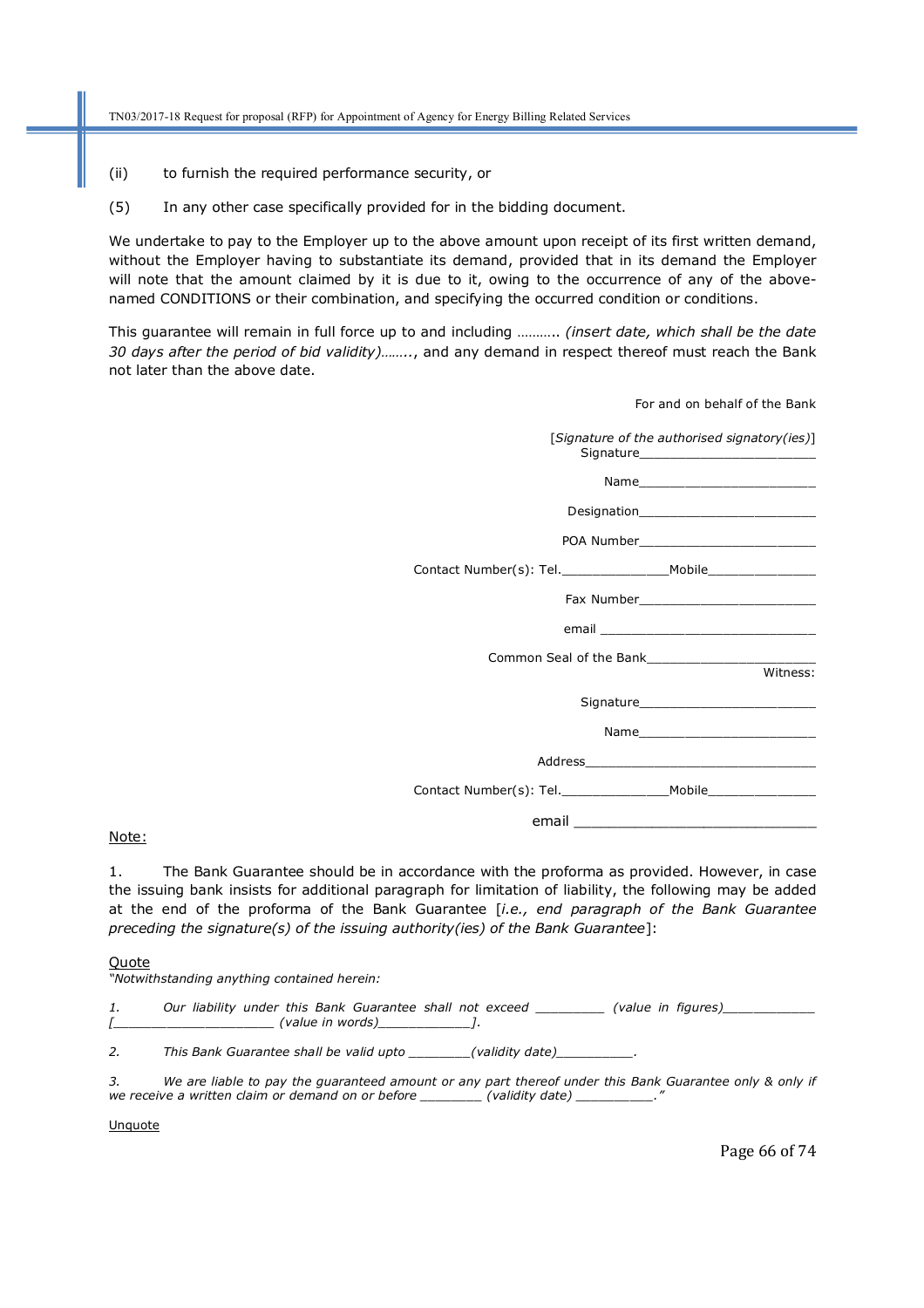(ii) to furnish the required performance security, or

(5) In any other case specifically provided for in the bidding document.

We undertake to pay to the Employer up to the above amount upon receipt of its first written demand, without the Employer having to substantiate its demand, provided that in its demand the Employer will note that the amount claimed by it is due to it, owing to the occurrence of any of the above-named CONDITIONS or their combination, and specifying the occurred condition or conditions.

This guarantee will remain in full force up to and including ……….. *(insert date, which shall be the date 30 days after the period of bid validity)……..*, and any demand in respect thereof must reach the Bank not later than the above date.

For and on behalf of the Bank

[*Signature of the authorised signatory(ies)*]
Signature_______________________

Name_______________________

Designation_______________________

POA Number_______________________

Contact Number(s): Tel._____________Mobile______________

Fax Number_______________________

email ____________________________

Common Seal of the Bank______________________

Witness:

Signature_______________________

Name_______________________

Address______________________________

Contact Number(s): Tel._____________Mobile______________

email ____________________________

Note:

1. The Bank Guarantee should be in accordance with the proforma as provided. However, in case the issuing bank insists for additional paragraph for limitation of liability, the following may be added at the end of the proforma of the Bank Guarantee [*i.e., end paragraph of the Bank Guarantee preceding the signature(s) of the issuing authority(ies) of the Bank Guarantee*]:

Quote

*"Notwithstanding anything contained herein:*

*1. Our liability under this Bank Guarantee shall not exceed _________ (value in figures)____________ [_____________________ (value in words)____________].*

*2. This Bank Guarantee shall be valid upto ________(validity date)__________.*

*3. We are liable to pay the guaranteed amount or any part thereof under this Bank Guarantee only & only if we receive a written claim or demand on or before ________ (validity date) __________."*

Unquote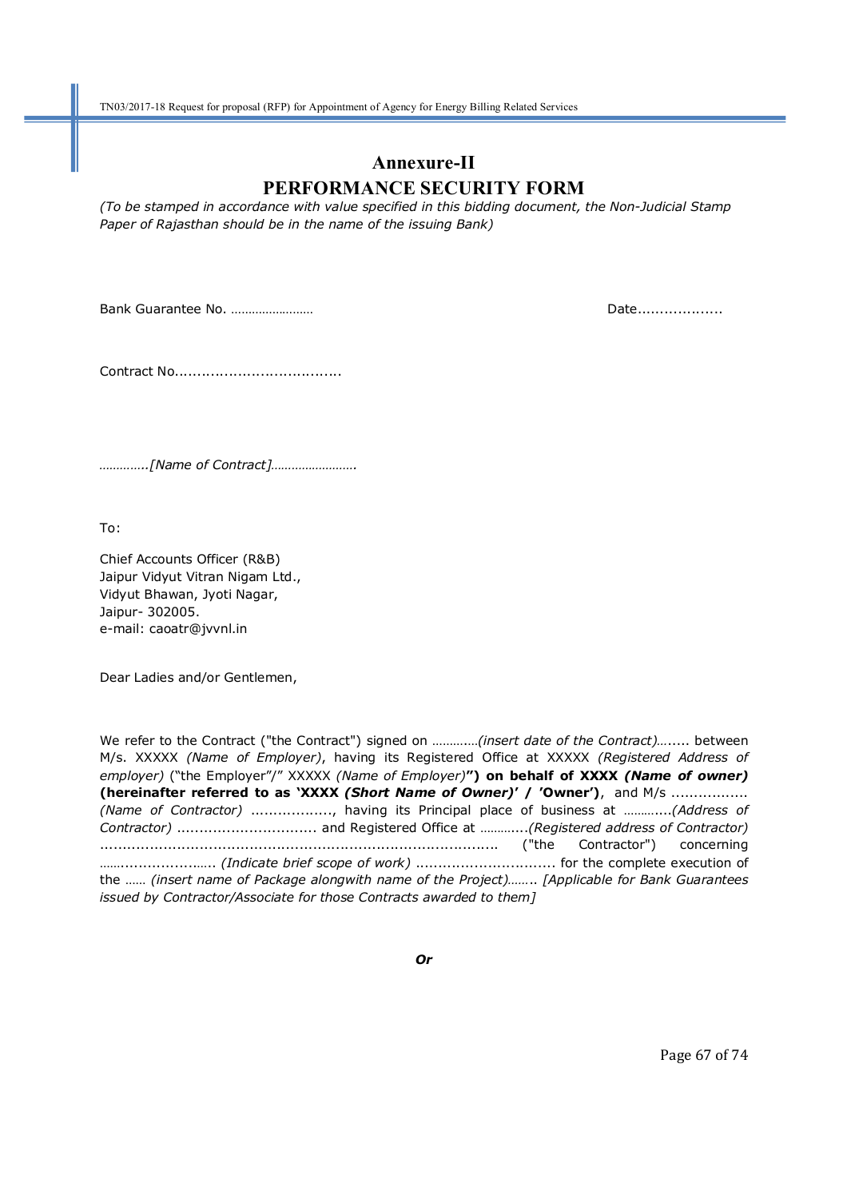# Annexure-II

## PERFORMANCE SECURITY FORM

*(To be stamped in accordance with value specified in this bidding document, the Non-Judicial Stamp Paper of Rajasthan should be in the name of the issuing Bank)*

Bank Guarantee No. …………………… Date……………….

Contract No……………………………….

*…………..[Name of Contract]…………………….*

To:

Chief Accounts Officer (R&B)
Jaipur Vidyut Vitran Nigam Ltd.,
Vidyut Bhawan, Jyoti Nagar,
Jaipur- 302005.
e-mail: caoatr@jvvnl.in

Dear Ladies and/or Gentlemen,

We refer to the Contract ("the Contract") signed on …………*(insert date of the Contract)*……. between M/s. XXXXX *(Name of Employer)*, having its Registered Office at XXXXX *(Registered Address of employer)* ("the Employer"/" XXXXX *(Name of Employer)*") **on behalf of XXXX *(Name of owner)* (hereinafter referred to as 'XXXX *(Short Name of Owner)*' / 'Owner')**, and M/s …………….. *(Name of Contractor)* ……………., having its Principal place of business at …………..*(Address of Contractor)* …………………………. and Registered Office at …………..*(Registered address of Contractor)* …………………………………………………………………………. ("the Contractor") concerning ……………………. *(Indicate brief scope of work)* …………………………. for the complete execution of the …… *(insert name of Package alongwith name of the Project)*…….. *[Applicable for Bank Guarantees issued by Contractor/Associate for those Contracts awarded to them]*

***Or***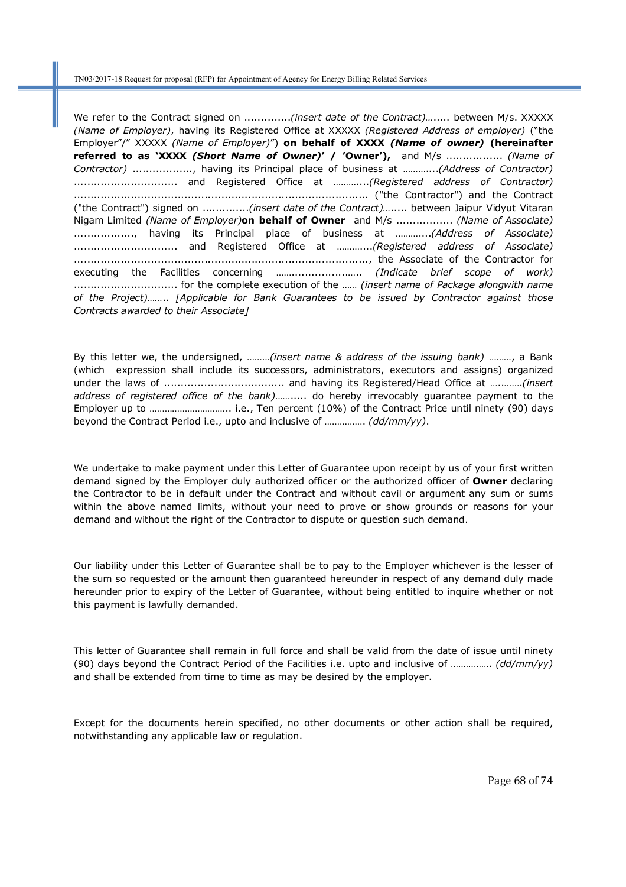We refer to the Contract signed on ..............*(insert date of the Contract)*........ between M/s. XXXXX *(Name of Employer)*, having its Registered Office at XXXXX *(Registered Address of employer)* ("the Employer"/" XXXXX *(Name of Employer)*") **on behalf of XXXX *(Name of owner)* (hereinafter referred to as 'XXXX *(Short Name of Owner)*' / 'Owner'),** and M/s ................. *(Name of Contractor)* .................., having its Principal place of business at …………..*(Address of Contractor)* ............................... and Registered Office at …………..*(Registered address of Contractor)* ........................................................................................ ("the Contractor") and the Contract ("the Contract") signed on ..............*(insert date of the Contract)*........ between Jaipur Vidyut Vitaran Nigam Limited *(Name of Employer)***on behalf of Owner** and M/s ................. *(Name of Associate)* .................., having its Principal place of business at …………..*(Address of Associate)* ............................... and Registered Office at …………..*(Registered address of Associate)* ........................................................................................, the Associate of the Contractor for executing the Facilities concerning ……...................….. *(Indicate brief scope of work)* ............................... for the complete execution of the …… *(insert name of Package alongwith name of the Project)*…….. *[Applicable for Bank Guarantees to be issued by Contractor against those Contracts awarded to their Associate]*

By this letter we, the undersigned, ………*(insert name & address of the issuing bank)* ………, a Bank (which expression shall include its successors, administrators, executors and assigns) organized under the laws of .................................... and having its Registered/Head Office at …………*(insert address of registered office of the bank)*……..... do hereby irrevocably guarantee payment to the Employer up to ………………………….. i.e., Ten percent (10%) of the Contract Price until ninety (90) days beyond the Contract Period i.e., upto and inclusive of ……………. *(dd/mm/yy)*.

We undertake to make payment under this Letter of Guarantee upon receipt by us of your first written demand signed by the Employer duly authorized officer or the authorized officer of **Owner** declaring the Contractor to be in default under the Contract and without cavil or argument any sum or sums within the above named limits, without your need to prove or show grounds or reasons for your demand and without the right of the Contractor to dispute or question such demand.

Our liability under this Letter of Guarantee shall be to pay to the Employer whichever is the lesser of the sum so requested or the amount then guaranteed hereunder in respect of any demand duly made hereunder prior to expiry of the Letter of Guarantee, without being entitled to inquire whether or not this payment is lawfully demanded.

This letter of Guarantee shall remain in full force and shall be valid from the date of issue until ninety (90) days beyond the Contract Period of the Facilities i.e. upto and inclusive of ……………. *(dd/mm/yy)* and shall be extended from time to time as may be desired by the employer.

Except for the documents herein specified, no other documents or other action shall be required, notwithstanding any applicable law or regulation.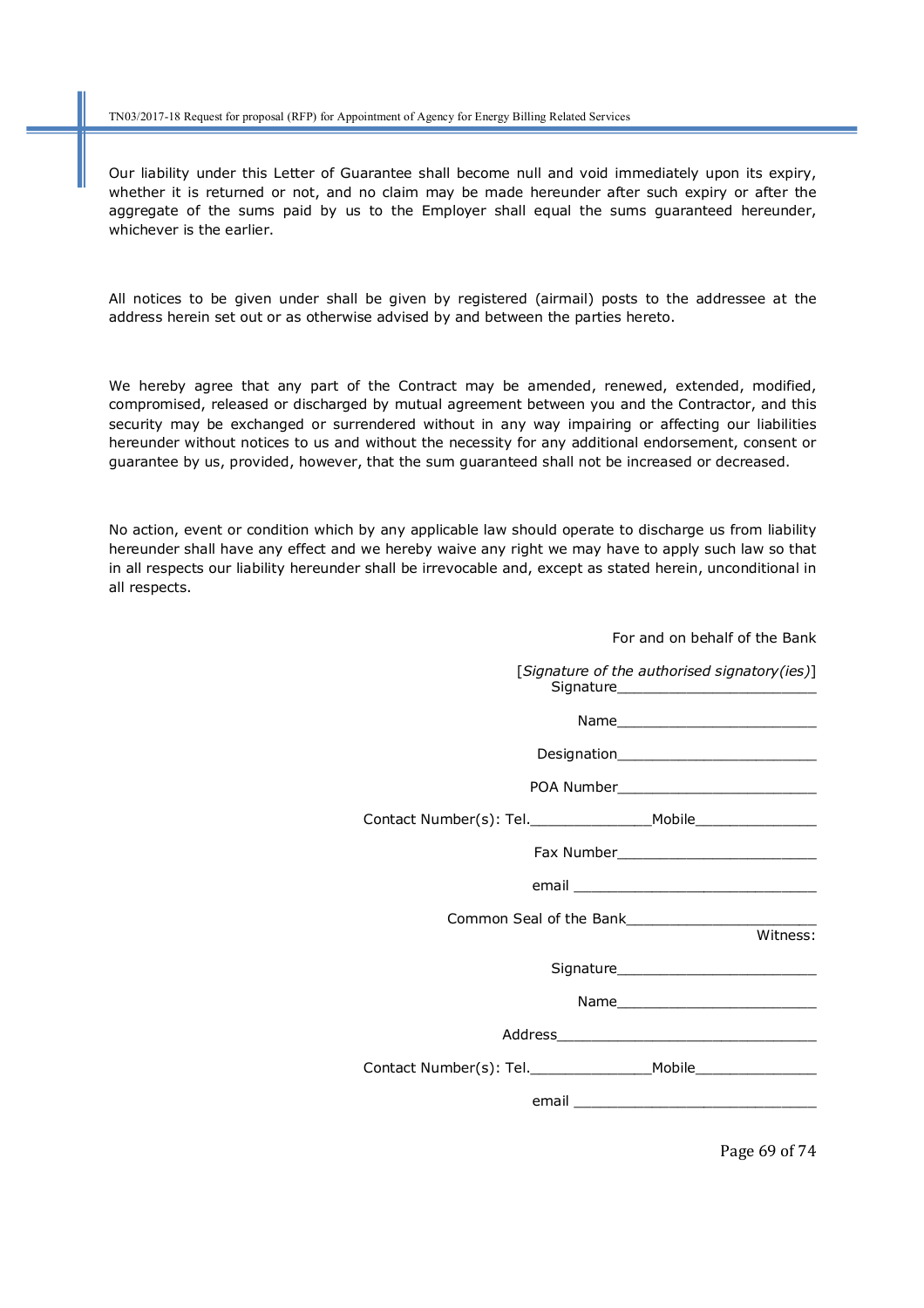Our liability under this Letter of Guarantee shall become null and void immediately upon its expiry, whether it is returned or not, and no claim may be made hereunder after such expiry or after the aggregate of the sums paid by us to the Employer shall equal the sums guaranteed hereunder, whichever is the earlier.

All notices to be given under shall be given by registered (airmail) posts to the addressee at the address herein set out or as otherwise advised by and between the parties hereto.

We hereby agree that any part of the Contract may be amended, renewed, extended, modified, compromised, released or discharged by mutual agreement between you and the Contractor, and this security may be exchanged or surrendered without in any way impairing or affecting our liabilities hereunder without notices to us and without the necessity for any additional endorsement, consent or guarantee by us, provided, however, that the sum guaranteed shall not be increased or decreased.

No action, event or condition which by any applicable law should operate to discharge us from liability hereunder shall have any effect and we hereby waive any right we may have to apply such law so that in all respects our liability hereunder shall be irrevocable and, except as stated herein, unconditional in all respects.

For and on behalf of the Bank

[*Signature of the authorised signatory(ies)*]
Signature_______________________

Name_______________________

Designation_______________________

POA Number_______________________

Contact Number(s): Tel._____________Mobile_____________

Fax Number_______________________

email ___________________________

Common Seal of the Bank_____________________

Witness:

Signature_______________________

Name_______________________

Address_____________________________

Contact Number(s): Tel._____________Mobile_____________

email ___________________________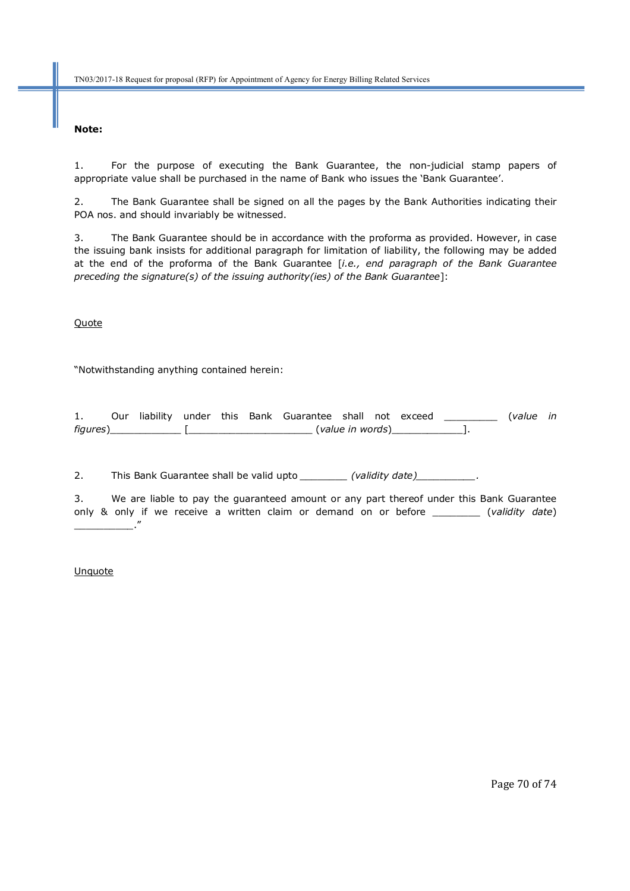**Note:**

1. For the purpose of executing the Bank Guarantee, the non-judicial stamp papers of appropriate value shall be purchased in the name of Bank who issues the 'Bank Guarantee'.

2. The Bank Guarantee shall be signed on all the pages by the Bank Authorities indicating their POA nos. and should invariably be witnessed.

3. The Bank Guarantee should be in accordance with the proforma as provided. However, in case the issuing bank insists for additional paragraph for limitation of liability, the following may be added at the end of the proforma of the Bank Guarantee [*i.e., end paragraph of the Bank Guarantee preceding the signature(s) of the issuing authority(ies) of the Bank Guarantee*]:

<u>Quote</u>

"Notwithstanding anything contained herein:

1. Our liability under this Bank Guarantee shall not exceed _________ (*value in figures*)____________ [_____________________ (*value in words*)____________].

2. This Bank Guarantee shall be valid upto ________ *(validity date)*__________.

3. We are liable to pay the guaranteed amount or any part thereof under this Bank Guarantee only & only if we receive a written claim or demand on or before ________ (*validity date*) __________."

<u>Unquote</u>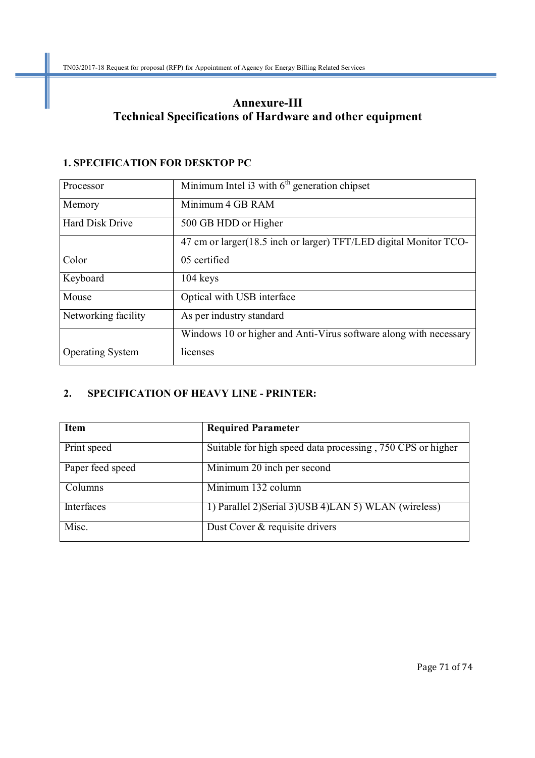# Annexure-III
# Technical Specifications of Hardware and other equipment

### 1. SPECIFICATION FOR DESKTOP PC

| Processor | Minimum Intel i3 with 6th generation chipset |
|---|---|
| Memory | Minimum 4 GB RAM |
| Hard Disk Drive | 500 GB HDD or Higher |
| Color | 47 cm or larger(18.5 inch or larger) TFT/LED digital Monitor TCO-05 certified |
| Keyboard | 104 keys |
| Mouse | Optical with USB interface |
| Networking facility | As per industry standard |
| Operating System | Windows 10 or higher and Anti-Virus software along with necessary licenses |

### 2. SPECIFICATION OF HEAVY LINE - PRINTER:

| Item | Required Parameter |
|---|---|
| Print speed | Suitable for high speed data processing , 750 CPS or higher |
| Paper feed speed | Minimum 20 inch per second |
| Columns | Minimum 132 column |
| Interfaces | 1) Parallel 2)Serial 3)USB 4)LAN 5) WLAN (wireless) |
| Misc. | Dust Cover & requisite drivers |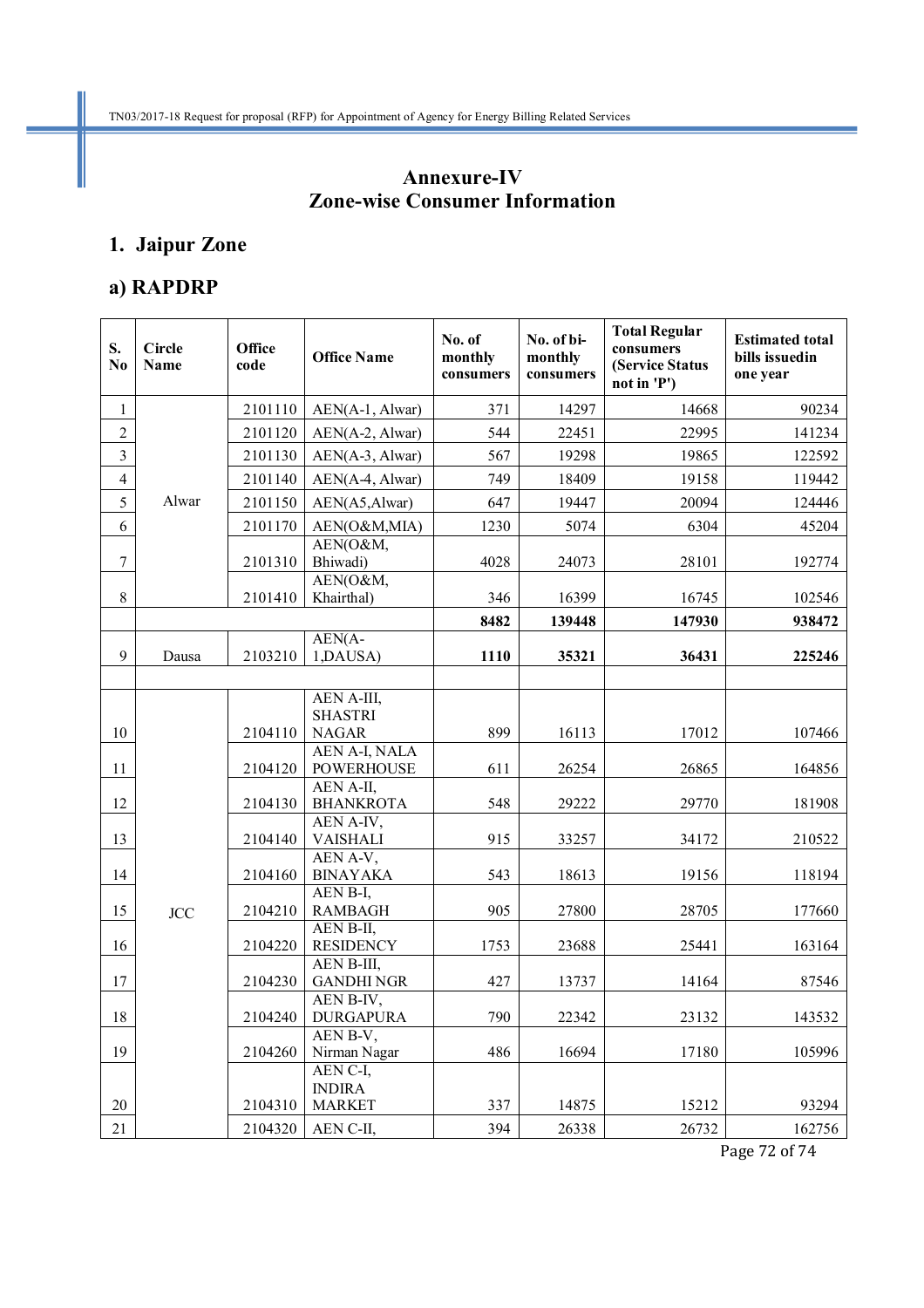# Annexure-IV
# Zone-wise Consumer Information

## 1. Jaipur Zone

## a) RAPDRP

| S. No | Circle Name | Office code | Office Name | No. of monthly consumers | No. of bi-monthly consumers | Total Regular consumers (Service Status not in 'P') | Estimated total bills issuedin one year |
|---|---|---|---|---|---|---|---|
| 1 | Alwar | 2101110 | AEN(A-1, Alwar) | 371 | 14297 | 14668 | 90234 |
| 2 | | 2101120 | AEN(A-2, Alwar) | 544 | 22451 | 22995 | 141234 |
| 3 | | 2101130 | AEN(A-3, Alwar) | 567 | 19298 | 19865 | 122592 |
| 4 | | 2101140 | AEN(A-4, Alwar) | 749 | 18409 | 19158 | 119442 |
| 5 | | 2101150 | AEN(A5,Alwar) | 647 | 19447 | 20094 | 124446 |
| 6 | | 2101170 | AEN(O&M,MIA) | 1230 | 5074 | 6304 | 45204 |
| 7 | | 2101310 | AEN(O&M, Bhiwadi) | 4028 | 24073 | 28101 | 192774 |
| 8 | | 2101410 | AEN(O&M, Khairthal) | 346 | 16399 | 16745 | 102546 |
| | | | | **8482** | **139448** | **147930** | **938472** |
| 9 | Dausa | 2103210 | AEN(A-1,DAUSA) | **1110** | **35321** | **36431** | **225246** |
| | | | | | | | |
| 10 | JCC | 2104110 | AEN A-III, SHASTRI NAGAR | 899 | 16113 | 17012 | 107466 |
| 11 | | 2104120 | AEN A-I, NALA POWERHOUSE | 611 | 26254 | 26865 | 164856 |
| 12 | | 2104130 | AEN A-II, BHANKROTA | 548 | 29222 | 29770 | 181908 |
| 13 | | 2104140 | AEN A-IV, VAISHALI | 915 | 33257 | 34172 | 210522 |
| 14 | | 2104160 | AEN A-V, BINAYAKA | 543 | 18613 | 19156 | 118194 |
| 15 | | 2104210 | AEN B-I, RAMBAGH | 905 | 27800 | 28705 | 177660 |
| 16 | | 2104220 | AEN B-II, RESIDENCY | 1753 | 23688 | 25441 | 163164 |
| 17 | | 2104230 | AEN B-III, GANDHI NGR | 427 | 13737 | 14164 | 87546 |
| 18 | | 2104240 | AEN B-IV, DURGAPURA | 790 | 22342 | 23132 | 143532 |
| 19 | | 2104260 | AEN B-V, Nirman Nagar | 486 | 16694 | 17180 | 105996 |
| 20 | | 2104310 | AEN C-I, INDIRA MARKET | 337 | 14875 | 15212 | 93294 |
| 21 | | 2104320 | AEN C-II, | 394 | 26338 | 26732 | 162756 |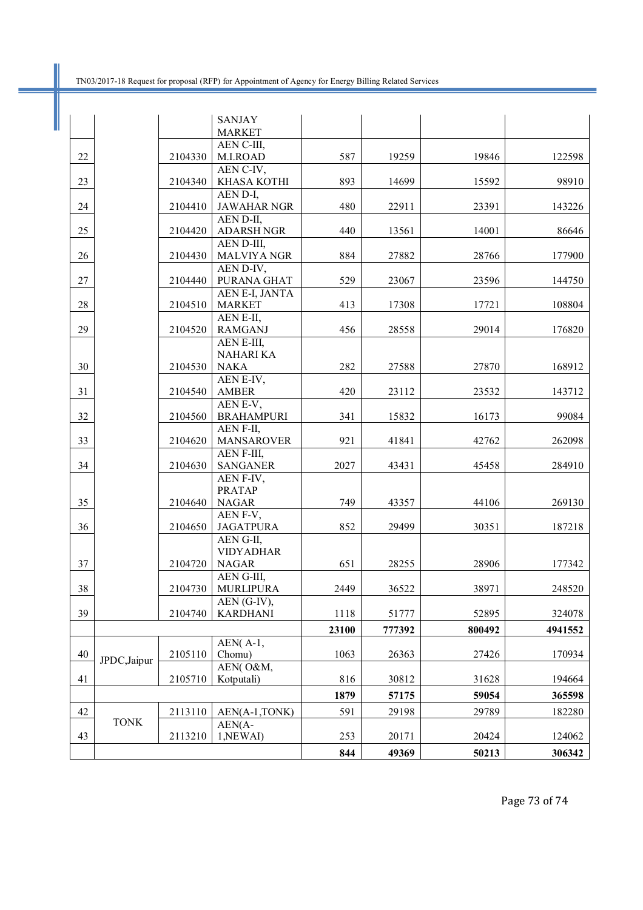|  |  |  | SANJAY MARKET |  |  |  |  |
|---|---|---|---|---|---|---|---|
| 22 |  | 2104330 | AEN C-III, M.I.ROAD | 587 | 19259 | 19846 | 122598 |
| 23 |  | 2104340 | AEN C-IV, KHASA KOTHI | 893 | 14699 | 15592 | 98910 |
| 24 |  | 2104410 | AEN D-I, JAWAHAR NGR | 480 | 22911 | 23391 | 143226 |
| 25 |  | 2104420 | AEN D-II, ADARSH NGR | 440 | 13561 | 14001 | 86646 |
| 26 |  | 2104430 | AEN D-III, MALVIYA NGR | 884 | 27882 | 28766 | 177900 |
| 27 |  | 2104440 | AEN D-IV, PURANA GHAT | 529 | 23067 | 23596 | 144750 |
| 28 |  | 2104510 | AEN E-I, JANTA MARKET | 413 | 17308 | 17721 | 108804 |
| 29 |  | 2104520 | AEN E-II, RAMGANJ | 456 | 28558 | 29014 | 176820 |
| 30 |  | 2104530 | AEN E-III, NAHARI KA NAKA | 282 | 27588 | 27870 | 168912 |
| 31 |  | 2104540 | AEN E-IV, AMBER | 420 | 23112 | 23532 | 143712 |
| 32 |  | 2104560 | AEN E-V, BRAHAMPURI | 341 | 15832 | 16173 | 99084 |
| 33 |  | 2104620 | AEN F-II, MANSAROVER | 921 | 41841 | 42762 | 262098 |
| 34 |  | 2104630 | AEN F-III, SANGANER | 2027 | 43431 | 45458 | 284910 |
| 35 |  | 2104640 | AEN F-IV, PRATAP NAGAR | 749 | 43357 | 44106 | 269130 |
| 36 |  | 2104650 | AEN F-V, JAGATPURA | 852 | 29499 | 30351 | 187218 |
| 37 |  | 2104720 | AEN G-II, VIDYADHAR NAGAR | 651 | 28255 | 28906 | 177342 |
| 38 |  | 2104730 | AEN G-III, MURLIPURA | 2449 | 36522 | 38971 | 248520 |
| 39 |  | 2104740 | AEN (G-IV), KARDHANI | 1118 | 51777 | 52895 | 324078 |
|  |  |  |  | **23100** | **777392** | **800492** | **4941552** |
| 40 | JPDC,Jaipur | 2105110 | AEN( A-1, Chomu) | 1063 | 26363 | 27426 | 170934 |
| 41 |  | 2105710 | AEN( O&M, Kotputali) | 816 | 30812 | 31628 | 194664 |
|  |  |  |  | **1879** | **57175** | **59054** | **365598** |
| 42 | TONK | 2113110 | AEN(A-1,TONK) | 591 | 29198 | 29789 | 182280 |
| 43 |  | 2113210 | AEN(A-1,NEWAI) | 253 | 20171 | 20424 | 124062 |
|  |  |  |  | **844** | **49369** | **50213** | **306342** |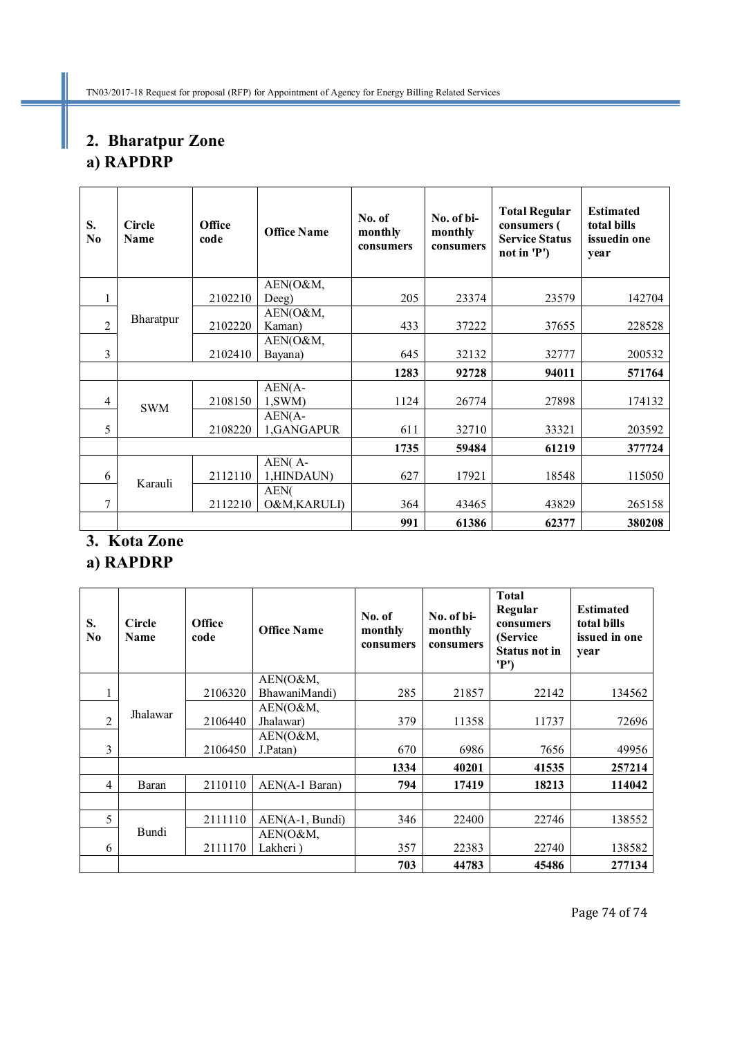## 2. Bharatpur Zone

### a) RAPDRP

| S. No | Circle Name | Office code | Office Name | No. of monthly consumers | No. of bi-monthly consumers | Total Regular consumers ( Service Status not in 'P') | Estimated total bills issuedin one year |
|---|---|---|---|---|---|---|---|
| 1 | Bharatpur | 2102210 | AEN(O&M, Deeg) | 205 | 23374 | 23579 | 142704 |
| 2 | | 2102220 | AEN(O&M, Kaman) | 433 | 37222 | 37655 | 228528 |
| 3 | | 2102410 | AEN(O&M, Bayana) | 645 | 32132 | 32777 | 200532 |
| | | | | **1283** | **92728** | **94011** | **571764** |
| 4 | SWM | 2108150 | AEN(A-1,SWM) | 1124 | 26774 | 27898 | 174132 |
| 5 | | 2108220 | AEN(A-1,GANGAPUR | 611 | 32710 | 33321 | 203592 |
| | | | | **1735** | **59484** | **61219** | **377724** |
| 6 | Karauli | 2112110 | AEN( A-1,HINDAUN) | 627 | 17921 | 18548 | 115050 |
| 7 | | 2112210 | AEN( O&M,KARULI) | 364 | 43465 | 43829 | 265158 |
| | | | | **991** | **61386** | **62377** | **380208** |

## 3. Kota Zone

### a) RAPDRP

| S. No | Circle Name | Office code | Office Name | No. of monthly consumers | No. of bi-monthly consumers | Total Regular consumers (Service Status not in 'P') | Estimated total bills issued in one year |
|---|---|---|---|---|---|---|---|
| 1 | Jhalawar | 2106320 | AEN(O&M, BhawaniMandi) | 285 | 21857 | 22142 | 134562 |
| 2 | | 2106440 | AEN(O&M, Jhalawar) | 379 | 11358 | 11737 | 72696 |
| 3 | | 2106450 | AEN(O&M, J.Patan) | 670 | 6986 | 7656 | 49956 |
| | | | | **1334** | **40201** | **41535** | **257214** |
| 4 | Baran | 2110110 | AEN(A-1 Baran) | **794** | **17419** | **18213** | **114042** |
| | | | | | | | |
| 5 | Bundi | 2111110 | AEN(A-1, Bundi) | 346 | 22400 | 22746 | 138552 |
| 6 | | 2111170 | AEN(O&M, Lakheri ) | 357 | 22383 | 22740 | 138582 |
| | | | | **703** | **44783** | **45486** | **277134** |